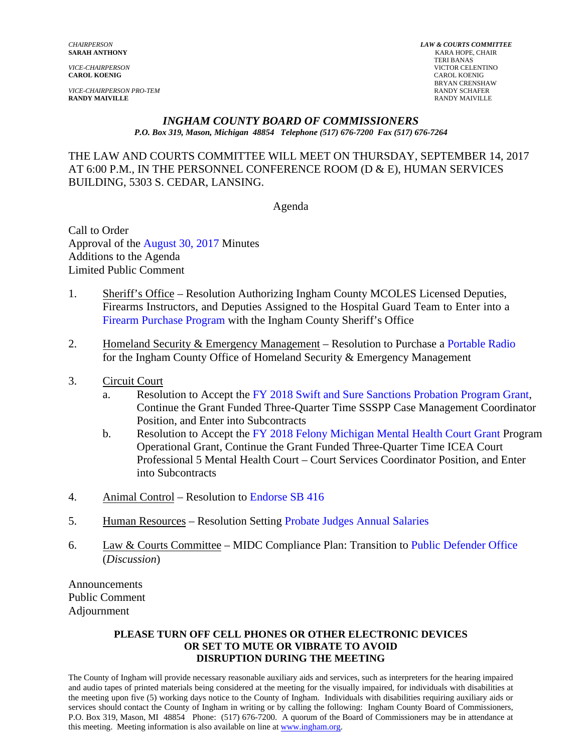*CHAIRPERSON*
**SARAH ANTHONY**

*VICE-CHAIRPERSON*
**CAROL KOENIG**

*VICE-CHAIRPERSON PRO-TEM*
**RANDY MAIVILLE**

***LAW & COURTS COMMITTEE***
KARA HOPE, CHAIR
TERI BANAS
VICTOR CELENTINO
CAROL KOENIG
BRYAN CRENSHAW
RANDY SCHAFER
RANDY MAIVILLE

## *INGHAM COUNTY BOARD OF COMMISSIONERS*

*P.O. Box 319, Mason, Michigan 48854 Telephone (517) 676-7200 Fax (517) 676-7264*

THE LAW AND COURTS COMMITTEE WILL MEET ON THURSDAY, SEPTEMBER 14, 2017 AT 6:00 P.M., IN THE PERSONNEL CONFERENCE ROOM (D & E), HUMAN SERVICES BUILDING, 5303 S. CEDAR, LANSING.

Agenda

Call to Order
Approval of the August 30, 2017 Minutes
Additions to the Agenda
Limited Public Comment

1. Sheriff's Office – Resolution Authorizing Ingham County MCOLES Licensed Deputies, Firearms Instructors, and Deputies Assigned to the Hospital Guard Team to Enter into a Firearm Purchase Program with the Ingham County Sheriff's Office

2. Homeland Security & Emergency Management – Resolution to Purchase a Portable Radio for the Ingham County Office of Homeland Security & Emergency Management

3. Circuit Court
   a. Resolution to Accept the FY 2018 Swift and Sure Sanctions Probation Program Grant, Continue the Grant Funded Three-Quarter Time SSSPP Case Management Coordinator Position, and Enter into Subcontracts
   b. Resolution to Accept the FY 2018 Felony Michigan Mental Health Court Grant Program Operational Grant, Continue the Grant Funded Three-Quarter Time ICEA Court Professional 5 Mental Health Court – Court Services Coordinator Position, and Enter into Subcontracts

4. Animal Control – Resolution to Endorse SB 416

5. Human Resources – Resolution Setting Probate Judges Annual Salaries

6. Law & Courts Committee – MIDC Compliance Plan: Transition to Public Defender Office (*Discussion*)

Announcements
Public Comment
Adjournment

**PLEASE TURN OFF CELL PHONES OR OTHER ELECTRONIC DEVICES OR SET TO MUTE OR VIBRATE TO AVOID DISRUPTION DURING THE MEETING**

The County of Ingham will provide necessary reasonable auxiliary aids and services, such as interpreters for the hearing impaired and audio tapes of printed materials being considered at the meeting for the visually impaired, for individuals with disabilities at the meeting upon five (5) working days notice to the County of Ingham. Individuals with disabilities requiring auxiliary aids or services should contact the County of Ingham in writing or by calling the following: Ingham County Board of Commissioners, P.O. Box 319, Mason, MI 48854 Phone: (517) 676-7200. A quorum of the Board of Commissioners may be in attendance at this meeting. Meeting information is also available on line at www.ingham.org.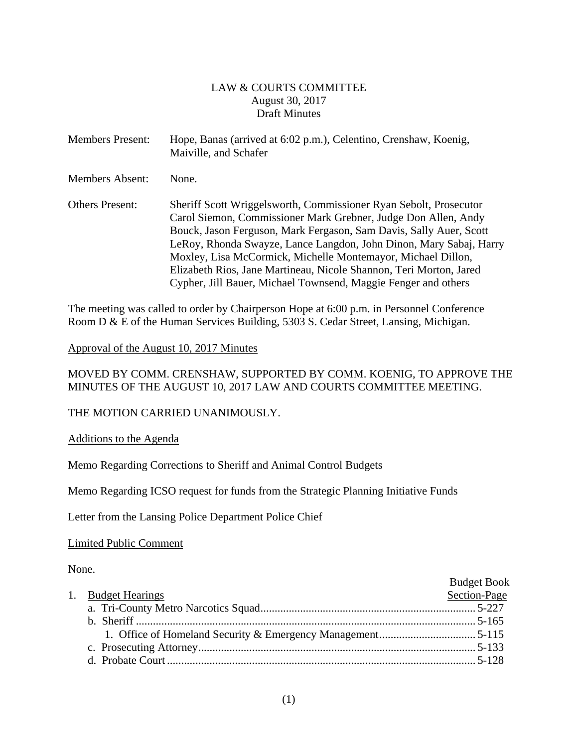LAW & COURTS COMMITTEE
August 30, 2017
Draft Minutes

Members Present: Hope, Banas (arrived at 6:02 p.m.), Celentino, Crenshaw, Koenig, Maiville, and Schafer

Members Absent: None.

Others Present: Sheriff Scott Wriggelsworth, Commissioner Ryan Sebolt, Prosecutor Carol Siemon, Commissioner Mark Grebner, Judge Don Allen, Andy Bouck, Jason Ferguson, Mark Fergason, Sam Davis, Sally Auer, Scott LeRoy, Rhonda Swayze, Lance Langdon, John Dinon, Mary Sabaj, Harry Moxley, Lisa McCormick, Michelle Montemayor, Michael Dillon, Elizabeth Rios, Jane Martineau, Nicole Shannon, Teri Morton, Jared Cypher, Jill Bauer, Michael Townsend, Maggie Fenger and others

The meeting was called to order by Chairperson Hope at 6:00 p.m. in Personnel Conference Room D & E of the Human Services Building, 5303 S. Cedar Street, Lansing, Michigan.

Approval of the August 10, 2017 Minutes

MOVED BY COMM. CRENSHAW, SUPPORTED BY COMM. KOENIG, TO APPROVE THE MINUTES OF THE AUGUST 10, 2017 LAW AND COURTS COMMITTEE MEETING.

THE MOTION CARRIED UNANIMOUSLY.

Additions to the Agenda

Memo Regarding Corrections to Sheriff and Animal Control Budgets

Memo Regarding ICSO request for funds from the Strategic Planning Initiative Funds

Letter from the Lansing Police Department Police Chief

Limited Public Comment

None.

| 1. Budget Hearings | Budget Book Section-Page |
|---|---|
| a. Tri-County Metro Narcotics Squad | 5-227 |
| b. Sheriff | 5-165 |
| 1. Office of Homeland Security & Emergency Management | 5-115 |
| c. Prosecuting Attorney | 5-133 |
| d. Probate Court | 5-128 |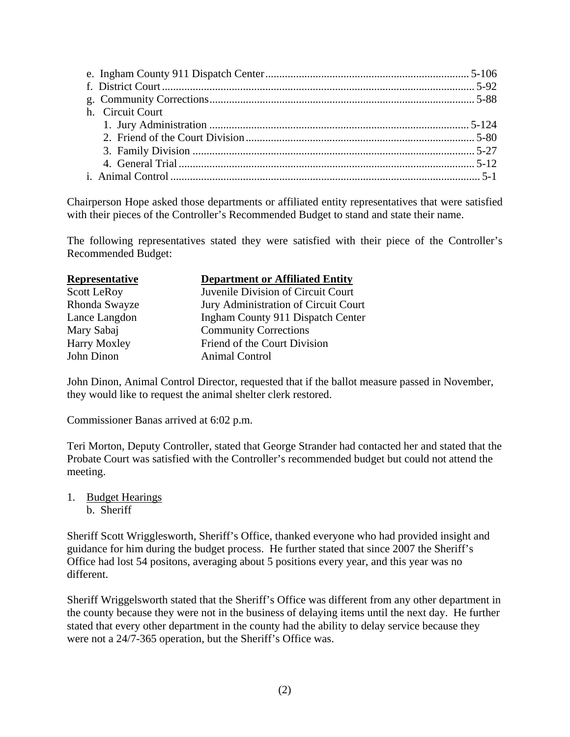e. Ingham County 911 Dispatch Center........................................................................5-106
f. District Court................................................................................................................5-92
g. Community Corrections...............................................................................................5-88
h. Circuit Court
   1. Jury Administration ............................................................................................5-124
   2. Friend of the Court Division.................................................................................5-80
   3. Family Division .....................................................................................................5-27
   4. General Trial..........................................................................................................5-12
i. Animal Control...............................................................................................................5-1

Chairperson Hope asked those departments or affiliated entity representatives that were satisfied with their pieces of the Controller's Recommended Budget to stand and state their name.

The following representatives stated they were satisfied with their piece of the Controller's Recommended Budget:

| Representative | Department or Affiliated Entity |
|---|---|
| Scott LeRoy | Juvenile Division of Circuit Court |
| Rhonda Swayze | Jury Administration of Circuit Court |
| Lance Langdon | Ingham County 911 Dispatch Center |
| Mary Sabaj | Community Corrections |
| Harry Moxley | Friend of the Court Division |
| John Dinon | Animal Control |

John Dinon, Animal Control Director, requested that if the ballot measure passed in November, they would like to request the animal shelter clerk restored.

Commissioner Banas arrived at 6:02 p.m.

Teri Morton, Deputy Controller, stated that George Strander had contacted her and stated that the Probate Court was satisfied with the Controller's recommended budget but could not attend the meeting.

1. Budget Hearings
   b. Sheriff

Sheriff Scott Wrigglesworth, Sheriff's Office, thanked everyone who had provided insight and guidance for him during the budget process. He further stated that since 2007 the Sheriff's Office had lost 54 positons, averaging about 5 positions every year, and this year was no different.

Sheriff Wriggelsworth stated that the Sheriff's Office was different from any other department in the county because they were not in the business of delaying items until the next day. He further stated that every other department in the county had the ability to delay service because they were not a 24/7-365 operation, but the Sheriff's Office was.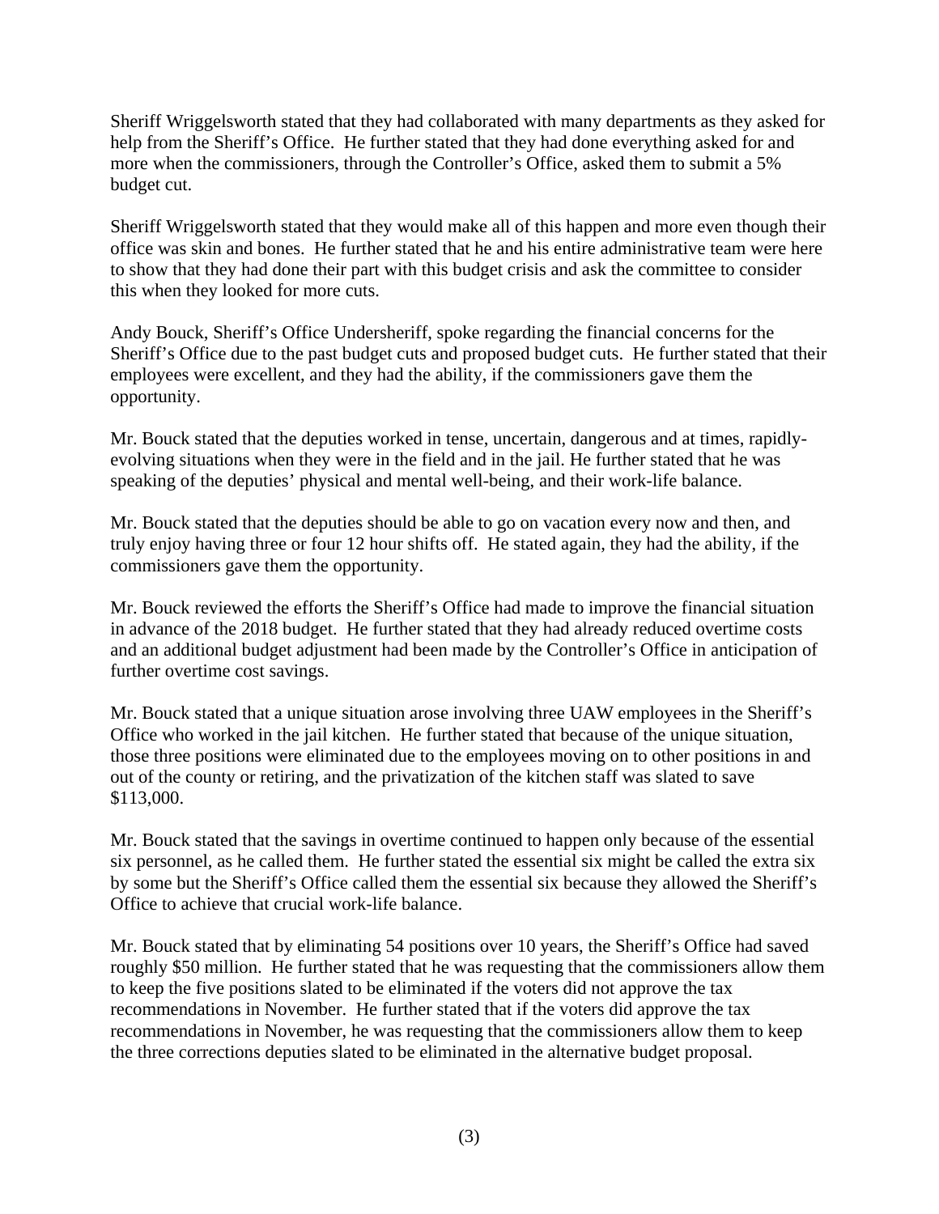Sheriff Wriggelsworth stated that they had collaborated with many departments as they asked for help from the Sheriff's Office. He further stated that they had done everything asked for and more when the commissioners, through the Controller's Office, asked them to submit a 5% budget cut.

Sheriff Wriggelsworth stated that they would make all of this happen and more even though their office was skin and bones. He further stated that he and his entire administrative team were here to show that they had done their part with this budget crisis and ask the committee to consider this when they looked for more cuts.

Andy Bouck, Sheriff's Office Undersheriff, spoke regarding the financial concerns for the Sheriff's Office due to the past budget cuts and proposed budget cuts. He further stated that their employees were excellent, and they had the ability, if the commissioners gave them the opportunity.

Mr. Bouck stated that the deputies worked in tense, uncertain, dangerous and at times, rapidly-evolving situations when they were in the field and in the jail. He further stated that he was speaking of the deputies' physical and mental well-being, and their work-life balance.

Mr. Bouck stated that the deputies should be able to go on vacation every now and then, and truly enjoy having three or four 12 hour shifts off. He stated again, they had the ability, if the commissioners gave them the opportunity.

Mr. Bouck reviewed the efforts the Sheriff's Office had made to improve the financial situation in advance of the 2018 budget. He further stated that they had already reduced overtime costs and an additional budget adjustment had been made by the Controller's Office in anticipation of further overtime cost savings.

Mr. Bouck stated that a unique situation arose involving three UAW employees in the Sheriff's Office who worked in the jail kitchen. He further stated that because of the unique situation, those three positions were eliminated due to the employees moving on to other positions in and out of the county or retiring, and the privatization of the kitchen staff was slated to save $113,000.

Mr. Bouck stated that the savings in overtime continued to happen only because of the essential six personnel, as he called them. He further stated the essential six might be called the extra six by some but the Sheriff's Office called them the essential six because they allowed the Sheriff's Office to achieve that crucial work-life balance.

Mr. Bouck stated that by eliminating 54 positions over 10 years, the Sheriff's Office had saved roughly $50 million. He further stated that he was requesting that the commissioners allow them to keep the five positions slated to be eliminated if the voters did not approve the tax recommendations in November. He further stated that if the voters did approve the tax recommendations in November, he was requesting that the commissioners allow them to keep the three corrections deputies slated to be eliminated in the alternative budget proposal.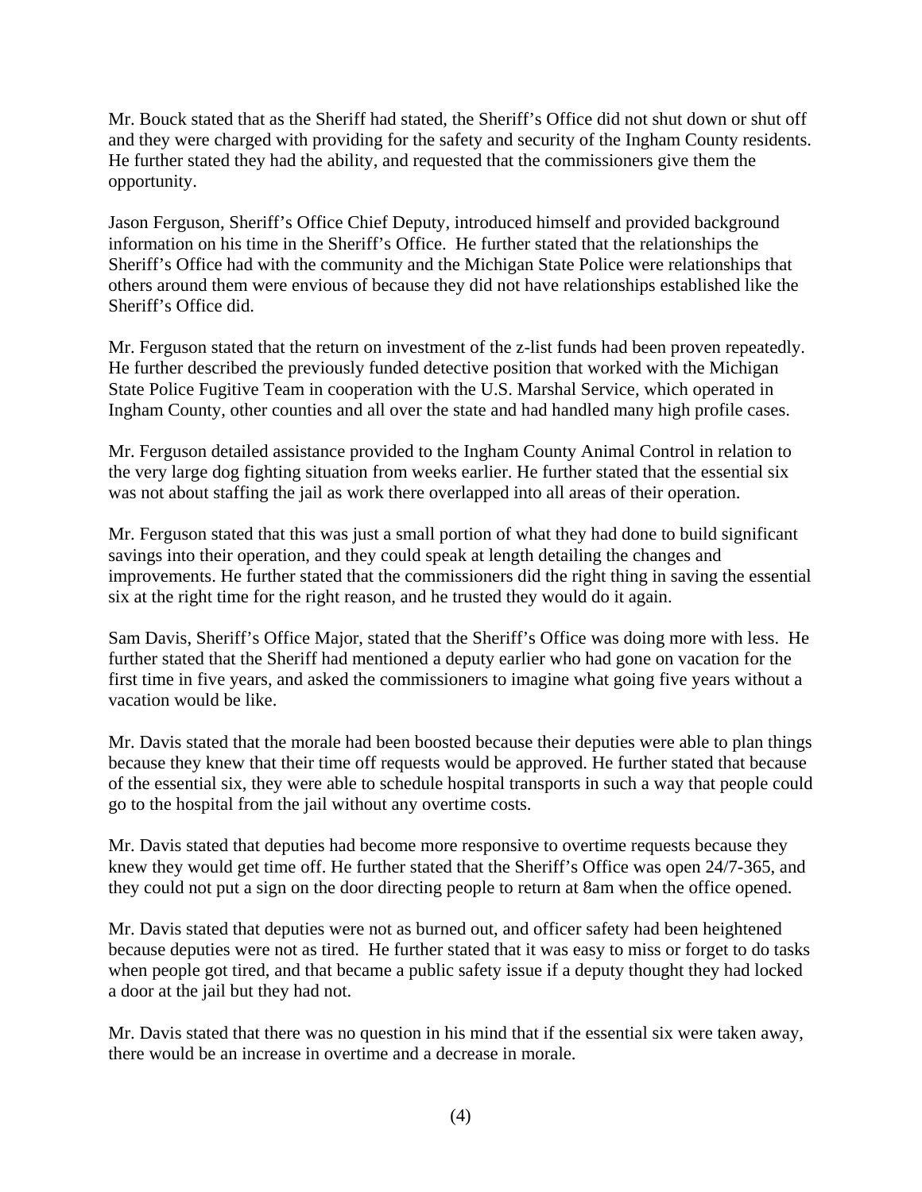Mr. Bouck stated that as the Sheriff had stated, the Sheriff's Office did not shut down or shut off and they were charged with providing for the safety and security of the Ingham County residents. He further stated they had the ability, and requested that the commissioners give them the opportunity.

Jason Ferguson, Sheriff's Office Chief Deputy, introduced himself and provided background information on his time in the Sheriff's Office. He further stated that the relationships the Sheriff's Office had with the community and the Michigan State Police were relationships that others around them were envious of because they did not have relationships established like the Sheriff's Office did.

Mr. Ferguson stated that the return on investment of the z-list funds had been proven repeatedly. He further described the previously funded detective position that worked with the Michigan State Police Fugitive Team in cooperation with the U.S. Marshal Service, which operated in Ingham County, other counties and all over the state and had handled many high profile cases.

Mr. Ferguson detailed assistance provided to the Ingham County Animal Control in relation to the very large dog fighting situation from weeks earlier. He further stated that the essential six was not about staffing the jail as work there overlapped into all areas of their operation.

Mr. Ferguson stated that this was just a small portion of what they had done to build significant savings into their operation, and they could speak at length detailing the changes and improvements. He further stated that the commissioners did the right thing in saving the essential six at the right time for the right reason, and he trusted they would do it again.

Sam Davis, Sheriff's Office Major, stated that the Sheriff's Office was doing more with less. He further stated that the Sheriff had mentioned a deputy earlier who had gone on vacation for the first time in five years, and asked the commissioners to imagine what going five years without a vacation would be like.

Mr. Davis stated that the morale had been boosted because their deputies were able to plan things because they knew that their time off requests would be approved. He further stated that because of the essential six, they were able to schedule hospital transports in such a way that people could go to the hospital from the jail without any overtime costs.

Mr. Davis stated that deputies had become more responsive to overtime requests because they knew they would get time off. He further stated that the Sheriff's Office was open 24/7-365, and they could not put a sign on the door directing people to return at 8am when the office opened.

Mr. Davis stated that deputies were not as burned out, and officer safety had been heightened because deputies were not as tired. He further stated that it was easy to miss or forget to do tasks when people got tired, and that became a public safety issue if a deputy thought they had locked a door at the jail but they had not.

Mr. Davis stated that there was no question in his mind that if the essential six were taken away, there would be an increase in overtime and a decrease in morale.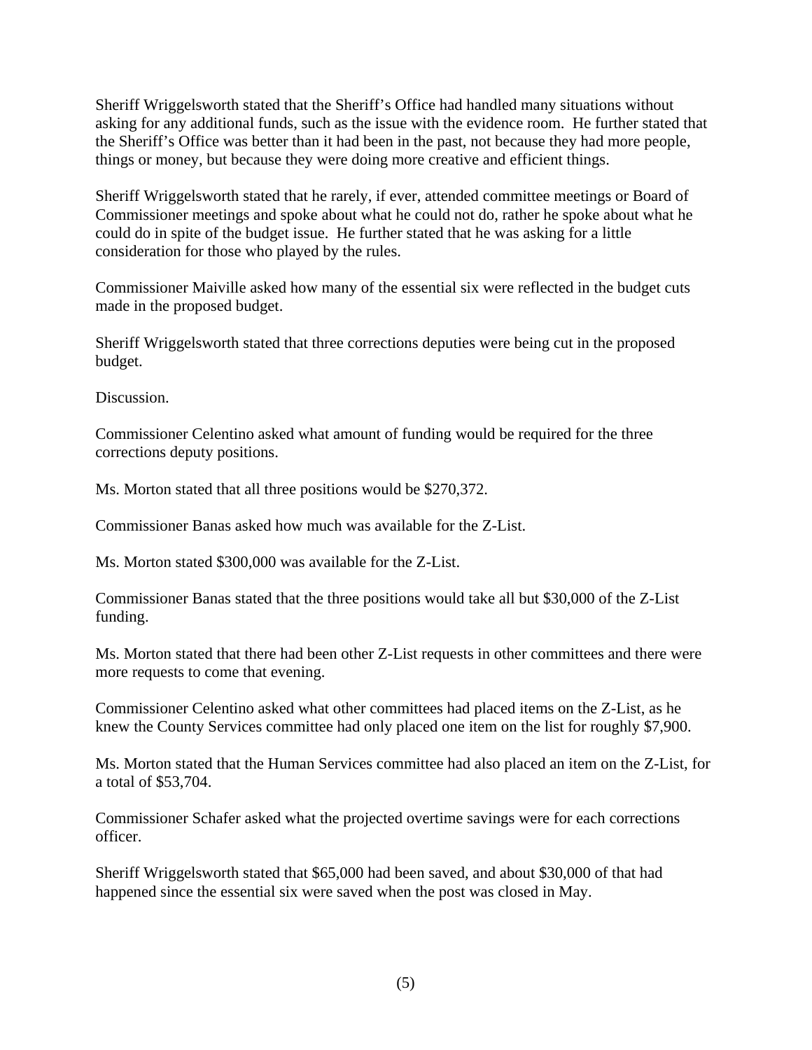Sheriff Wriggelsworth stated that the Sheriff's Office had handled many situations without asking for any additional funds, such as the issue with the evidence room. He further stated that the Sheriff's Office was better than it had been in the past, not because they had more people, things or money, but because they were doing more creative and efficient things.

Sheriff Wriggelsworth stated that he rarely, if ever, attended committee meetings or Board of Commissioner meetings and spoke about what he could not do, rather he spoke about what he could do in spite of the budget issue. He further stated that he was asking for a little consideration for those who played by the rules.

Commissioner Maiville asked how many of the essential six were reflected in the budget cuts made in the proposed budget.

Sheriff Wriggelsworth stated that three corrections deputies were being cut in the proposed budget.

Discussion.

Commissioner Celentino asked what amount of funding would be required for the three corrections deputy positions.

Ms. Morton stated that all three positions would be $270,372.

Commissioner Banas asked how much was available for the Z-List.

Ms. Morton stated $300,000 was available for the Z-List.

Commissioner Banas stated that the three positions would take all but $30,000 of the Z-List funding.

Ms. Morton stated that there had been other Z-List requests in other committees and there were more requests to come that evening.

Commissioner Celentino asked what other committees had placed items on the Z-List, as he knew the County Services committee had only placed one item on the list for roughly $7,900.

Ms. Morton stated that the Human Services committee had also placed an item on the Z-List, for a total of $53,704.

Commissioner Schafer asked what the projected overtime savings were for each corrections officer.

Sheriff Wriggelsworth stated that $65,000 had been saved, and about $30,000 of that had happened since the essential six were saved when the post was closed in May.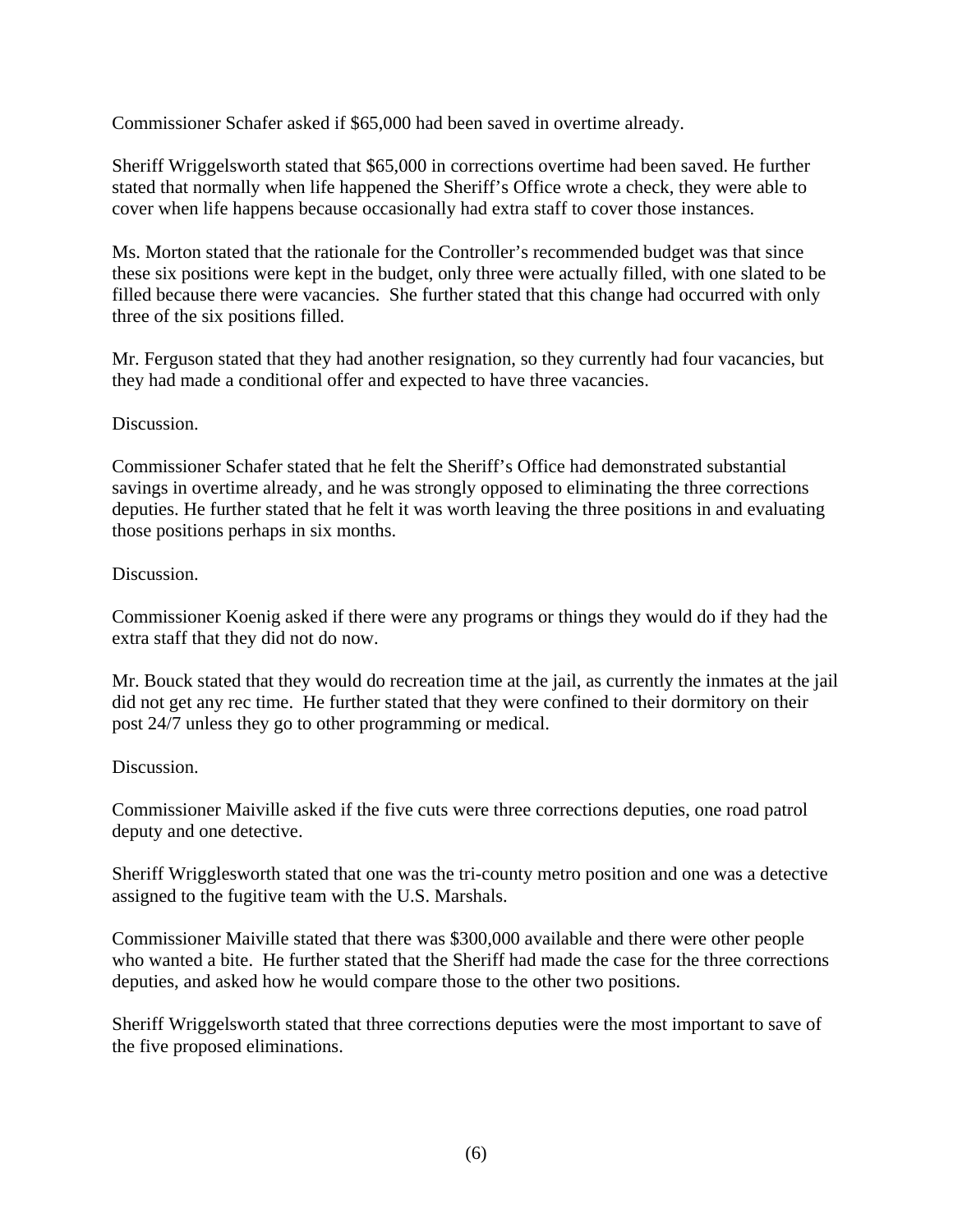Commissioner Schafer asked if $65,000 had been saved in overtime already.

Sheriff Wriggelsworth stated that $65,000 in corrections overtime had been saved. He further stated that normally when life happened the Sheriff's Office wrote a check, they were able to cover when life happens because occasionally had extra staff to cover those instances.

Ms. Morton stated that the rationale for the Controller's recommended budget was that since these six positions were kept in the budget, only three were actually filled, with one slated to be filled because there were vacancies. She further stated that this change had occurred with only three of the six positions filled.

Mr. Ferguson stated that they had another resignation, so they currently had four vacancies, but they had made a conditional offer and expected to have three vacancies.

Discussion.

Commissioner Schafer stated that he felt the Sheriff's Office had demonstrated substantial savings in overtime already, and he was strongly opposed to eliminating the three corrections deputies. He further stated that he felt it was worth leaving the three positions in and evaluating those positions perhaps in six months.

Discussion.

Commissioner Koenig asked if there were any programs or things they would do if they had the extra staff that they did not do now.

Mr. Bouck stated that they would do recreation time at the jail, as currently the inmates at the jail did not get any rec time. He further stated that they were confined to their dormitory on their post 24/7 unless they go to other programming or medical.

Discussion.

Commissioner Maiville asked if the five cuts were three corrections deputies, one road patrol deputy and one detective.

Sheriff Wrigglesworth stated that one was the tri-county metro position and one was a detective assigned to the fugitive team with the U.S. Marshals.

Commissioner Maiville stated that there was $300,000 available and there were other people who wanted a bite. He further stated that the Sheriff had made the case for the three corrections deputies, and asked how he would compare those to the other two positions.

Sheriff Wriggelsworth stated that three corrections deputies were the most important to save of the five proposed eliminations.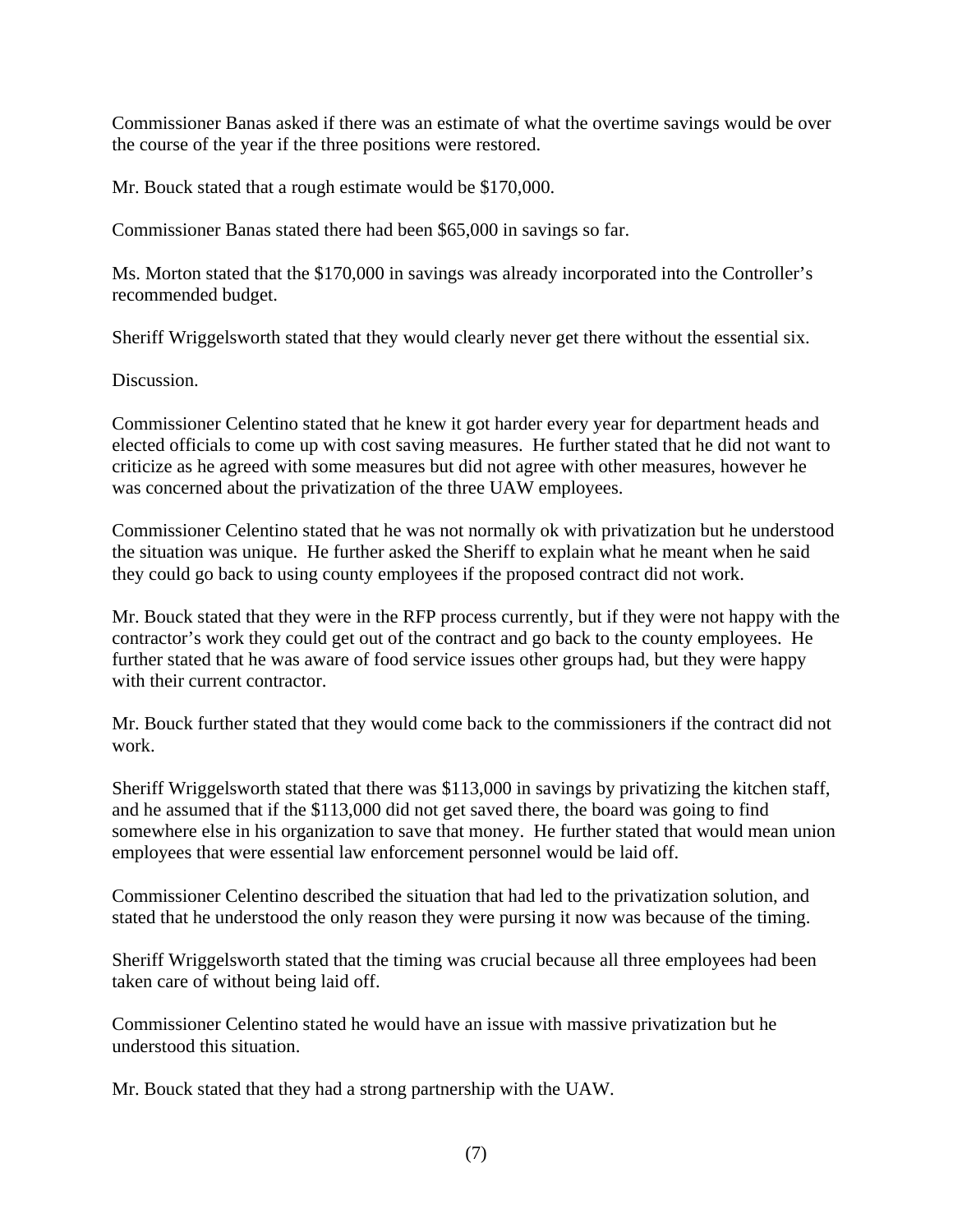Commissioner Banas asked if there was an estimate of what the overtime savings would be over the course of the year if the three positions were restored.

Mr. Bouck stated that a rough estimate would be $170,000.

Commissioner Banas stated there had been $65,000 in savings so far.

Ms. Morton stated that the $170,000 in savings was already incorporated into the Controller's recommended budget.

Sheriff Wriggelsworth stated that they would clearly never get there without the essential six.

Discussion.

Commissioner Celentino stated that he knew it got harder every year for department heads and elected officials to come up with cost saving measures. He further stated that he did not want to criticize as he agreed with some measures but did not agree with other measures, however he was concerned about the privatization of the three UAW employees.

Commissioner Celentino stated that he was not normally ok with privatization but he understood the situation was unique. He further asked the Sheriff to explain what he meant when he said they could go back to using county employees if the proposed contract did not work.

Mr. Bouck stated that they were in the RFP process currently, but if they were not happy with the contractor's work they could get out of the contract and go back to the county employees. He further stated that he was aware of food service issues other groups had, but they were happy with their current contractor.

Mr. Bouck further stated that they would come back to the commissioners if the contract did not work.

Sheriff Wriggelsworth stated that there was $113,000 in savings by privatizing the kitchen staff, and he assumed that if the $113,000 did not get saved there, the board was going to find somewhere else in his organization to save that money. He further stated that would mean union employees that were essential law enforcement personnel would be laid off.

Commissioner Celentino described the situation that had led to the privatization solution, and stated that he understood the only reason they were pursing it now was because of the timing.

Sheriff Wriggelsworth stated that the timing was crucial because all three employees had been taken care of without being laid off.

Commissioner Celentino stated he would have an issue with massive privatization but he understood this situation.

Mr. Bouck stated that they had a strong partnership with the UAW.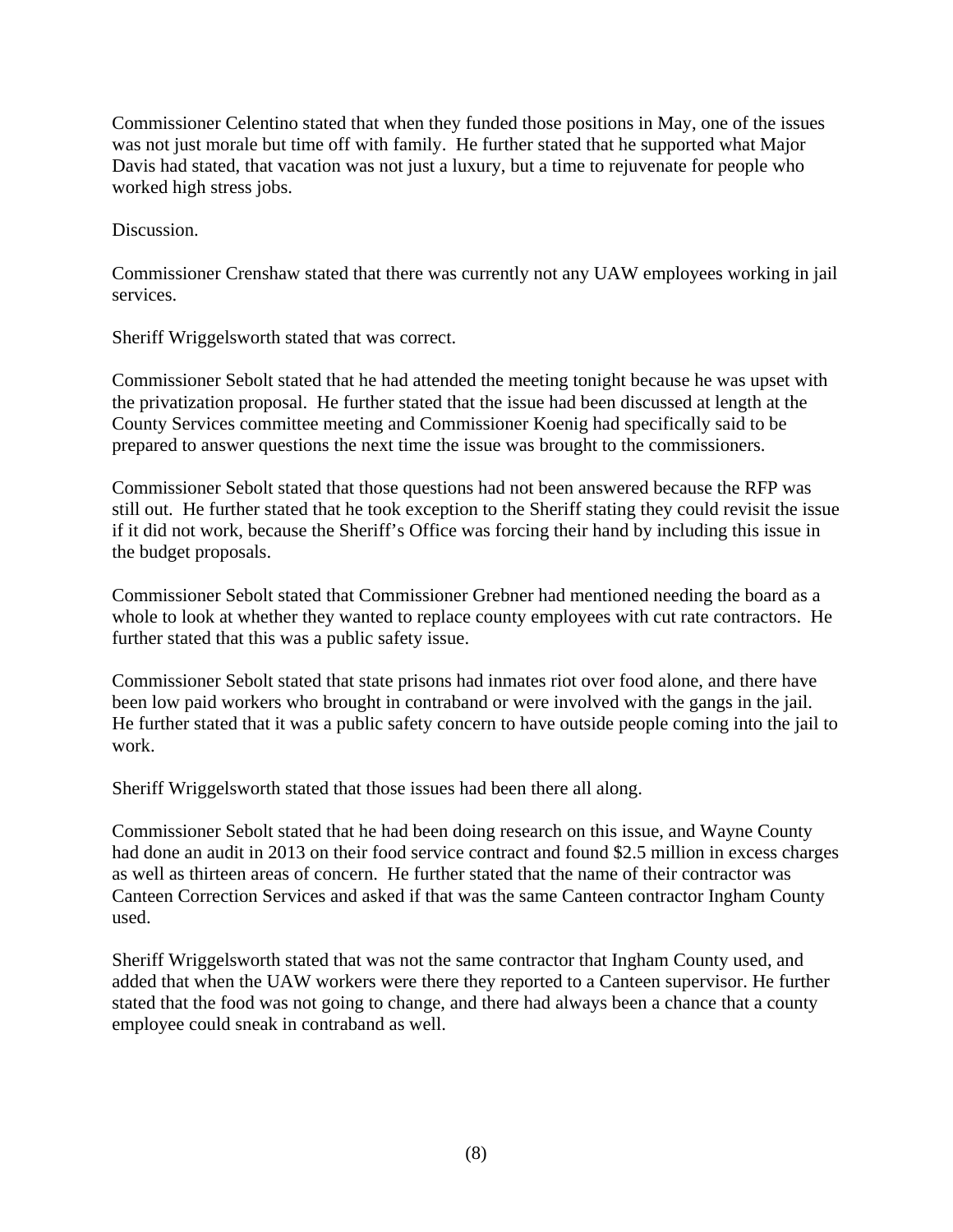Commissioner Celentino stated that when they funded those positions in May, one of the issues was not just morale but time off with family. He further stated that he supported what Major Davis had stated, that vacation was not just a luxury, but a time to rejuvenate for people who worked high stress jobs.

Discussion.

Commissioner Crenshaw stated that there was currently not any UAW employees working in jail services.

Sheriff Wriggelsworth stated that was correct.

Commissioner Sebolt stated that he had attended the meeting tonight because he was upset with the privatization proposal. He further stated that the issue had been discussed at length at the County Services committee meeting and Commissioner Koenig had specifically said to be prepared to answer questions the next time the issue was brought to the commissioners.

Commissioner Sebolt stated that those questions had not been answered because the RFP was still out. He further stated that he took exception to the Sheriff stating they could revisit the issue if it did not work, because the Sheriff's Office was forcing their hand by including this issue in the budget proposals.

Commissioner Sebolt stated that Commissioner Grebner had mentioned needing the board as a whole to look at whether they wanted to replace county employees with cut rate contractors. He further stated that this was a public safety issue.

Commissioner Sebolt stated that state prisons had inmates riot over food alone, and there have been low paid workers who brought in contraband or were involved with the gangs in the jail. He further stated that it was a public safety concern to have outside people coming into the jail to work.

Sheriff Wriggelsworth stated that those issues had been there all along.

Commissioner Sebolt stated that he had been doing research on this issue, and Wayne County had done an audit in 2013 on their food service contract and found $2.5 million in excess charges as well as thirteen areas of concern. He further stated that the name of their contractor was Canteen Correction Services and asked if that was the same Canteen contractor Ingham County used.

Sheriff Wriggelsworth stated that was not the same contractor that Ingham County used, and added that when the UAW workers were there they reported to a Canteen supervisor. He further stated that the food was not going to change, and there had always been a chance that a county employee could sneak in contraband as well.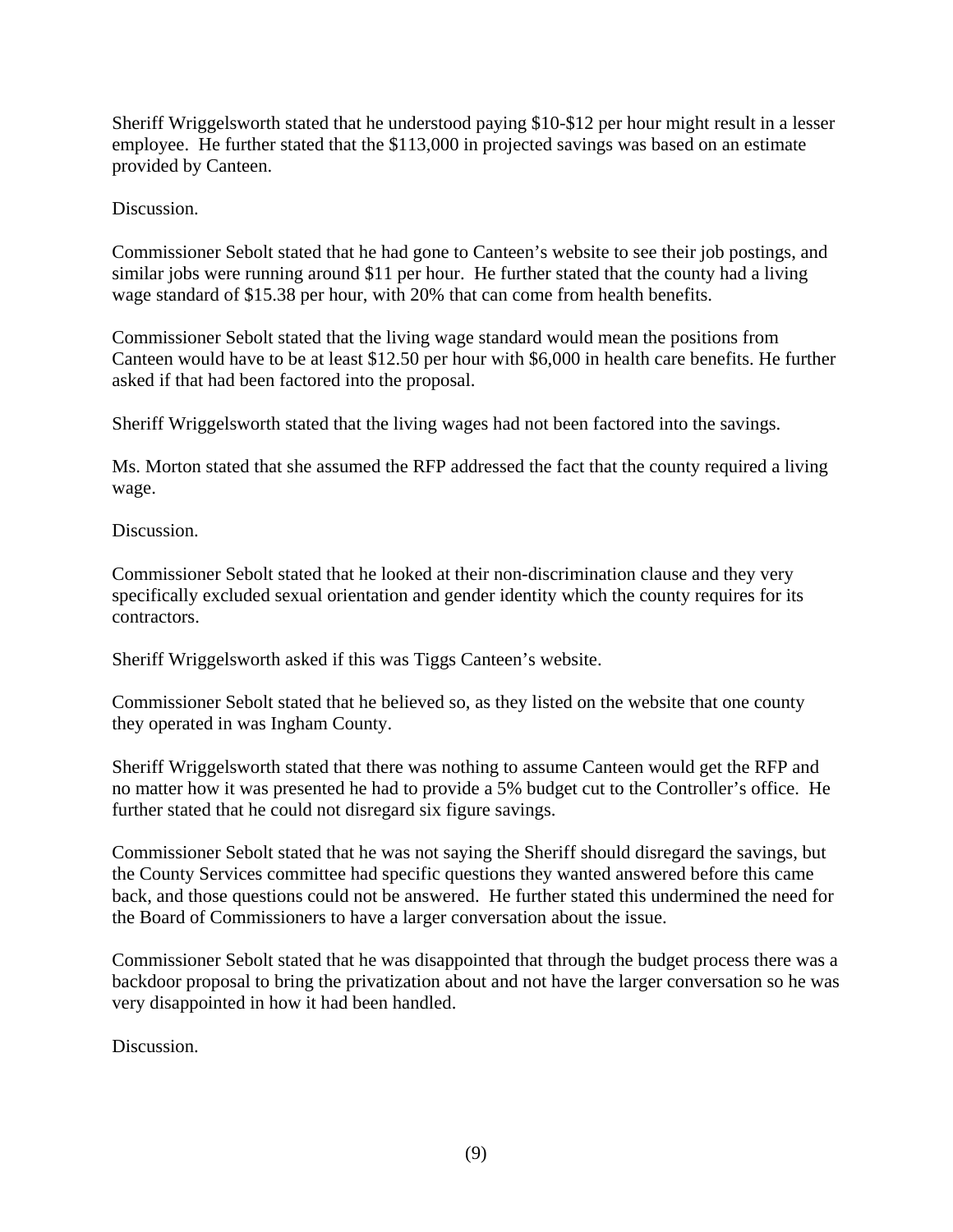Sheriff Wriggelsworth stated that he understood paying $10-$12 per hour might result in a lesser employee. He further stated that the $113,000 in projected savings was based on an estimate provided by Canteen.

Discussion.

Commissioner Sebolt stated that he had gone to Canteen's website to see their job postings, and similar jobs were running around $11 per hour. He further stated that the county had a living wage standard of $15.38 per hour, with 20% that can come from health benefits.

Commissioner Sebolt stated that the living wage standard would mean the positions from Canteen would have to be at least $12.50 per hour with $6,000 in health care benefits. He further asked if that had been factored into the proposal.

Sheriff Wriggelsworth stated that the living wages had not been factored into the savings.

Ms. Morton stated that she assumed the RFP addressed the fact that the county required a living wage.

Discussion.

Commissioner Sebolt stated that he looked at their non-discrimination clause and they very specifically excluded sexual orientation and gender identity which the county requires for its contractors.

Sheriff Wriggelsworth asked if this was Tiggs Canteen's website.

Commissioner Sebolt stated that he believed so, as they listed on the website that one county they operated in was Ingham County.

Sheriff Wriggelsworth stated that there was nothing to assume Canteen would get the RFP and no matter how it was presented he had to provide a 5% budget cut to the Controller's office. He further stated that he could not disregard six figure savings.

Commissioner Sebolt stated that he was not saying the Sheriff should disregard the savings, but the County Services committee had specific questions they wanted answered before this came back, and those questions could not be answered. He further stated this undermined the need for the Board of Commissioners to have a larger conversation about the issue.

Commissioner Sebolt stated that he was disappointed that through the budget process there was a backdoor proposal to bring the privatization about and not have the larger conversation so he was very disappointed in how it had been handled.

Discussion.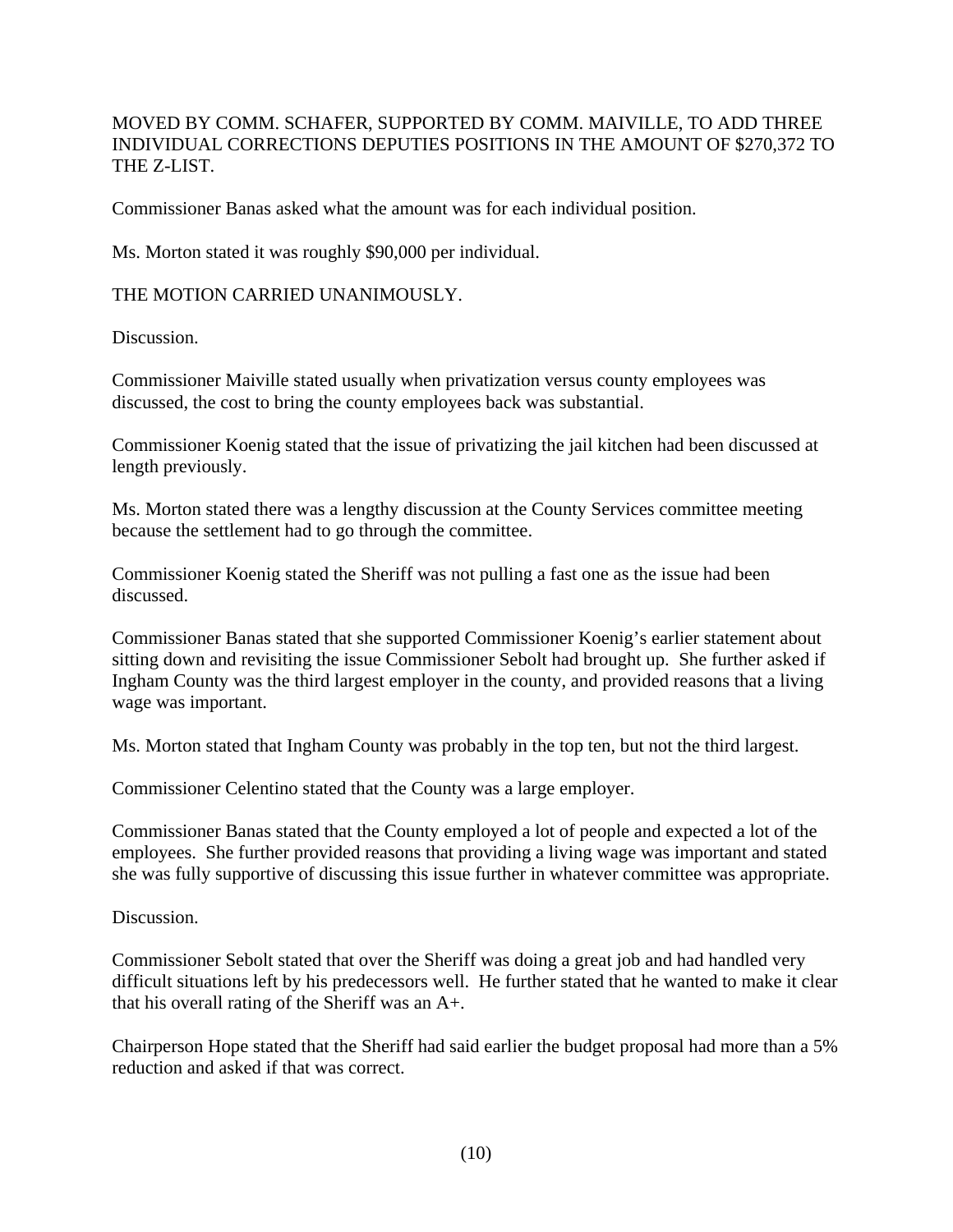MOVED BY COMM. SCHAFER, SUPPORTED BY COMM. MAIVILLE, TO ADD THREE INDIVIDUAL CORRECTIONS DEPUTIES POSITIONS IN THE AMOUNT OF $270,372 TO THE Z-LIST.

Commissioner Banas asked what the amount was for each individual position.

Ms. Morton stated it was roughly $90,000 per individual.

THE MOTION CARRIED UNANIMOUSLY.

Discussion.

Commissioner Maiville stated usually when privatization versus county employees was discussed, the cost to bring the county employees back was substantial.

Commissioner Koenig stated that the issue of privatizing the jail kitchen had been discussed at length previously.

Ms. Morton stated there was a lengthy discussion at the County Services committee meeting because the settlement had to go through the committee.

Commissioner Koenig stated the Sheriff was not pulling a fast one as the issue had been discussed.

Commissioner Banas stated that she supported Commissioner Koenig's earlier statement about sitting down and revisiting the issue Commissioner Sebolt had brought up. She further asked if Ingham County was the third largest employer in the county, and provided reasons that a living wage was important.

Ms. Morton stated that Ingham County was probably in the top ten, but not the third largest.

Commissioner Celentino stated that the County was a large employer.

Commissioner Banas stated that the County employed a lot of people and expected a lot of the employees. She further provided reasons that providing a living wage was important and stated she was fully supportive of discussing this issue further in whatever committee was appropriate.

Discussion.

Commissioner Sebolt stated that over the Sheriff was doing a great job and had handled very difficult situations left by his predecessors well. He further stated that he wanted to make it clear that his overall rating of the Sheriff was an A+.

Chairperson Hope stated that the Sheriff had said earlier the budget proposal had more than a 5% reduction and asked if that was correct.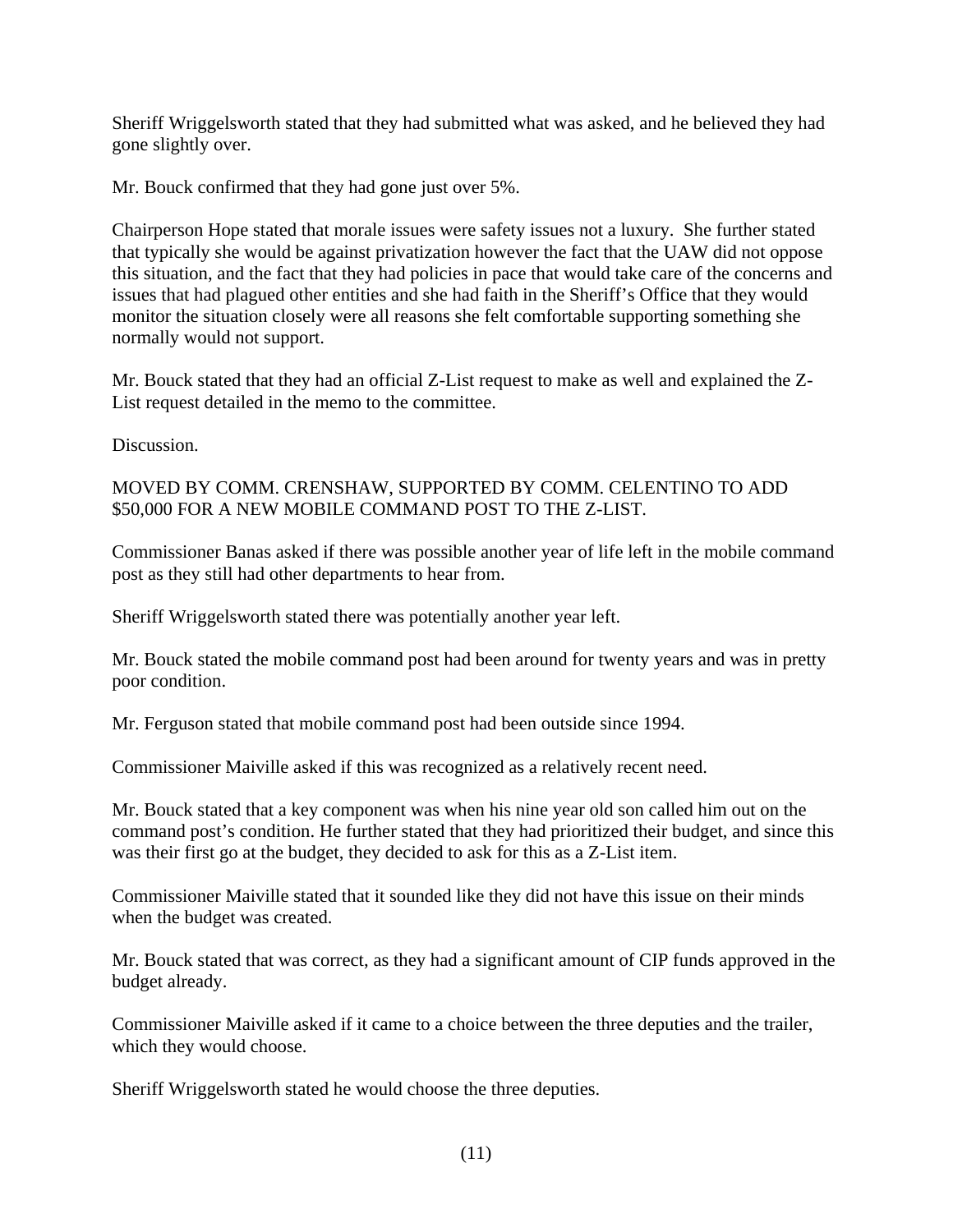Sheriff Wriggelsworth stated that they had submitted what was asked, and he believed they had gone slightly over.

Mr. Bouck confirmed that they had gone just over 5%.

Chairperson Hope stated that morale issues were safety issues not a luxury. She further stated that typically she would be against privatization however the fact that the UAW did not oppose this situation, and the fact that they had policies in pace that would take care of the concerns and issues that had plagued other entities and she had faith in the Sheriff's Office that they would monitor the situation closely were all reasons she felt comfortable supporting something she normally would not support.

Mr. Bouck stated that they had an official Z-List request to make as well and explained the Z-List request detailed in the memo to the committee.

Discussion.

MOVED BY COMM. CRENSHAW, SUPPORTED BY COMM. CELENTINO TO ADD $50,000 FOR A NEW MOBILE COMMAND POST TO THE Z-LIST.

Commissioner Banas asked if there was possible another year of life left in the mobile command post as they still had other departments to hear from.

Sheriff Wriggelsworth stated there was potentially another year left.

Mr. Bouck stated the mobile command post had been around for twenty years and was in pretty poor condition.

Mr. Ferguson stated that mobile command post had been outside since 1994.

Commissioner Maiville asked if this was recognized as a relatively recent need.

Mr. Bouck stated that a key component was when his nine year old son called him out on the command post's condition. He further stated that they had prioritized their budget, and since this was their first go at the budget, they decided to ask for this as a Z-List item.

Commissioner Maiville stated that it sounded like they did not have this issue on their minds when the budget was created.

Mr. Bouck stated that was correct, as they had a significant amount of CIP funds approved in the budget already.

Commissioner Maiville asked if it came to a choice between the three deputies and the trailer, which they would choose.

Sheriff Wriggelsworth stated he would choose the three deputies.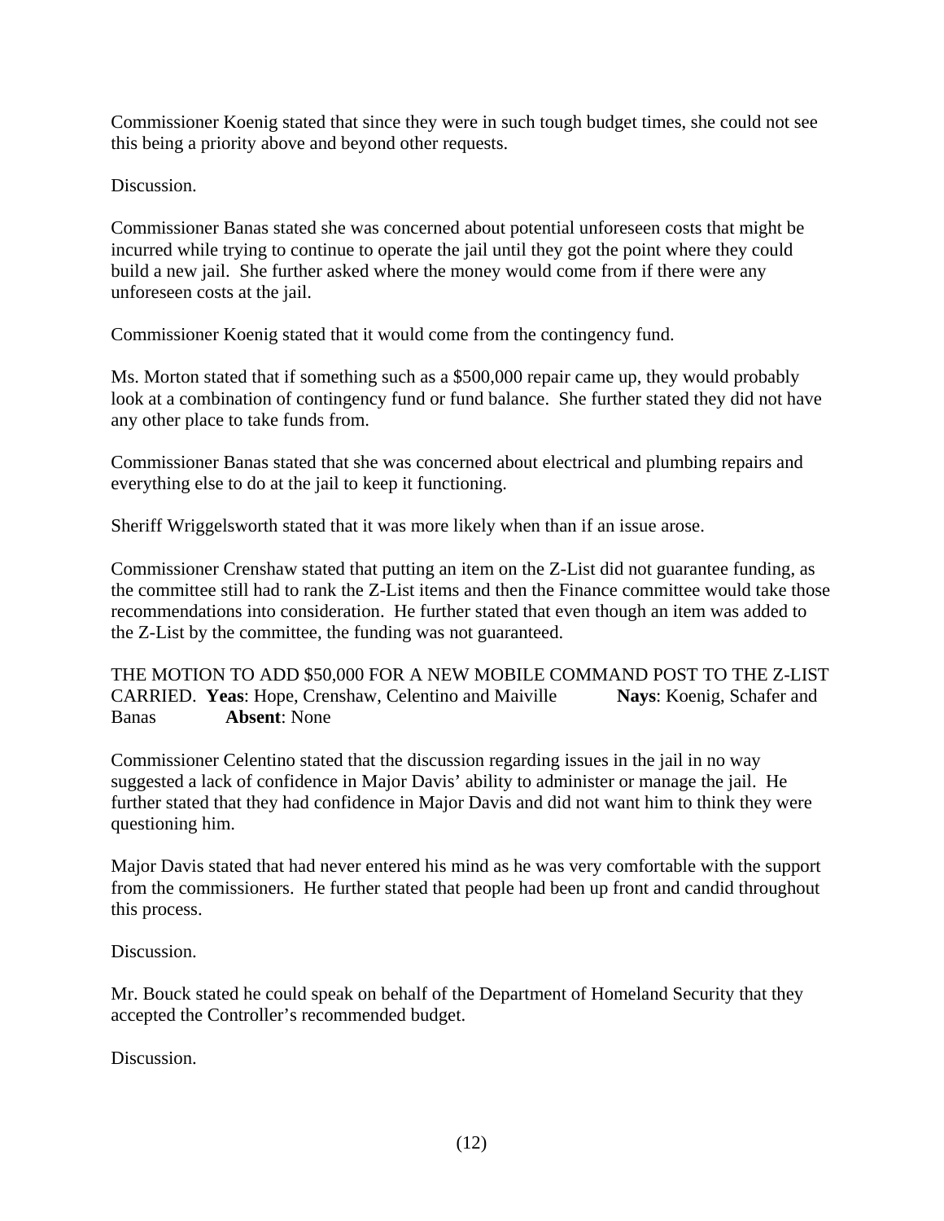Commissioner Koenig stated that since they were in such tough budget times, she could not see this being a priority above and beyond other requests.

Discussion.

Commissioner Banas stated she was concerned about potential unforeseen costs that might be incurred while trying to continue to operate the jail until they got the point where they could build a new jail. She further asked where the money would come from if there were any unforeseen costs at the jail.

Commissioner Koenig stated that it would come from the contingency fund.

Ms. Morton stated that if something such as a $500,000 repair came up, they would probably look at a combination of contingency fund or fund balance. She further stated they did not have any other place to take funds from.

Commissioner Banas stated that she was concerned about electrical and plumbing repairs and everything else to do at the jail to keep it functioning.

Sheriff Wriggelsworth stated that it was more likely when than if an issue arose.

Commissioner Crenshaw stated that putting an item on the Z-List did not guarantee funding, as the committee still had to rank the Z-List items and then the Finance committee would take those recommendations into consideration. He further stated that even though an item was added to the Z-List by the committee, the funding was not guaranteed.

THE MOTION TO ADD $50,000 FOR A NEW MOBILE COMMAND POST TO THE Z-LIST CARRIED. **Yeas**: Hope, Crenshaw, Celentino and Maiville **Nays**: Koenig, Schafer and Banas **Absent**: None

Commissioner Celentino stated that the discussion regarding issues in the jail in no way suggested a lack of confidence in Major Davis' ability to administer or manage the jail. He further stated that they had confidence in Major Davis and did not want him to think they were questioning him.

Major Davis stated that had never entered his mind as he was very comfortable with the support from the commissioners. He further stated that people had been up front and candid throughout this process.

Discussion.

Mr. Bouck stated he could speak on behalf of the Department of Homeland Security that they accepted the Controller's recommended budget.

Discussion.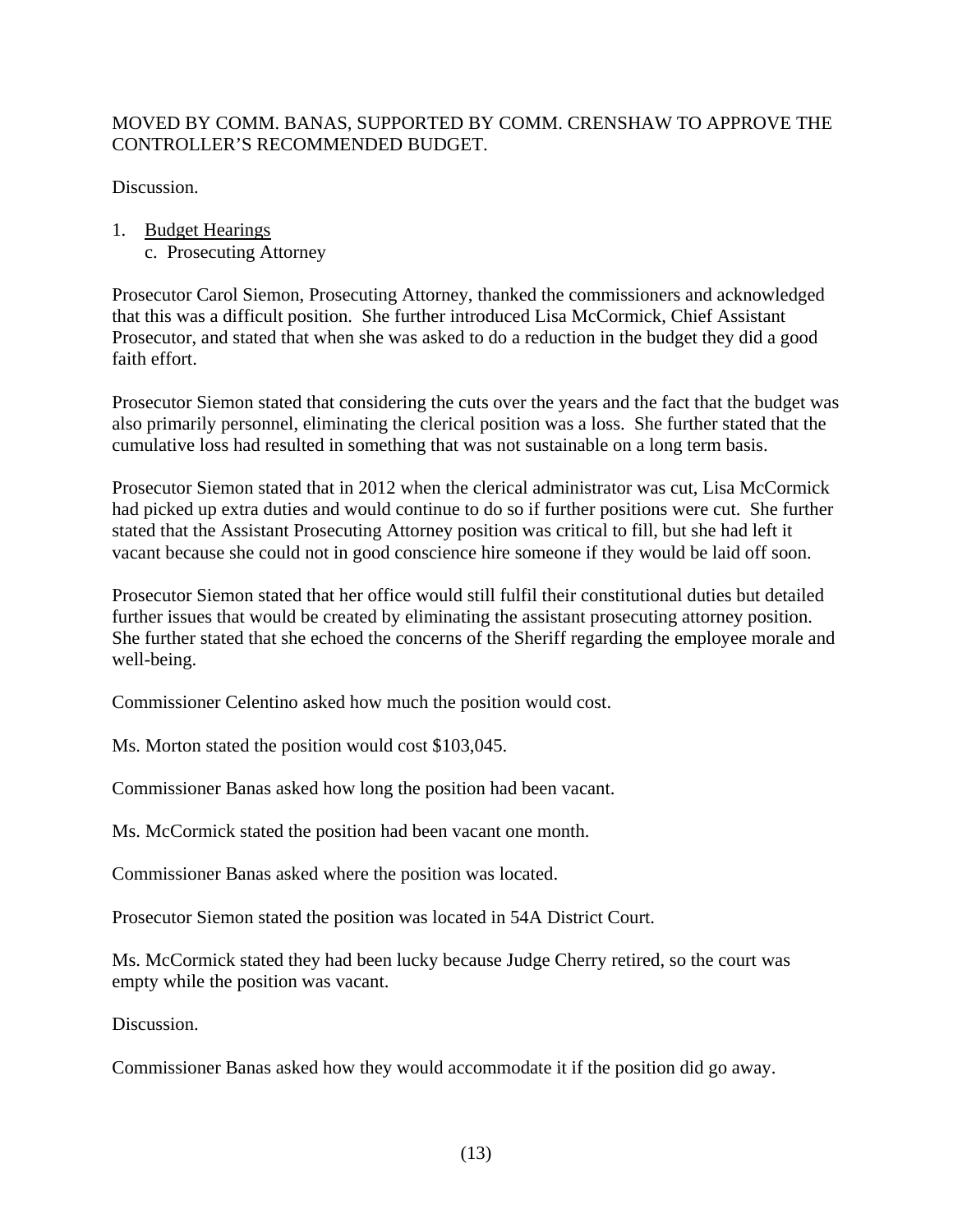MOVED BY COMM. BANAS, SUPPORTED BY COMM. CRENSHAW TO APPROVE THE CONTROLLER'S RECOMMENDED BUDGET.

Discussion.

1. Budget Hearings
   c. Prosecuting Attorney

Prosecutor Carol Siemon, Prosecuting Attorney, thanked the commissioners and acknowledged that this was a difficult position. She further introduced Lisa McCormick, Chief Assistant Prosecutor, and stated that when she was asked to do a reduction in the budget they did a good faith effort.

Prosecutor Siemon stated that considering the cuts over the years and the fact that the budget was also primarily personnel, eliminating the clerical position was a loss. She further stated that the cumulative loss had resulted in something that was not sustainable on a long term basis.

Prosecutor Siemon stated that in 2012 when the clerical administrator was cut, Lisa McCormick had picked up extra duties and would continue to do so if further positions were cut. She further stated that the Assistant Prosecuting Attorney position was critical to fill, but she had left it vacant because she could not in good conscience hire someone if they would be laid off soon.

Prosecutor Siemon stated that her office would still fulfil their constitutional duties but detailed further issues that would be created by eliminating the assistant prosecuting attorney position. She further stated that she echoed the concerns of the Sheriff regarding the employee morale and well-being.

Commissioner Celentino asked how much the position would cost.

Ms. Morton stated the position would cost $103,045.

Commissioner Banas asked how long the position had been vacant.

Ms. McCormick stated the position had been vacant one month.

Commissioner Banas asked where the position was located.

Prosecutor Siemon stated the position was located in 54A District Court.

Ms. McCormick stated they had been lucky because Judge Cherry retired, so the court was empty while the position was vacant.

Discussion.

Commissioner Banas asked how they would accommodate it if the position did go away.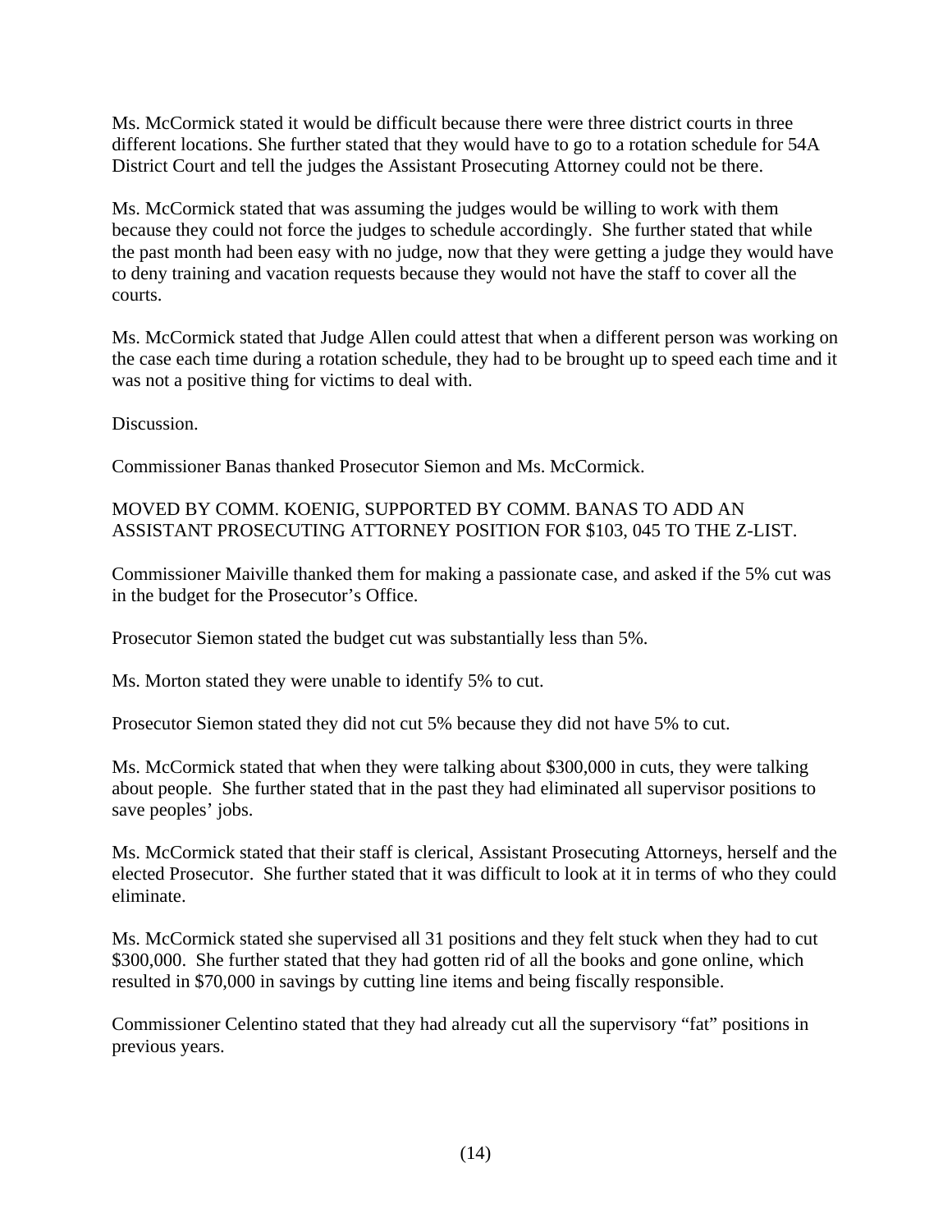Ms. McCormick stated it would be difficult because there were three district courts in three different locations. She further stated that they would have to go to a rotation schedule for 54A District Court and tell the judges the Assistant Prosecuting Attorney could not be there.

Ms. McCormick stated that was assuming the judges would be willing to work with them because they could not force the judges to schedule accordingly. She further stated that while the past month had been easy with no judge, now that they were getting a judge they would have to deny training and vacation requests because they would not have the staff to cover all the courts.

Ms. McCormick stated that Judge Allen could attest that when a different person was working on the case each time during a rotation schedule, they had to be brought up to speed each time and it was not a positive thing for victims to deal with.

Discussion.

Commissioner Banas thanked Prosecutor Siemon and Ms. McCormick.

MOVED BY COMM. KOENIG, SUPPORTED BY COMM. BANAS TO ADD AN ASSISTANT PROSECUTING ATTORNEY POSITION FOR $103, 045 TO THE Z-LIST.

Commissioner Maiville thanked them for making a passionate case, and asked if the 5% cut was in the budget for the Prosecutor's Office.

Prosecutor Siemon stated the budget cut was substantially less than 5%.

Ms. Morton stated they were unable to identify 5% to cut.

Prosecutor Siemon stated they did not cut 5% because they did not have 5% to cut.

Ms. McCormick stated that when they were talking about $300,000 in cuts, they were talking about people. She further stated that in the past they had eliminated all supervisor positions to save peoples' jobs.

Ms. McCormick stated that their staff is clerical, Assistant Prosecuting Attorneys, herself and the elected Prosecutor. She further stated that it was difficult to look at it in terms of who they could eliminate.

Ms. McCormick stated she supervised all 31 positions and they felt stuck when they had to cut $300,000. She further stated that they had gotten rid of all the books and gone online, which resulted in $70,000 in savings by cutting line items and being fiscally responsible.

Commissioner Celentino stated that they had already cut all the supervisory "fat" positions in previous years.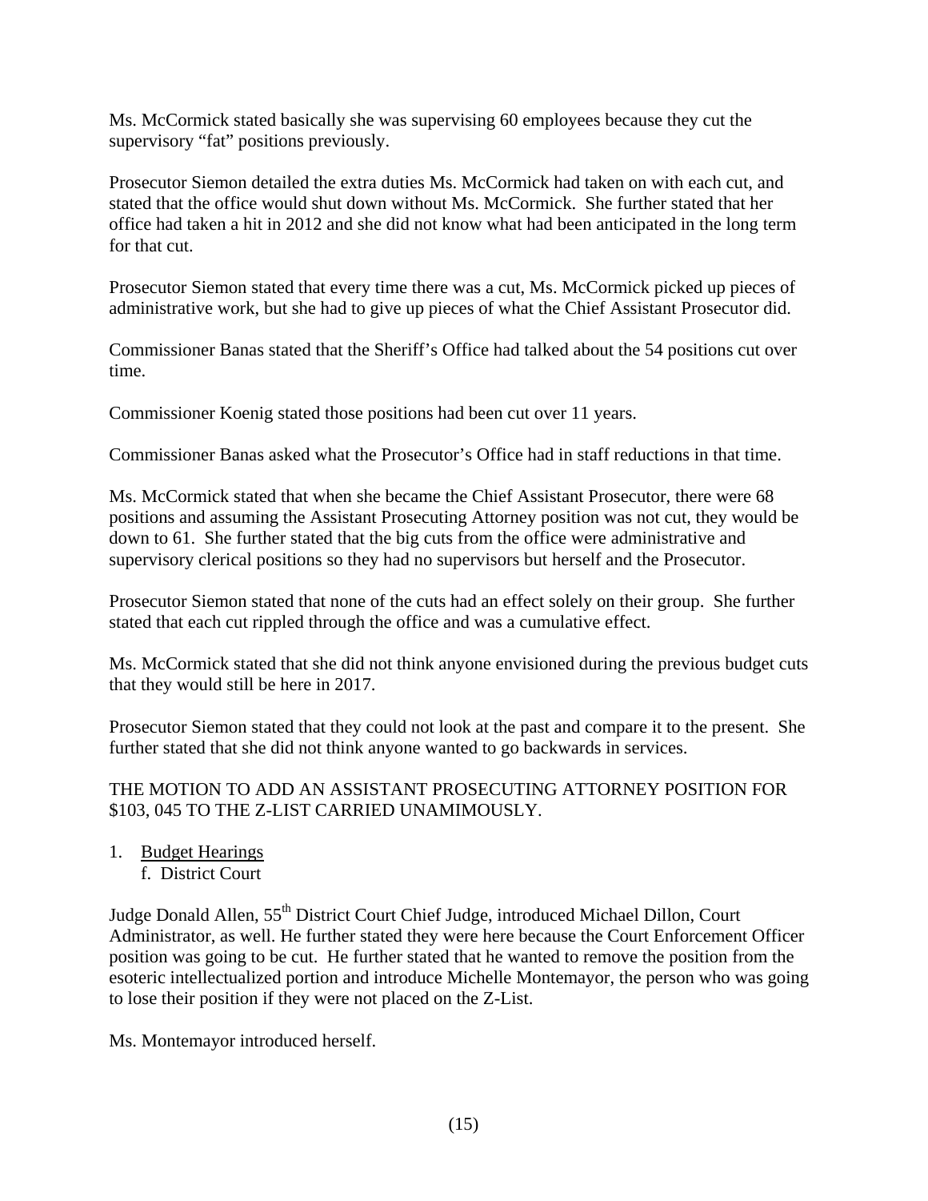Ms. McCormick stated basically she was supervising 60 employees because they cut the supervisory "fat" positions previously.

Prosecutor Siemon detailed the extra duties Ms. McCormick had taken on with each cut, and stated that the office would shut down without Ms. McCormick. She further stated that her office had taken a hit in 2012 and she did not know what had been anticipated in the long term for that cut.

Prosecutor Siemon stated that every time there was a cut, Ms. McCormick picked up pieces of administrative work, but she had to give up pieces of what the Chief Assistant Prosecutor did.

Commissioner Banas stated that the Sheriff's Office had talked about the 54 positions cut over time.

Commissioner Koenig stated those positions had been cut over 11 years.

Commissioner Banas asked what the Prosecutor's Office had in staff reductions in that time.

Ms. McCormick stated that when she became the Chief Assistant Prosecutor, there were 68 positions and assuming the Assistant Prosecuting Attorney position was not cut, they would be down to 61. She further stated that the big cuts from the office were administrative and supervisory clerical positions so they had no supervisors but herself and the Prosecutor.

Prosecutor Siemon stated that none of the cuts had an effect solely on their group. She further stated that each cut rippled through the office and was a cumulative effect.

Ms. McCormick stated that she did not think anyone envisioned during the previous budget cuts that they would still be here in 2017.

Prosecutor Siemon stated that they could not look at the past and compare it to the present. She further stated that she did not think anyone wanted to go backwards in services.

THE MOTION TO ADD AN ASSISTANT PROSECUTING ATTORNEY POSITION FOR $103, 045 TO THE Z-LIST CARRIED UNAMIMOUSLY.

1. Budget Hearings
   f. District Court

Judge Donald Allen, 55th District Court Chief Judge, introduced Michael Dillon, Court Administrator, as well. He further stated they were here because the Court Enforcement Officer position was going to be cut. He further stated that he wanted to remove the position from the esoteric intellectualized portion and introduce Michelle Montemayor, the person who was going to lose their position if they were not placed on the Z-List.

Ms. Montemayor introduced herself.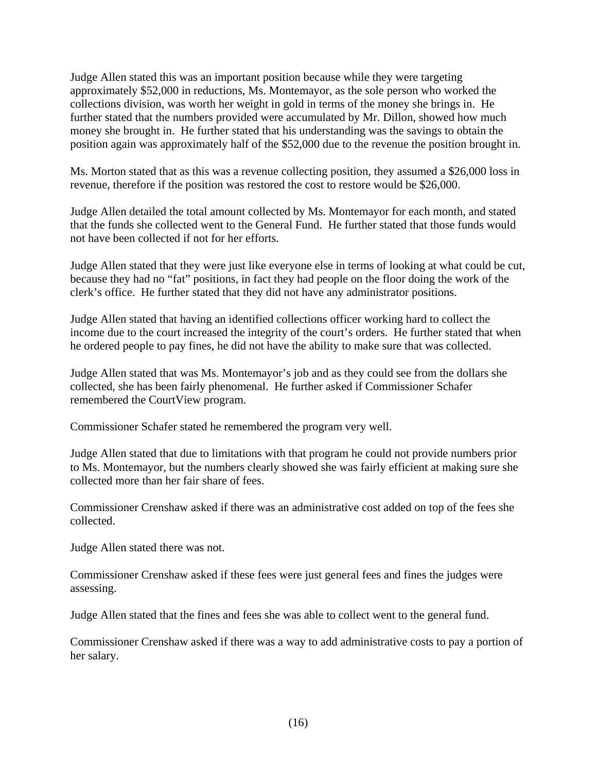Judge Allen stated this was an important position because while they were targeting approximately $52,000 in reductions, Ms. Montemayor, as the sole person who worked the collections division, was worth her weight in gold in terms of the money she brings in. He further stated that the numbers provided were accumulated by Mr. Dillon, showed how much money she brought in. He further stated that his understanding was the savings to obtain the position again was approximately half of the $52,000 due to the revenue the position brought in.

Ms. Morton stated that as this was a revenue collecting position, they assumed a $26,000 loss in revenue, therefore if the position was restored the cost to restore would be $26,000.

Judge Allen detailed the total amount collected by Ms. Montemayor for each month, and stated that the funds she collected went to the General Fund. He further stated that those funds would not have been collected if not for her efforts.

Judge Allen stated that they were just like everyone else in terms of looking at what could be cut, because they had no "fat" positions, in fact they had people on the floor doing the work of the clerk's office. He further stated that they did not have any administrator positions.

Judge Allen stated that having an identified collections officer working hard to collect the income due to the court increased the integrity of the court's orders. He further stated that when he ordered people to pay fines, he did not have the ability to make sure that was collected.

Judge Allen stated that was Ms. Montemayor's job and as they could see from the dollars she collected, she has been fairly phenomenal. He further asked if Commissioner Schafer remembered the CourtView program.

Commissioner Schafer stated he remembered the program very well.

Judge Allen stated that due to limitations with that program he could not provide numbers prior to Ms. Montemayor, but the numbers clearly showed she was fairly efficient at making sure she collected more than her fair share of fees.

Commissioner Crenshaw asked if there was an administrative cost added on top of the fees she collected.

Judge Allen stated there was not.

Commissioner Crenshaw asked if these fees were just general fees and fines the judges were assessing.

Judge Allen stated that the fines and fees she was able to collect went to the general fund.

Commissioner Crenshaw asked if there was a way to add administrative costs to pay a portion of her salary.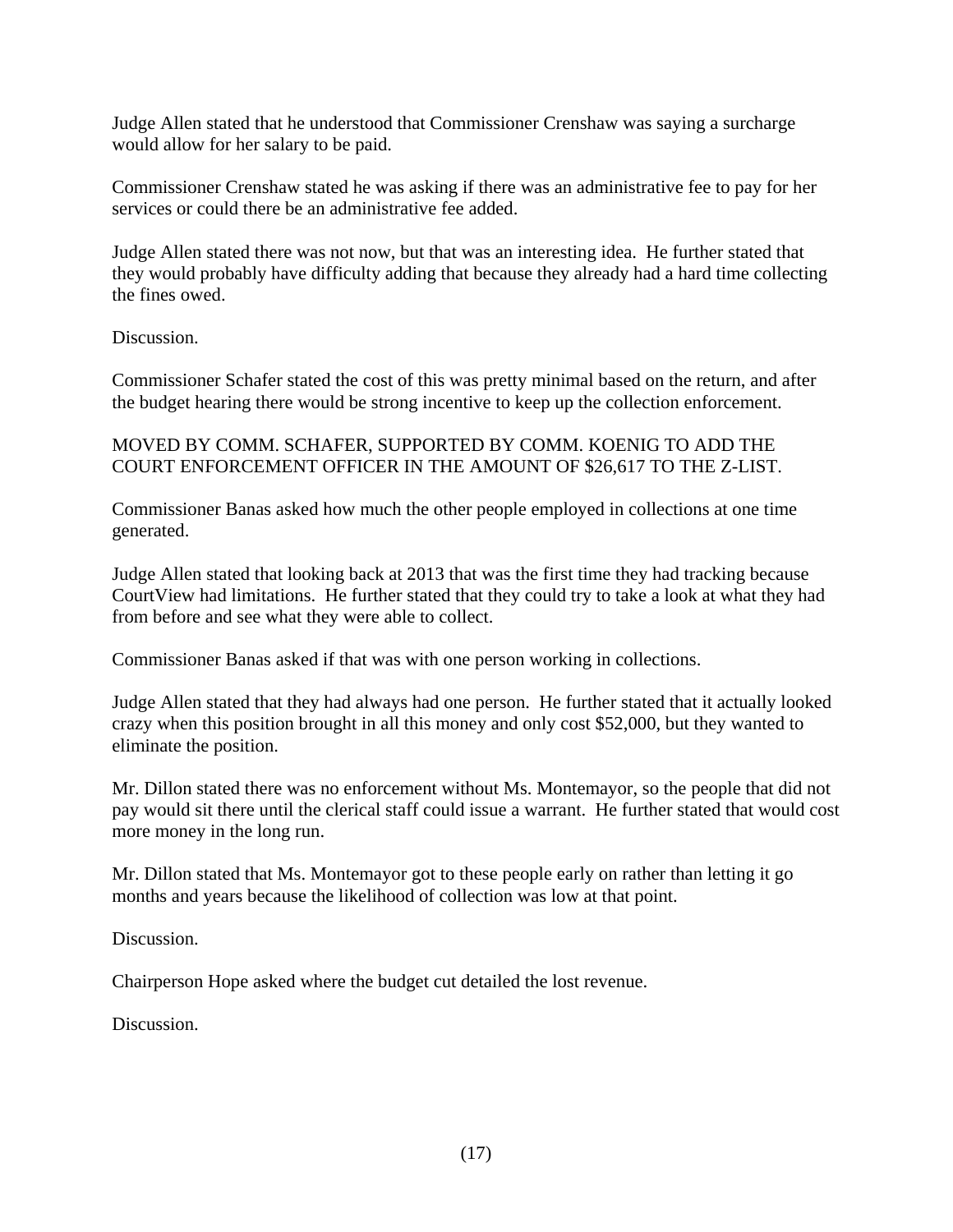Judge Allen stated that he understood that Commissioner Crenshaw was saying a surcharge would allow for her salary to be paid.

Commissioner Crenshaw stated he was asking if there was an administrative fee to pay for her services or could there be an administrative fee added.

Judge Allen stated there was not now, but that was an interesting idea. He further stated that they would probably have difficulty adding that because they already had a hard time collecting the fines owed.

Discussion.

Commissioner Schafer stated the cost of this was pretty minimal based on the return, and after the budget hearing there would be strong incentive to keep up the collection enforcement.

MOVED BY COMM. SCHAFER, SUPPORTED BY COMM. KOENIG TO ADD THE COURT ENFORCEMENT OFFICER IN THE AMOUNT OF $26,617 TO THE Z-LIST.

Commissioner Banas asked how much the other people employed in collections at one time generated.

Judge Allen stated that looking back at 2013 that was the first time they had tracking because CourtView had limitations. He further stated that they could try to take a look at what they had from before and see what they were able to collect.

Commissioner Banas asked if that was with one person working in collections.

Judge Allen stated that they had always had one person. He further stated that it actually looked crazy when this position brought in all this money and only cost $52,000, but they wanted to eliminate the position.

Mr. Dillon stated there was no enforcement without Ms. Montemayor, so the people that did not pay would sit there until the clerical staff could issue a warrant. He further stated that would cost more money in the long run.

Mr. Dillon stated that Ms. Montemayor got to these people early on rather than letting it go months and years because the likelihood of collection was low at that point.

Discussion.

Chairperson Hope asked where the budget cut detailed the lost revenue.

Discussion.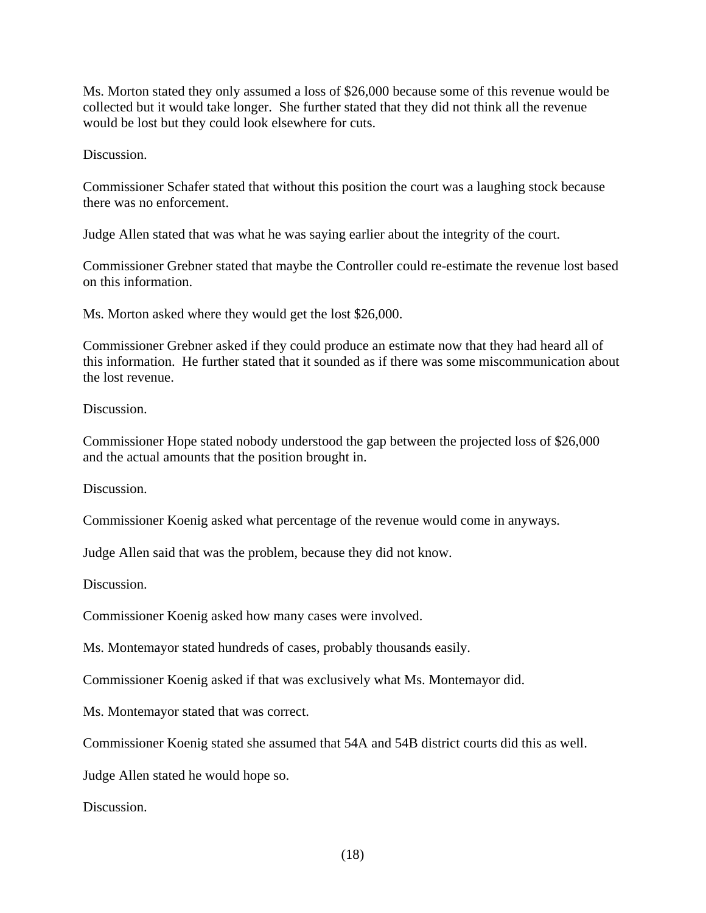Ms. Morton stated they only assumed a loss of $26,000 because some of this revenue would be collected but it would take longer. She further stated that they did not think all the revenue would be lost but they could look elsewhere for cuts.

Discussion.

Commissioner Schafer stated that without this position the court was a laughing stock because there was no enforcement.

Judge Allen stated that was what he was saying earlier about the integrity of the court.

Commissioner Grebner stated that maybe the Controller could re-estimate the revenue lost based on this information.

Ms. Morton asked where they would get the lost $26,000.

Commissioner Grebner asked if they could produce an estimate now that they had heard all of this information. He further stated that it sounded as if there was some miscommunication about the lost revenue.

Discussion.

Commissioner Hope stated nobody understood the gap between the projected loss of $26,000 and the actual amounts that the position brought in.

Discussion.

Commissioner Koenig asked what percentage of the revenue would come in anyways.

Judge Allen said that was the problem, because they did not know.

Discussion.

Commissioner Koenig asked how many cases were involved.

Ms. Montemayor stated hundreds of cases, probably thousands easily.

Commissioner Koenig asked if that was exclusively what Ms. Montemayor did.

Ms. Montemayor stated that was correct.

Commissioner Koenig stated she assumed that 54A and 54B district courts did this as well.

Judge Allen stated he would hope so.

Discussion.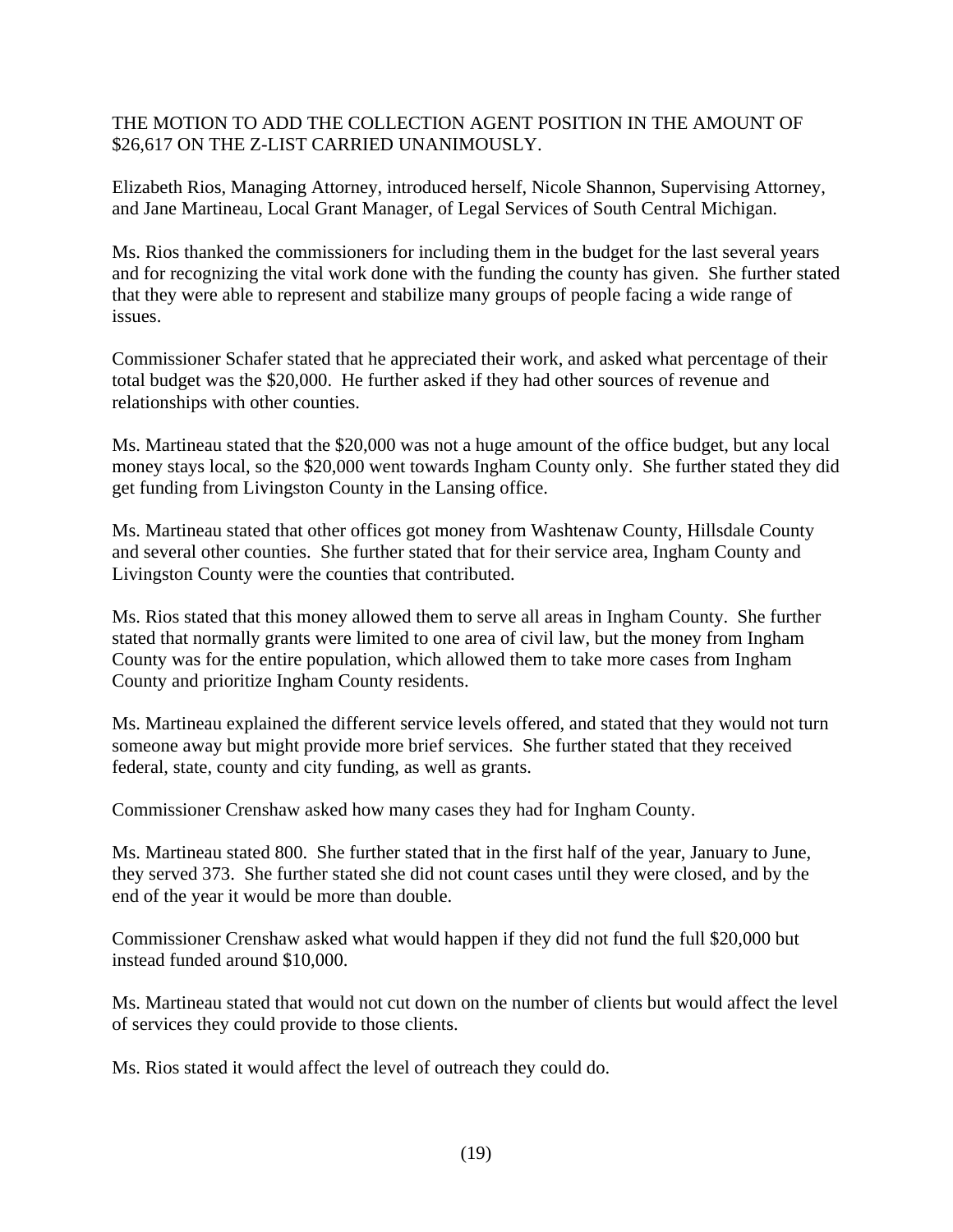THE MOTION TO ADD THE COLLECTION AGENT POSITION IN THE AMOUNT OF $26,617 ON THE Z-LIST CARRIED UNANIMOUSLY.

Elizabeth Rios, Managing Attorney, introduced herself, Nicole Shannon, Supervising Attorney, and Jane Martineau, Local Grant Manager, of Legal Services of South Central Michigan.

Ms. Rios thanked the commissioners for including them in the budget for the last several years and for recognizing the vital work done with the funding the county has given. She further stated that they were able to represent and stabilize many groups of people facing a wide range of issues.

Commissioner Schafer stated that he appreciated their work, and asked what percentage of their total budget was the $20,000. He further asked if they had other sources of revenue and relationships with other counties.

Ms. Martineau stated that the $20,000 was not a huge amount of the office budget, but any local money stays local, so the $20,000 went towards Ingham County only. She further stated they did get funding from Livingston County in the Lansing office.

Ms. Martineau stated that other offices got money from Washtenaw County, Hillsdale County and several other counties. She further stated that for their service area, Ingham County and Livingston County were the counties that contributed.

Ms. Rios stated that this money allowed them to serve all areas in Ingham County. She further stated that normally grants were limited to one area of civil law, but the money from Ingham County was for the entire population, which allowed them to take more cases from Ingham County and prioritize Ingham County residents.

Ms. Martineau explained the different service levels offered, and stated that they would not turn someone away but might provide more brief services. She further stated that they received federal, state, county and city funding, as well as grants.

Commissioner Crenshaw asked how many cases they had for Ingham County.

Ms. Martineau stated 800. She further stated that in the first half of the year, January to June, they served 373. She further stated she did not count cases until they were closed, and by the end of the year it would be more than double.

Commissioner Crenshaw asked what would happen if they did not fund the full $20,000 but instead funded around $10,000.

Ms. Martineau stated that would not cut down on the number of clients but would affect the level of services they could provide to those clients.

Ms. Rios stated it would affect the level of outreach they could do.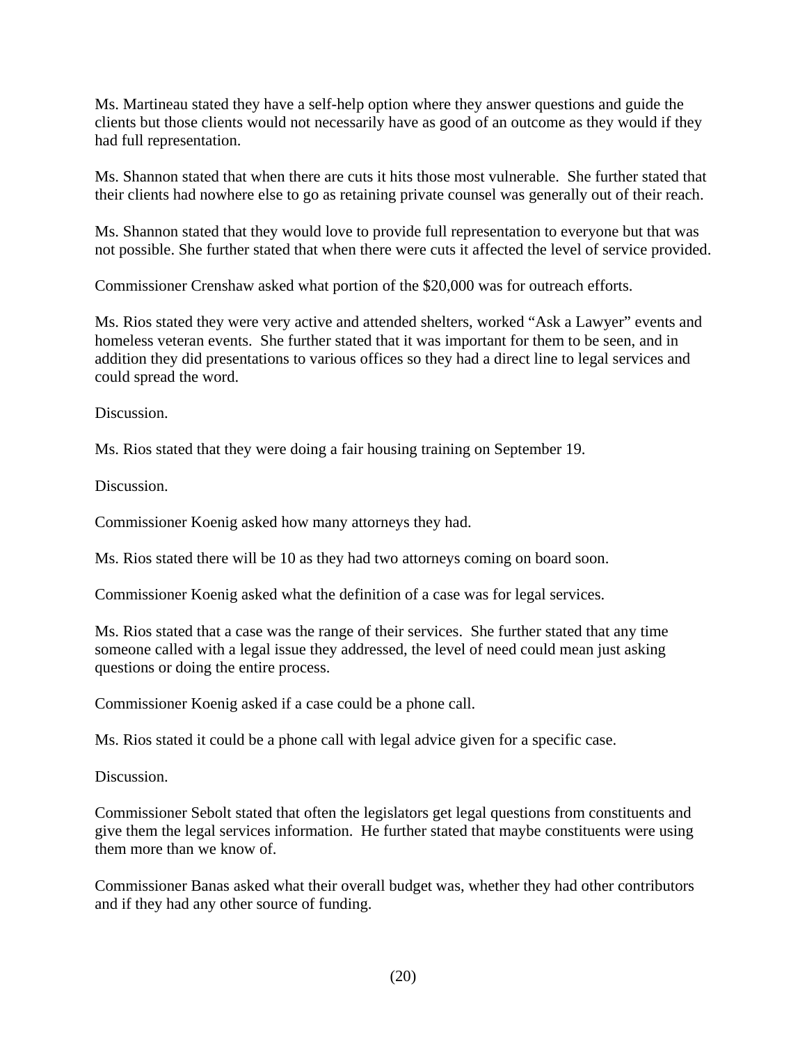Ms. Martineau stated they have a self-help option where they answer questions and guide the clients but those clients would not necessarily have as good of an outcome as they would if they had full representation.

Ms. Shannon stated that when there are cuts it hits those most vulnerable. She further stated that their clients had nowhere else to go as retaining private counsel was generally out of their reach.

Ms. Shannon stated that they would love to provide full representation to everyone but that was not possible. She further stated that when there were cuts it affected the level of service provided.

Commissioner Crenshaw asked what portion of the $20,000 was for outreach efforts.

Ms. Rios stated they were very active and attended shelters, worked "Ask a Lawyer" events and homeless veteran events. She further stated that it was important for them to be seen, and in addition they did presentations to various offices so they had a direct line to legal services and could spread the word.

Discussion.

Ms. Rios stated that they were doing a fair housing training on September 19.

Discussion.

Commissioner Koenig asked how many attorneys they had.

Ms. Rios stated there will be 10 as they had two attorneys coming on board soon.

Commissioner Koenig asked what the definition of a case was for legal services.

Ms. Rios stated that a case was the range of their services. She further stated that any time someone called with a legal issue they addressed, the level of need could mean just asking questions or doing the entire process.

Commissioner Koenig asked if a case could be a phone call.

Ms. Rios stated it could be a phone call with legal advice given for a specific case.

Discussion.

Commissioner Sebolt stated that often the legislators get legal questions from constituents and give them the legal services information. He further stated that maybe constituents were using them more than we know of.

Commissioner Banas asked what their overall budget was, whether they had other contributors and if they had any other source of funding.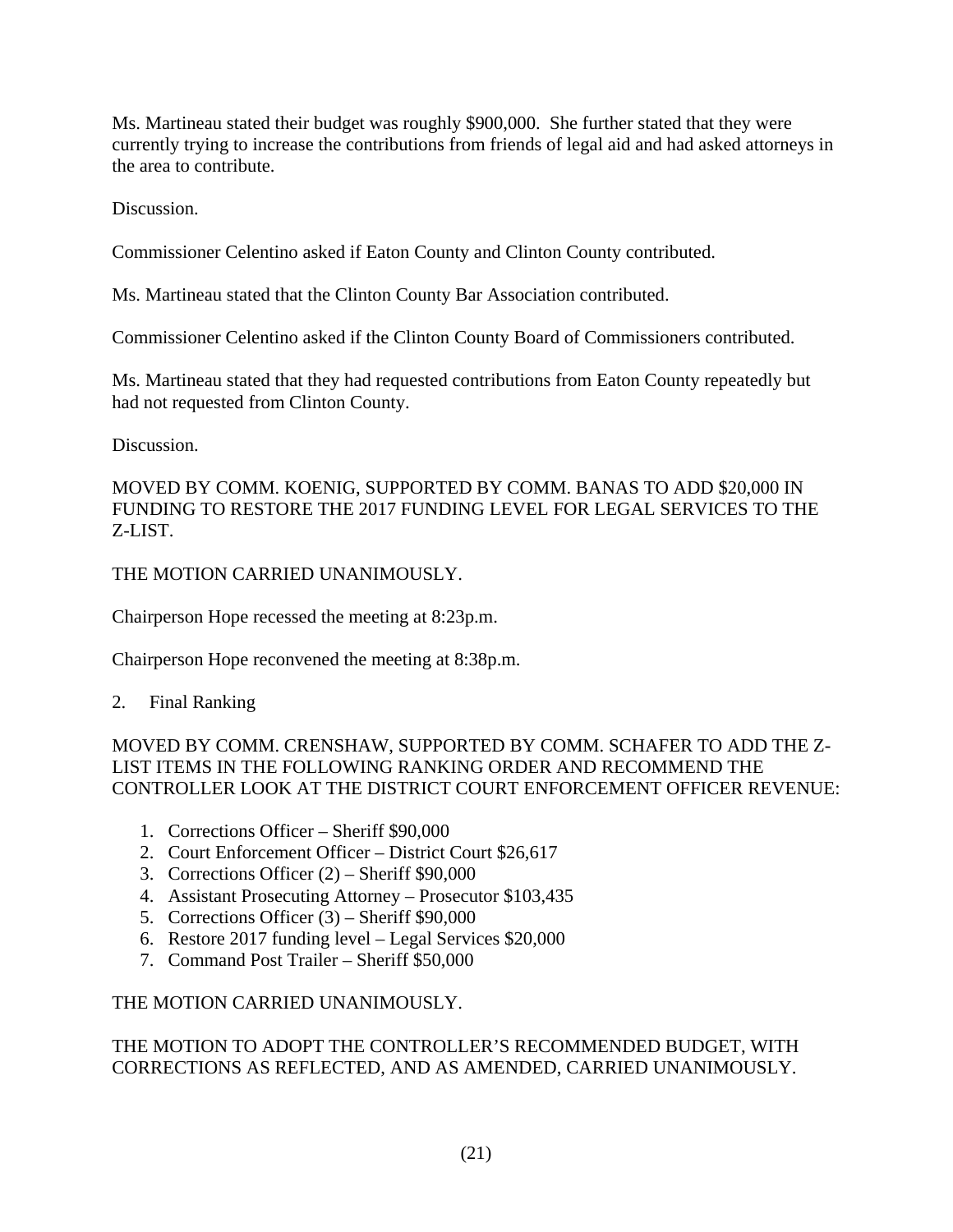Ms. Martineau stated their budget was roughly $900,000. She further stated that they were currently trying to increase the contributions from friends of legal aid and had asked attorneys in the area to contribute.

Discussion.

Commissioner Celentino asked if Eaton County and Clinton County contributed.

Ms. Martineau stated that the Clinton County Bar Association contributed.

Commissioner Celentino asked if the Clinton County Board of Commissioners contributed.

Ms. Martineau stated that they had requested contributions from Eaton County repeatedly but had not requested from Clinton County.

Discussion.

MOVED BY COMM. KOENIG, SUPPORTED BY COMM. BANAS TO ADD $20,000 IN FUNDING TO RESTORE THE 2017 FUNDING LEVEL FOR LEGAL SERVICES TO THE Z-LIST.

THE MOTION CARRIED UNANIMOUSLY.

Chairperson Hope recessed the meeting at 8:23p.m.

Chairperson Hope reconvened the meeting at 8:38p.m.

2. Final Ranking

MOVED BY COMM. CRENSHAW, SUPPORTED BY COMM. SCHAFER TO ADD THE Z-LIST ITEMS IN THE FOLLOWING RANKING ORDER AND RECOMMEND THE CONTROLLER LOOK AT THE DISTRICT COURT ENFORCEMENT OFFICER REVENUE:

1. Corrections Officer – Sheriff $90,000
2. Court Enforcement Officer – District Court $26,617
3. Corrections Officer (2) – Sheriff $90,000
4. Assistant Prosecuting Attorney – Prosecutor $103,435
5. Corrections Officer (3) – Sheriff $90,000
6. Restore 2017 funding level – Legal Services $20,000
7. Command Post Trailer – Sheriff $50,000

THE MOTION CARRIED UNANIMOUSLY.

THE MOTION TO ADOPT THE CONTROLLER'S RECOMMENDED BUDGET, WITH CORRECTIONS AS REFLECTED, AND AS AMENDED, CARRIED UNANIMOUSLY.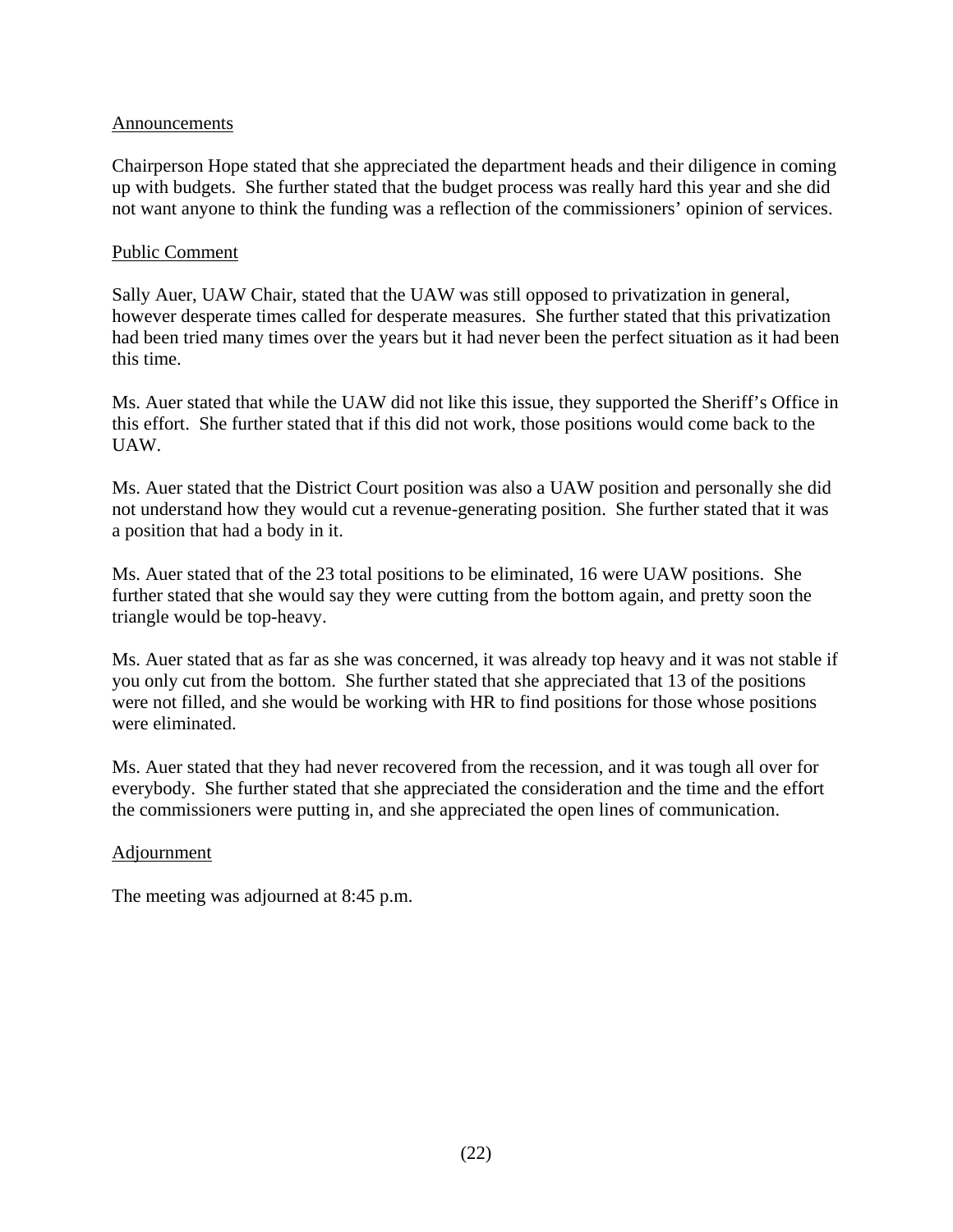Announcements

Chairperson Hope stated that she appreciated the department heads and their diligence in coming up with budgets. She further stated that the budget process was really hard this year and she did not want anyone to think the funding was a reflection of the commissioners' opinion of services.

Public Comment

Sally Auer, UAW Chair, stated that the UAW was still opposed to privatization in general, however desperate times called for desperate measures. She further stated that this privatization had been tried many times over the years but it had never been the perfect situation as it had been this time.

Ms. Auer stated that while the UAW did not like this issue, they supported the Sheriff's Office in this effort. She further stated that if this did not work, those positions would come back to the UAW.

Ms. Auer stated that the District Court position was also a UAW position and personally she did not understand how they would cut a revenue-generating position. She further stated that it was a position that had a body in it.

Ms. Auer stated that of the 23 total positions to be eliminated, 16 were UAW positions. She further stated that she would say they were cutting from the bottom again, and pretty soon the triangle would be top-heavy.

Ms. Auer stated that as far as she was concerned, it was already top heavy and it was not stable if you only cut from the bottom. She further stated that she appreciated that 13 of the positions were not filled, and she would be working with HR to find positions for those whose positions were eliminated.

Ms. Auer stated that they had never recovered from the recession, and it was tough all over for everybody. She further stated that she appreciated the consideration and the time and the effort the commissioners were putting in, and she appreciated the open lines of communication.

Adjournment

The meeting was adjourned at 8:45 p.m.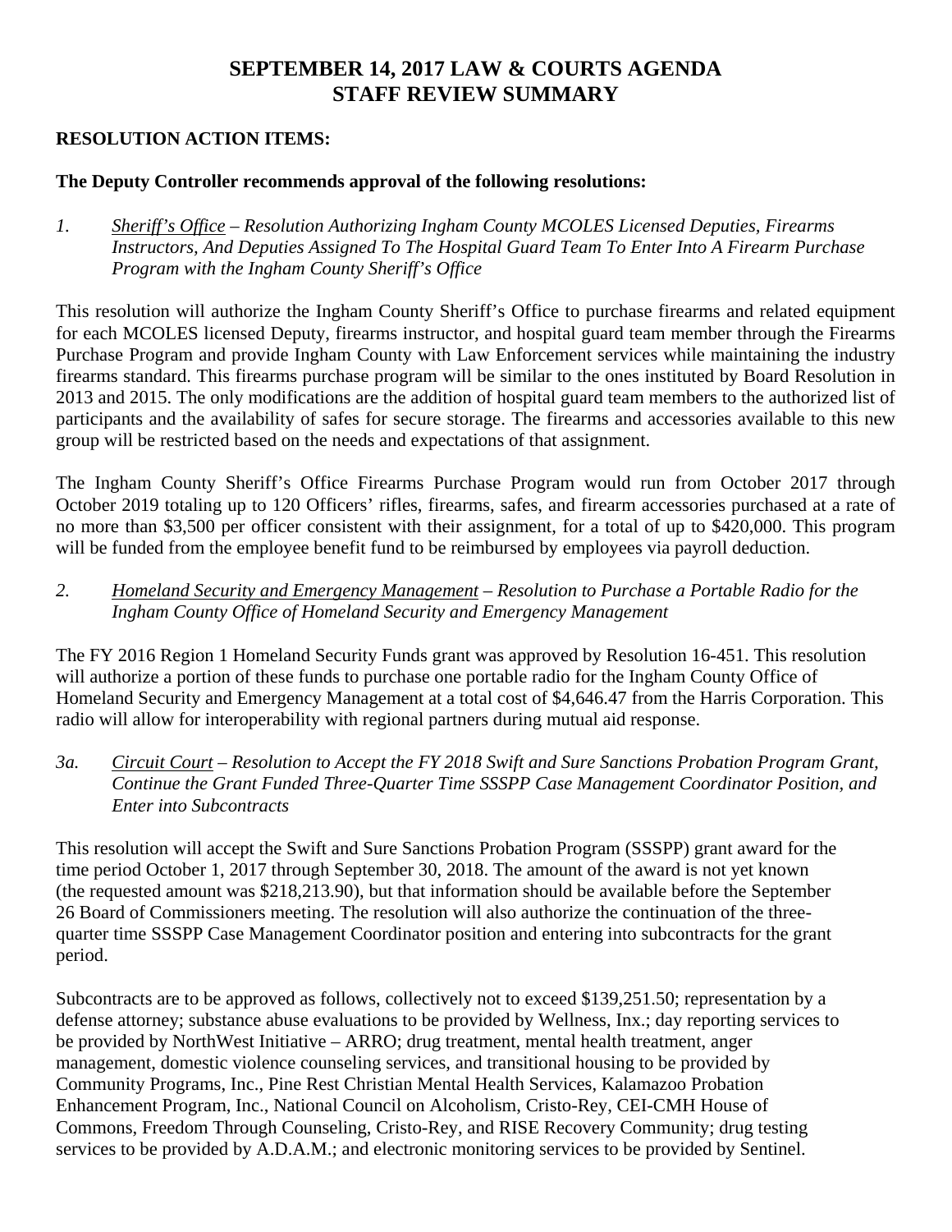# SEPTEMBER 14, 2017 LAW & COURTS AGENDA
# STAFF REVIEW SUMMARY

**RESOLUTION ACTION ITEMS:**

**The Deputy Controller recommends approval of the following resolutions:**

*1. <u>Sheriff's Office</u> – Resolution Authorizing Ingham County MCOLES Licensed Deputies, Firearms Instructors, And Deputies Assigned To The Hospital Guard Team To Enter Into A Firearm Purchase Program with the Ingham County Sheriff's Office*

This resolution will authorize the Ingham County Sheriff's Office to purchase firearms and related equipment for each MCOLES licensed Deputy, firearms instructor, and hospital guard team member through the Firearms Purchase Program and provide Ingham County with Law Enforcement services while maintaining the industry firearms standard. This firearms purchase program will be similar to the ones instituted by Board Resolution in 2013 and 2015. The only modifications are the addition of hospital guard team members to the authorized list of participants and the availability of safes for secure storage. The firearms and accessories available to this new group will be restricted based on the needs and expectations of that assignment.

The Ingham County Sheriff's Office Firearms Purchase Program would run from October 2017 through October 2019 totaling up to 120 Officers' rifles, firearms, safes, and firearm accessories purchased at a rate of no more than $3,500 per officer consistent with their assignment, for a total of up to $420,000. This program will be funded from the employee benefit fund to be reimbursed by employees via payroll deduction.

*2. <u>Homeland Security and Emergency Management</u> – Resolution to Purchase a Portable Radio for the Ingham County Office of Homeland Security and Emergency Management*

The FY 2016 Region 1 Homeland Security Funds grant was approved by Resolution 16-451. This resolution will authorize a portion of these funds to purchase one portable radio for the Ingham County Office of Homeland Security and Emergency Management at a total cost of $4,646.47 from the Harris Corporation. This radio will allow for interoperability with regional partners during mutual aid response.

*3a. <u>Circuit Court</u> – Resolution to Accept the FY 2018 Swift and Sure Sanctions Probation Program Grant, Continue the Grant Funded Three-Quarter Time SSSPP Case Management Coordinator Position, and Enter into Subcontracts*

This resolution will accept the Swift and Sure Sanctions Probation Program (SSSPP) grant award for the time period October 1, 2017 through September 30, 2018. The amount of the award is not yet known (the requested amount was $218,213.90), but that information should be available before the September 26 Board of Commissioners meeting. The resolution will also authorize the continuation of the three-quarter time SSSPP Case Management Coordinator position and entering into subcontracts for the grant period.

Subcontracts are to be approved as follows, collectively not to exceed $139,251.50; representation by a defense attorney; substance abuse evaluations to be provided by Wellness, Inx.; day reporting services to be provided by NorthWest Initiative – ARRO; drug treatment, mental health treatment, anger management, domestic violence counseling services, and transitional housing to be provided by Community Programs, Inc., Pine Rest Christian Mental Health Services, Kalamazoo Probation Enhancement Program, Inc., National Council on Alcoholism, Cristo-Rey, CEI-CMH House of Commons, Freedom Through Counseling, Cristo-Rey, and RISE Recovery Community; drug testing services to be provided by A.D.A.M.; and electronic monitoring services to be provided by Sentinel.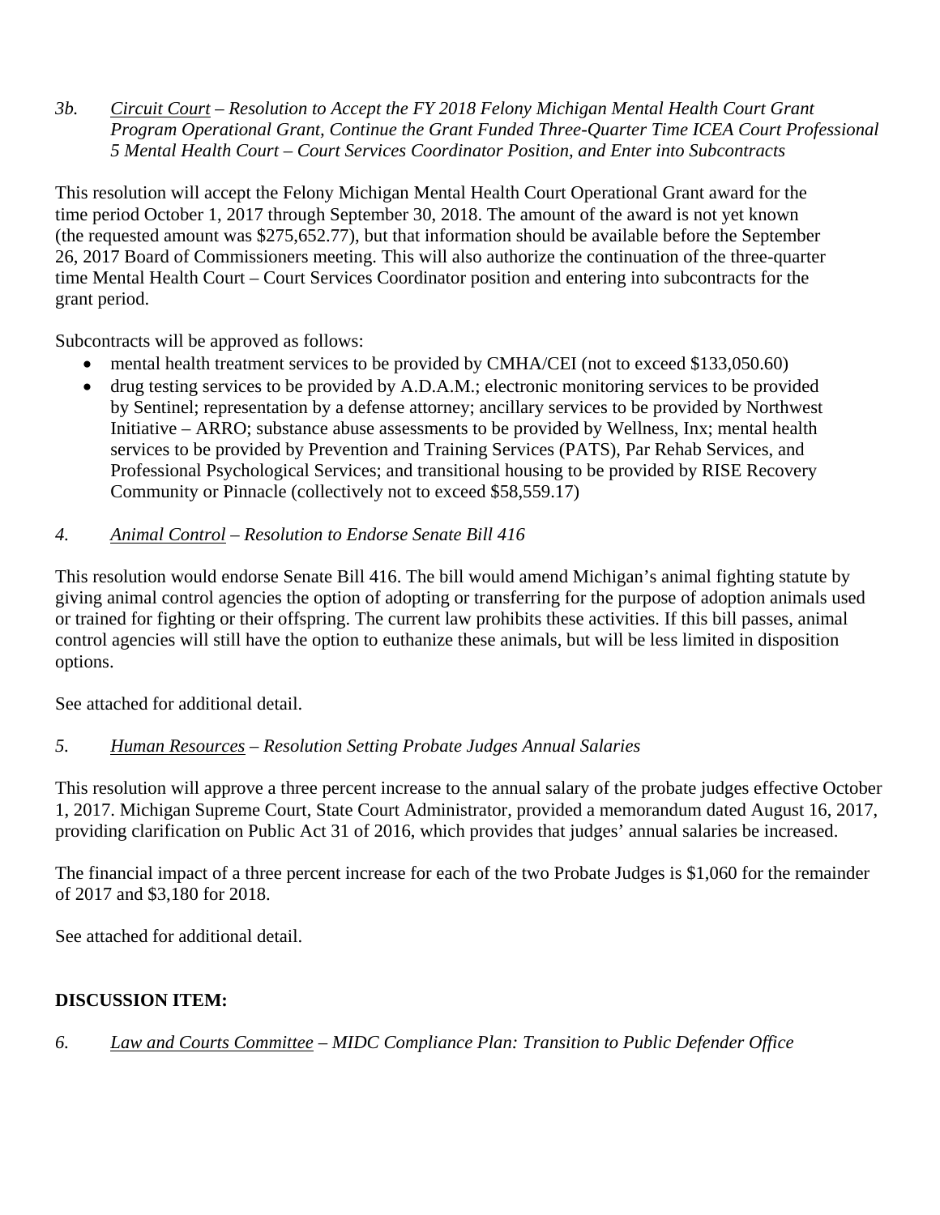*3b. Circuit Court – Resolution to Accept the FY 2018 Felony Michigan Mental Health Court Grant Program Operational Grant, Continue the Grant Funded Three-Quarter Time ICEA Court Professional 5 Mental Health Court – Court Services Coordinator Position, and Enter into Subcontracts*

This resolution will accept the Felony Michigan Mental Health Court Operational Grant award for the time period October 1, 2017 through September 30, 2018. The amount of the award is not yet known (the requested amount was $275,652.77), but that information should be available before the September 26, 2017 Board of Commissioners meeting. This will also authorize the continuation of the three-quarter time Mental Health Court – Court Services Coordinator position and entering into subcontracts for the grant period.

Subcontracts will be approved as follows:

- mental health treatment services to be provided by CMHA/CEI (not to exceed $133,050.60)
- drug testing services to be provided by A.D.A.M.; electronic monitoring services to be provided by Sentinel; representation by a defense attorney; ancillary services to be provided by Northwest Initiative – ARRO; substance abuse assessments to be provided by Wellness, Inx; mental health services to be provided by Prevention and Training Services (PATS), Par Rehab Services, and Professional Psychological Services; and transitional housing to be provided by RISE Recovery Community or Pinnacle (collectively not to exceed $58,559.17)

*4. Animal Control – Resolution to Endorse Senate Bill 416*

This resolution would endorse Senate Bill 416. The bill would amend Michigan's animal fighting statute by giving animal control agencies the option of adopting or transferring for the purpose of adoption animals used or trained for fighting or their offspring. The current law prohibits these activities. If this bill passes, animal control agencies will still have the option to euthanize these animals, but will be less limited in disposition options.

See attached for additional detail.

*5. Human Resources – Resolution Setting Probate Judges Annual Salaries*

This resolution will approve a three percent increase to the annual salary of the probate judges effective October 1, 2017. Michigan Supreme Court, State Court Administrator, provided a memorandum dated August 16, 2017, providing clarification on Public Act 31 of 2016, which provides that judges' annual salaries be increased.

The financial impact of a three percent increase for each of the two Probate Judges is $1,060 for the remainder of 2017 and $3,180 for 2018.

See attached for additional detail.

**DISCUSSION ITEM:**

*6. Law and Courts Committee – MIDC Compliance Plan: Transition to Public Defender Office*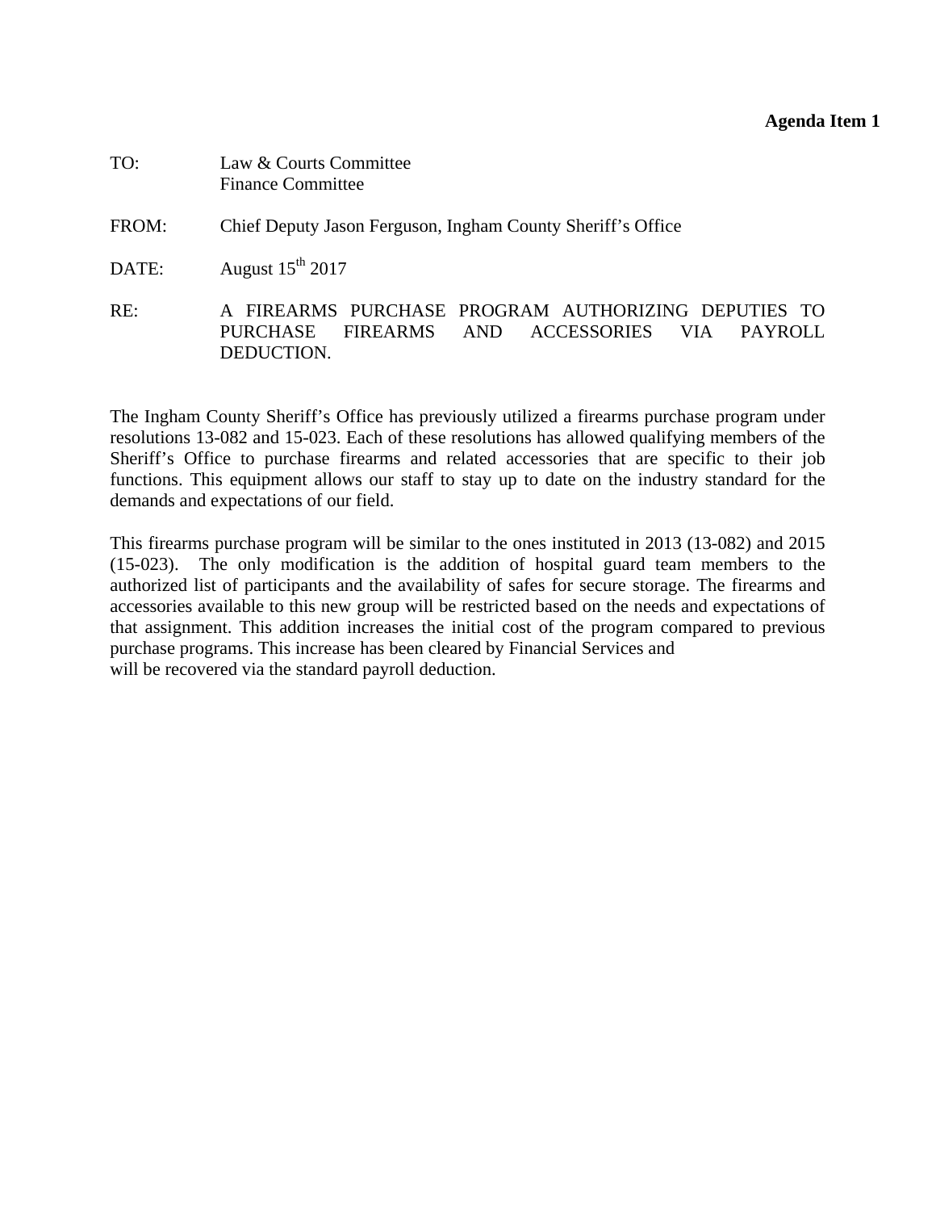**Agenda Item 1**

TO: Law & Courts Committee
Finance Committee

FROM: Chief Deputy Jason Ferguson, Ingham County Sheriff's Office

DATE: August 15th 2017

RE: A FIREARMS PURCHASE PROGRAM AUTHORIZING DEPUTIES TO PURCHASE FIREARMS AND ACCESSORIES VIA PAYROLL DEDUCTION.

The Ingham County Sheriff's Office has previously utilized a firearms purchase program under resolutions 13-082 and 15-023. Each of these resolutions has allowed qualifying members of the Sheriff's Office to purchase firearms and related accessories that are specific to their job functions. This equipment allows our staff to stay up to date on the industry standard for the demands and expectations of our field.

This firearms purchase program will be similar to the ones instituted in 2013 (13-082) and 2015 (15-023). The only modification is the addition of hospital guard team members to the authorized list of participants and the availability of safes for secure storage. The firearms and accessories available to this new group will be restricted based on the needs and expectations of that assignment. This addition increases the initial cost of the program compared to previous purchase programs. This increase has been cleared by Financial Services and will be recovered via the standard payroll deduction.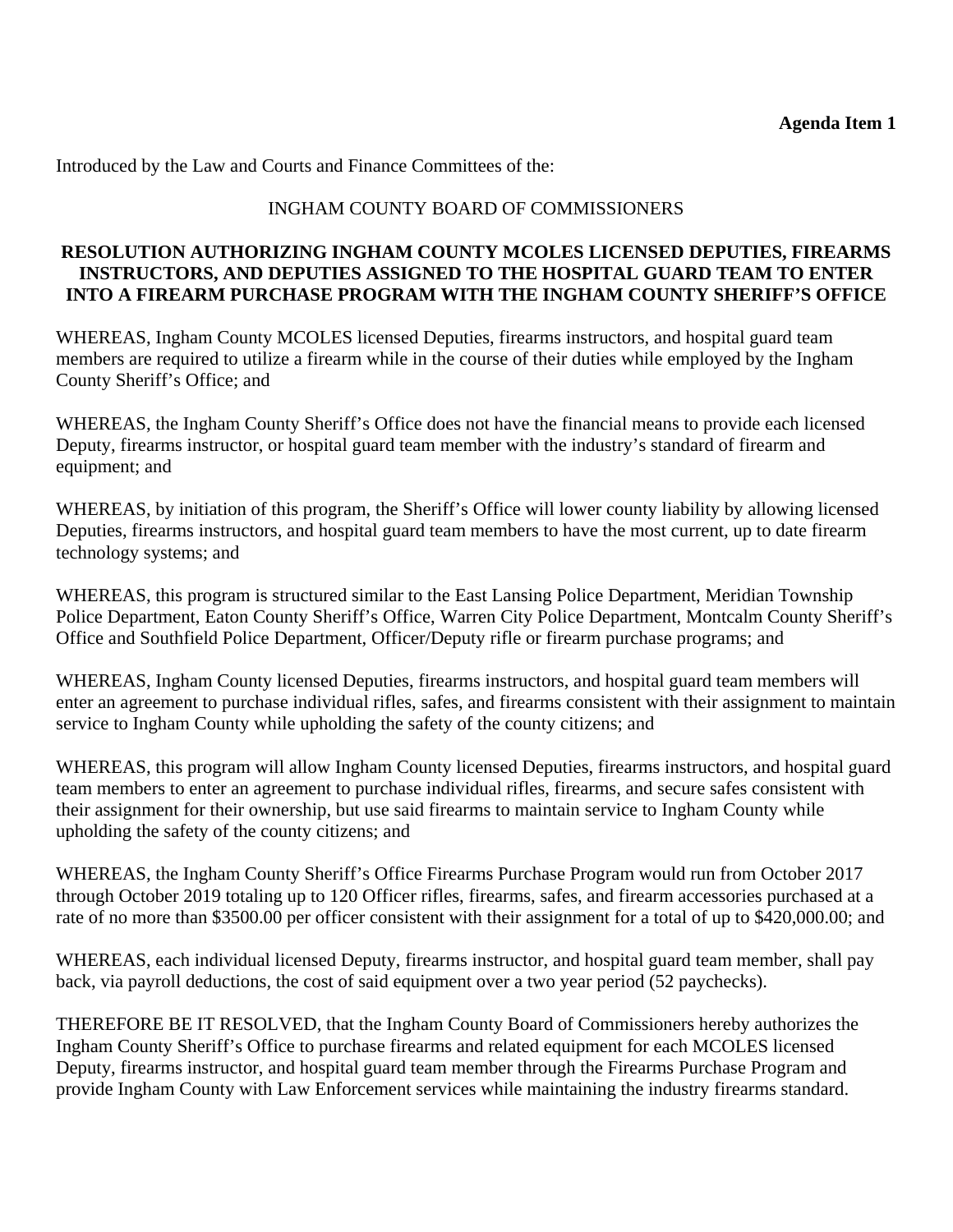**Agenda Item 1**

Introduced by the Law and Courts and Finance Committees of the:

INGHAM COUNTY BOARD OF COMMISSIONERS

**RESOLUTION AUTHORIZING INGHAM COUNTY MCOLES LICENSED DEPUTIES, FIREARMS INSTRUCTORS, AND DEPUTIES ASSIGNED TO THE HOSPITAL GUARD TEAM TO ENTER INTO A FIREARM PURCHASE PROGRAM WITH THE INGHAM COUNTY SHERIFF'S OFFICE**

WHEREAS, Ingham County MCOLES licensed Deputies, firearms instructors, and hospital guard team members are required to utilize a firearm while in the course of their duties while employed by the Ingham County Sheriff's Office; and

WHEREAS, the Ingham County Sheriff's Office does not have the financial means to provide each licensed Deputy, firearms instructor, or hospital guard team member with the industry's standard of firearm and equipment; and

WHEREAS, by initiation of this program, the Sheriff's Office will lower county liability by allowing licensed Deputies, firearms instructors, and hospital guard team members to have the most current, up to date firearm technology systems; and

WHEREAS, this program is structured similar to the East Lansing Police Department, Meridian Township Police Department, Eaton County Sheriff's Office, Warren City Police Department, Montcalm County Sheriff's Office and Southfield Police Department, Officer/Deputy rifle or firearm purchase programs; and

WHEREAS, Ingham County licensed Deputies, firearms instructors, and hospital guard team members will enter an agreement to purchase individual rifles, safes, and firearms consistent with their assignment to maintain service to Ingham County while upholding the safety of the county citizens; and

WHEREAS, this program will allow Ingham County licensed Deputies, firearms instructors, and hospital guard team members to enter an agreement to purchase individual rifles, firearms, and secure safes consistent with their assignment for their ownership, but use said firearms to maintain service to Ingham County while upholding the safety of the county citizens; and

WHEREAS, the Ingham County Sheriff's Office Firearms Purchase Program would run from October 2017 through October 2019 totaling up to 120 Officer rifles, firearms, safes, and firearm accessories purchased at a rate of no more than $3500.00 per officer consistent with their assignment for a total of up to $420,000.00; and

WHEREAS, each individual licensed Deputy, firearms instructor, and hospital guard team member, shall pay back, via payroll deductions, the cost of said equipment over a two year period (52 paychecks).

THEREFORE BE IT RESOLVED, that the Ingham County Board of Commissioners hereby authorizes the Ingham County Sheriff's Office to purchase firearms and related equipment for each MCOLES licensed Deputy, firearms instructor, and hospital guard team member through the Firearms Purchase Program and provide Ingham County with Law Enforcement services while maintaining the industry firearms standard.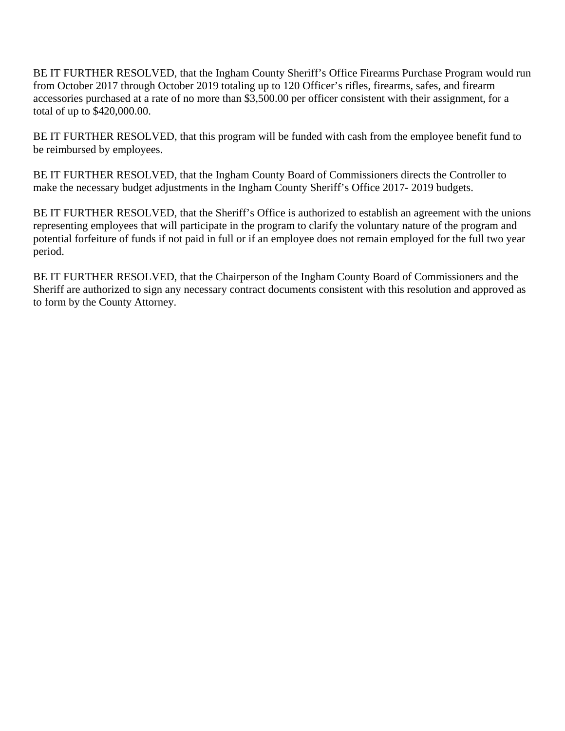BE IT FURTHER RESOLVED, that the Ingham County Sheriff's Office Firearms Purchase Program would run from October 2017 through October 2019 totaling up to 120 Officer's rifles, firearms, safes, and firearm accessories purchased at a rate of no more than $3,500.00 per officer consistent with their assignment, for a total of up to $420,000.00.

BE IT FURTHER RESOLVED, that this program will be funded with cash from the employee benefit fund to be reimbursed by employees.

BE IT FURTHER RESOLVED, that the Ingham County Board of Commissioners directs the Controller to make the necessary budget adjustments in the Ingham County Sheriff's Office 2017- 2019 budgets.

BE IT FURTHER RESOLVED, that the Sheriff's Office is authorized to establish an agreement with the unions representing employees that will participate in the program to clarify the voluntary nature of the program and potential forfeiture of funds if not paid in full or if an employee does not remain employed for the full two year period.

BE IT FURTHER RESOLVED, that the Chairperson of the Ingham County Board of Commissioners and the Sheriff are authorized to sign any necessary contract documents consistent with this resolution and approved as to form by the County Attorney.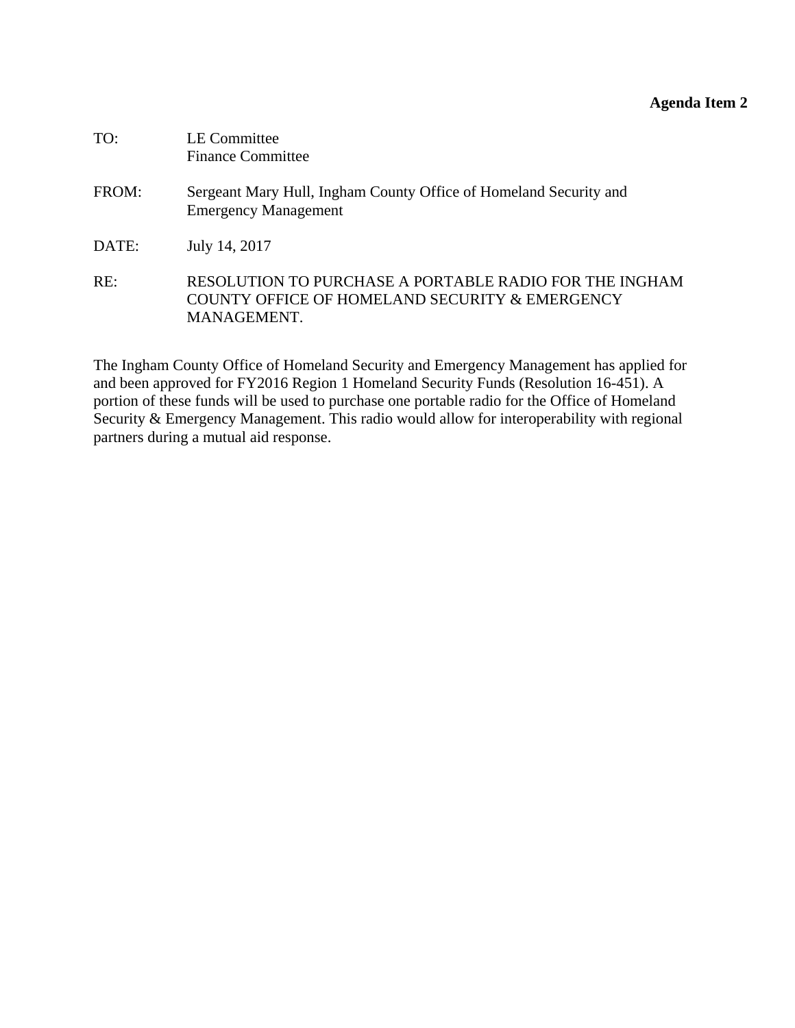**Agenda Item 2**

TO: LE Committee
Finance Committee

FROM: Sergeant Mary Hull, Ingham County Office of Homeland Security and Emergency Management

DATE: July 14, 2017

RE: RESOLUTION TO PURCHASE A PORTABLE RADIO FOR THE INGHAM COUNTY OFFICE OF HOMELAND SECURITY & EMERGENCY MANAGEMENT.

The Ingham County Office of Homeland Security and Emergency Management has applied for and been approved for FY2016 Region 1 Homeland Security Funds (Resolution 16-451). A portion of these funds will be used to purchase one portable radio for the Office of Homeland Security & Emergency Management. This radio would allow for interoperability with regional partners during a mutual aid response.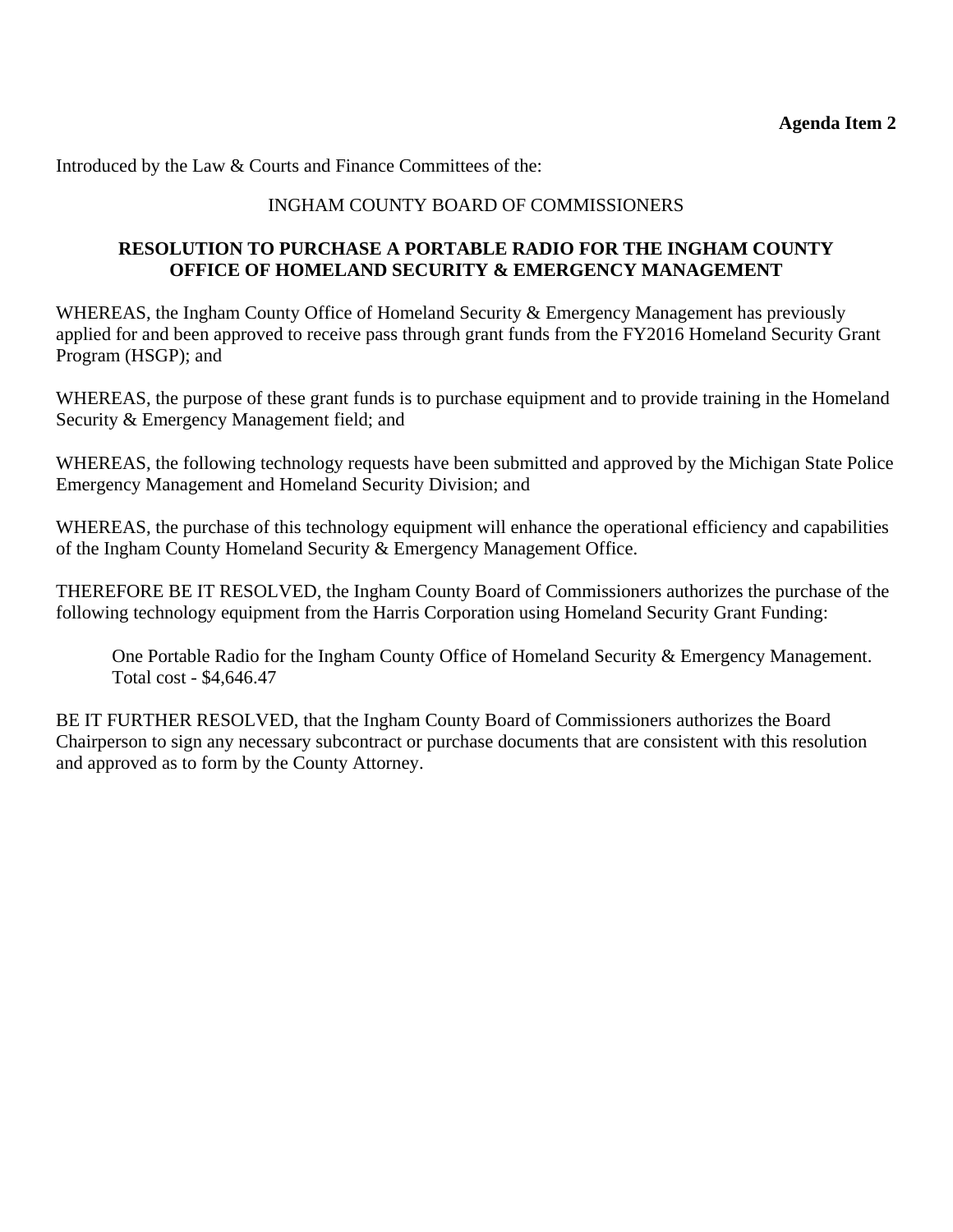**Agenda Item 2**

Introduced by the Law & Courts and Finance Committees of the:

INGHAM COUNTY BOARD OF COMMISSIONERS

**RESOLUTION TO PURCHASE A PORTABLE RADIO FOR THE INGHAM COUNTY OFFICE OF HOMELAND SECURITY & EMERGENCY MANAGEMENT**

WHEREAS, the Ingham County Office of Homeland Security & Emergency Management has previously applied for and been approved to receive pass through grant funds from the FY2016 Homeland Security Grant Program (HSGP); and

WHEREAS, the purpose of these grant funds is to purchase equipment and to provide training in the Homeland Security & Emergency Management field; and

WHEREAS, the following technology requests have been submitted and approved by the Michigan State Police Emergency Management and Homeland Security Division; and

WHEREAS, the purchase of this technology equipment will enhance the operational efficiency and capabilities of the Ingham County Homeland Security & Emergency Management Office.

THEREFORE BE IT RESOLVED, the Ingham County Board of Commissioners authorizes the purchase of the following technology equipment from the Harris Corporation using Homeland Security Grant Funding:

> One Portable Radio for the Ingham County Office of Homeland Security & Emergency Management.
> Total cost - $4,646.47

BE IT FURTHER RESOLVED, that the Ingham County Board of Commissioners authorizes the Board Chairperson to sign any necessary subcontract or purchase documents that are consistent with this resolution and approved as to form by the County Attorney.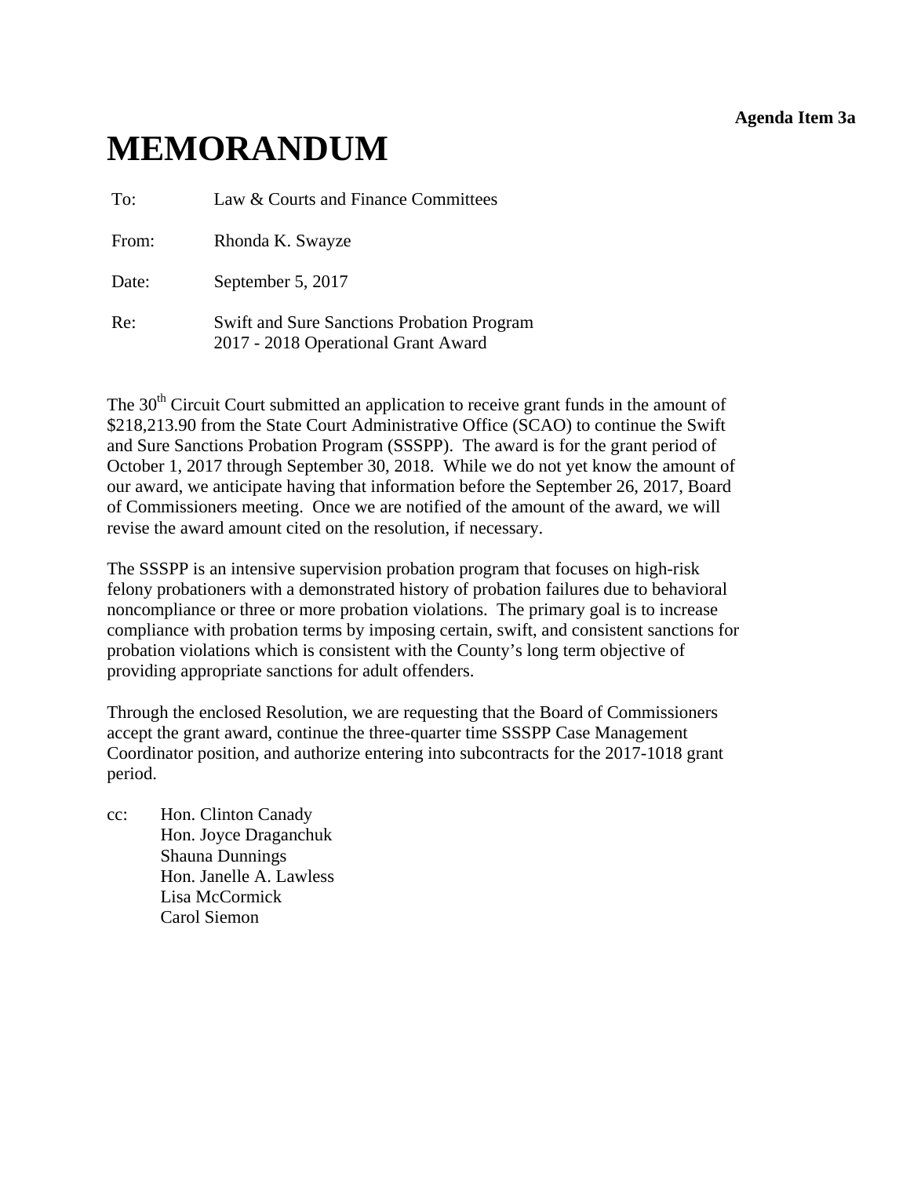**Agenda Item 3a**

# MEMORANDUM

| | |
|---|---|
| To: | Law & Courts and Finance Committees |
| From: | Rhonda K. Swayze |
| Date: | September 5, 2017 |
| Re: | Swift and Sure Sanctions Probation Program<br>2017 - 2018 Operational Grant Award |

The 30th Circuit Court submitted an application to receive grant funds in the amount of $218,213.90 from the State Court Administrative Office (SCAO) to continue the Swift and Sure Sanctions Probation Program (SSSPP). The award is for the grant period of October 1, 2017 through September 30, 2018. While we do not yet know the amount of our award, we anticipate having that information before the September 26, 2017, Board of Commissioners meeting. Once we are notified of the amount of the award, we will revise the award amount cited on the resolution, if necessary.

The SSSPP is an intensive supervision probation program that focuses on high-risk felony probationers with a demonstrated history of probation failures due to behavioral noncompliance or three or more probation violations. The primary goal is to increase compliance with probation terms by imposing certain, swift, and consistent sanctions for probation violations which is consistent with the County's long term objective of providing appropriate sanctions for adult offenders.

Through the enclosed Resolution, we are requesting that the Board of Commissioners accept the grant award, continue the three-quarter time SSSPP Case Management Coordinator position, and authorize entering into subcontracts for the 2017-1018 grant period.

cc: Hon. Clinton Canady
Hon. Joyce Draganchuk
Shauna Dunnings
Hon. Janelle A. Lawless
Lisa McCormick
Carol Siemon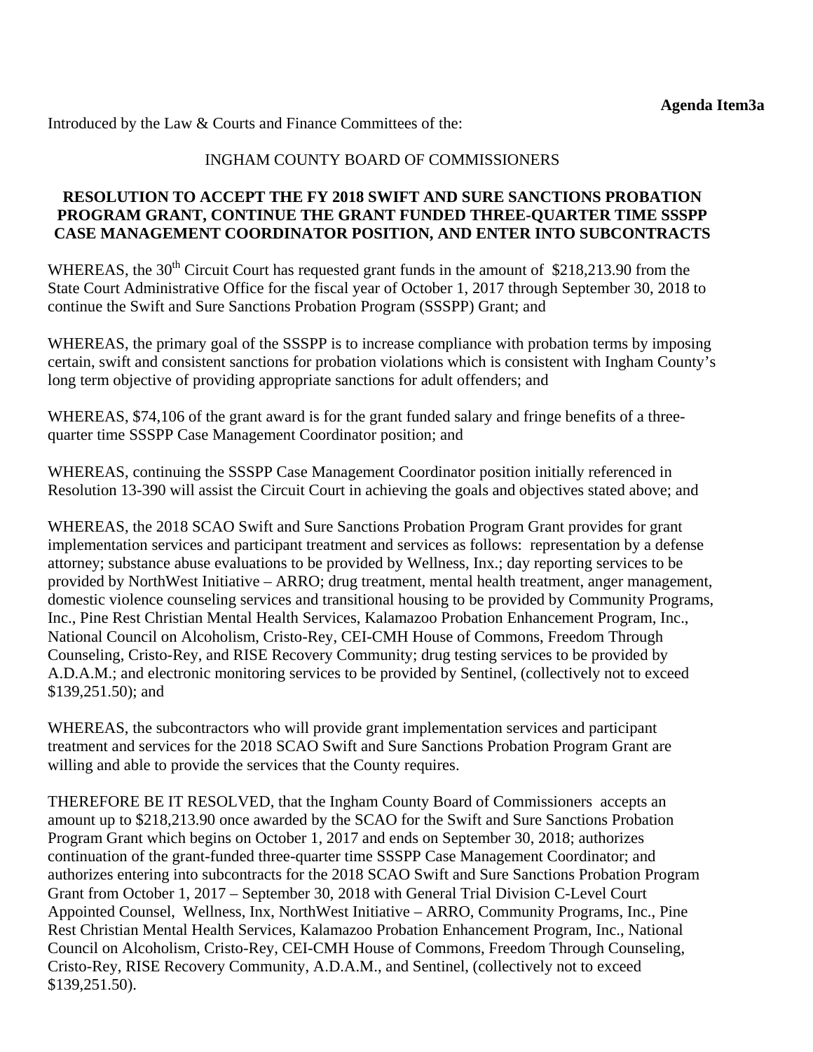**Agenda Item3a**

Introduced by the Law & Courts and Finance Committees of the:

INGHAM COUNTY BOARD OF COMMISSIONERS

**RESOLUTION TO ACCEPT THE FY 2018 SWIFT AND SURE SANCTIONS PROBATION PROGRAM GRANT, CONTINUE THE GRANT FUNDED THREE-QUARTER TIME SSSPP CASE MANAGEMENT COORDINATOR POSITION, AND ENTER INTO SUBCONTRACTS**

WHEREAS, the 30th Circuit Court has requested grant funds in the amount of $218,213.90 from the State Court Administrative Office for the fiscal year of October 1, 2017 through September 30, 2018 to continue the Swift and Sure Sanctions Probation Program (SSSPP) Grant; and

WHEREAS, the primary goal of the SSSPP is to increase compliance with probation terms by imposing certain, swift and consistent sanctions for probation violations which is consistent with Ingham County's long term objective of providing appropriate sanctions for adult offenders; and

WHEREAS, $74,106 of the grant award is for the grant funded salary and fringe benefits of a three-quarter time SSSPP Case Management Coordinator position; and

WHEREAS, continuing the SSSPP Case Management Coordinator position initially referenced in Resolution 13-390 will assist the Circuit Court in achieving the goals and objectives stated above; and

WHEREAS, the 2018 SCAO Swift and Sure Sanctions Probation Program Grant provides for grant implementation services and participant treatment and services as follows: representation by a defense attorney; substance abuse evaluations to be provided by Wellness, Inx.; day reporting services to be provided by NorthWest Initiative – ARRO; drug treatment, mental health treatment, anger management, domestic violence counseling services and transitional housing to be provided by Community Programs, Inc., Pine Rest Christian Mental Health Services, Kalamazoo Probation Enhancement Program, Inc., National Council on Alcoholism, Cristo-Rey, CEI-CMH House of Commons, Freedom Through Counseling, Cristo-Rey, and RISE Recovery Community; drug testing services to be provided by A.D.A.M.; and electronic monitoring services to be provided by Sentinel, (collectively not to exceed $139,251.50); and

WHEREAS, the subcontractors who will provide grant implementation services and participant treatment and services for the 2018 SCAO Swift and Sure Sanctions Probation Program Grant are willing and able to provide the services that the County requires.

THEREFORE BE IT RESOLVED, that the Ingham County Board of Commissioners accepts an amount up to $218,213.90 once awarded by the SCAO for the Swift and Sure Sanctions Probation Program Grant which begins on October 1, 2017 and ends on September 30, 2018; authorizes continuation of the grant-funded three-quarter time SSSPP Case Management Coordinator; and authorizes entering into subcontracts for the 2018 SCAO Swift and Sure Sanctions Probation Program Grant from October 1, 2017 – September 30, 2018 with General Trial Division C-Level Court Appointed Counsel, Wellness, Inx, NorthWest Initiative – ARRO, Community Programs, Inc., Pine Rest Christian Mental Health Services, Kalamazoo Probation Enhancement Program, Inc., National Council on Alcoholism, Cristo-Rey, CEI-CMH House of Commons, Freedom Through Counseling, Cristo-Rey, RISE Recovery Community, A.D.A.M., and Sentinel, (collectively not to exceed $139,251.50).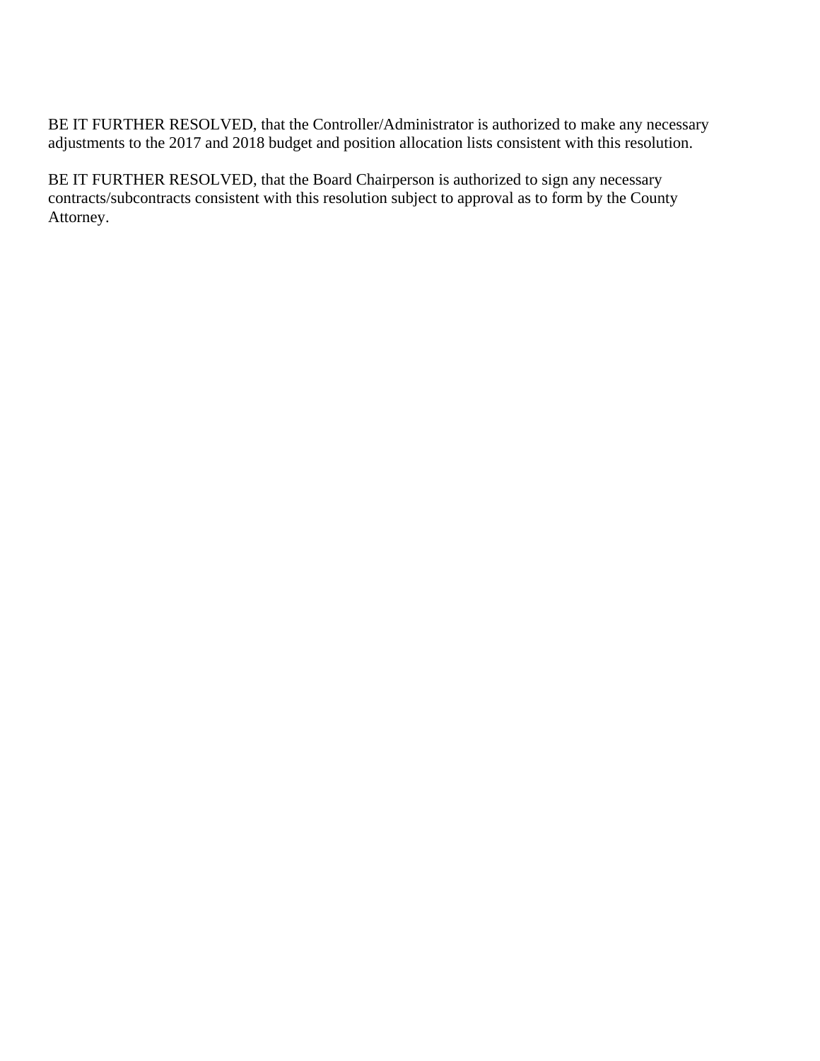BE IT FURTHER RESOLVED, that the Controller/Administrator is authorized to make any necessary adjustments to the 2017 and 2018 budget and position allocation lists consistent with this resolution.

BE IT FURTHER RESOLVED, that the Board Chairperson is authorized to sign any necessary contracts/subcontracts consistent with this resolution subject to approval as to form by the County Attorney.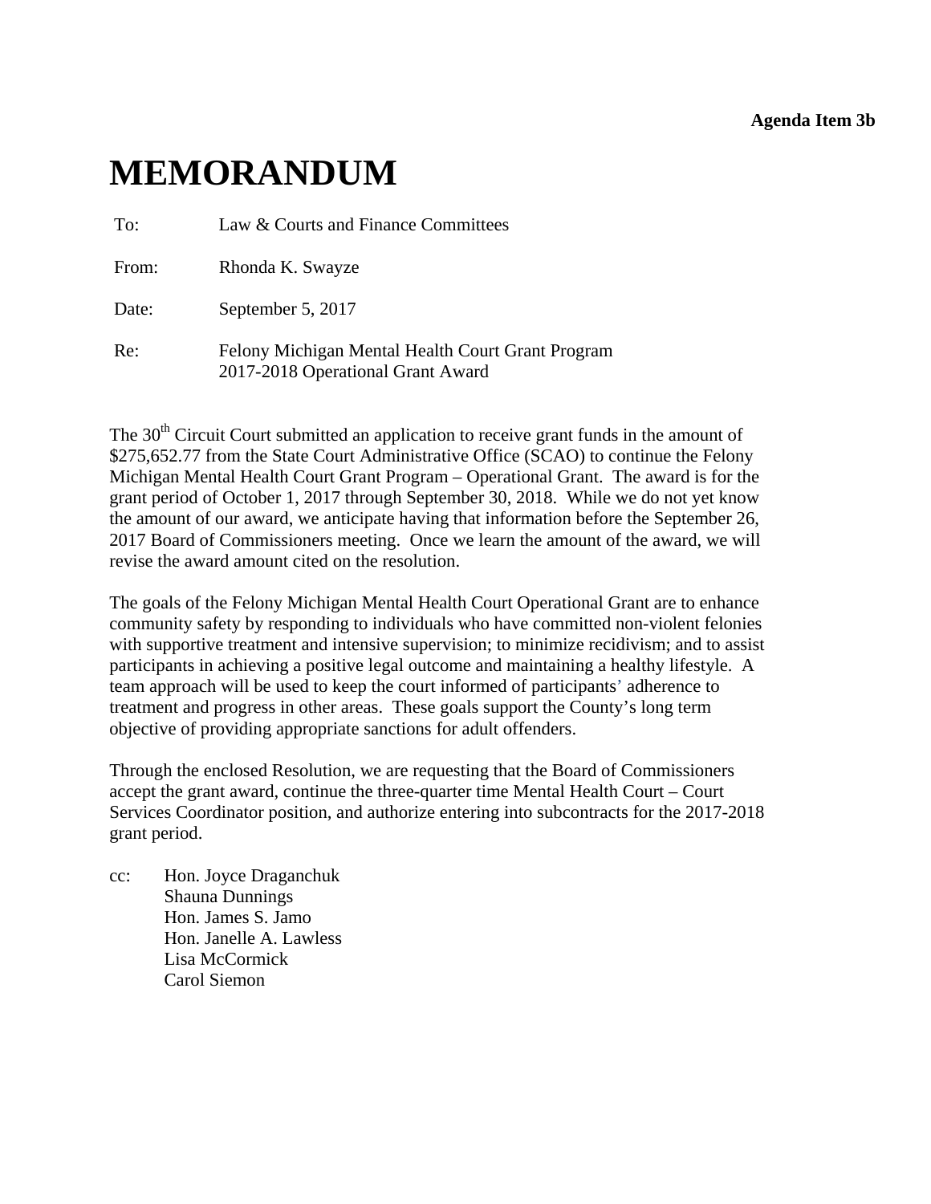**Agenda Item 3b**

# MEMORANDUM

To: Law & Courts and Finance Committees

From: Rhonda K. Swayze

Date: September 5, 2017

Re: Felony Michigan Mental Health Court Grant Program
2017-2018 Operational Grant Award

The 30th Circuit Court submitted an application to receive grant funds in the amount of $275,652.77 from the State Court Administrative Office (SCAO) to continue the Felony Michigan Mental Health Court Grant Program – Operational Grant. The award is for the grant period of October 1, 2017 through September 30, 2018. While we do not yet know the amount of our award, we anticipate having that information before the September 26, 2017 Board of Commissioners meeting. Once we learn the amount of the award, we will revise the award amount cited on the resolution.

The goals of the Felony Michigan Mental Health Court Operational Grant are to enhance community safety by responding to individuals who have committed non-violent felonies with supportive treatment and intensive supervision; to minimize recidivism; and to assist participants in achieving a positive legal outcome and maintaining a healthy lifestyle. A team approach will be used to keep the court informed of participants' adherence to treatment and progress in other areas. These goals support the County's long term objective of providing appropriate sanctions for adult offenders.

Through the enclosed Resolution, we are requesting that the Board of Commissioners accept the grant award, continue the three-quarter time Mental Health Court – Court Services Coordinator position, and authorize entering into subcontracts for the 2017-2018 grant period.

cc: Hon. Joyce Draganchuk
Shauna Dunnings
Hon. James S. Jamo
Hon. Janelle A. Lawless
Lisa McCormick
Carol Siemon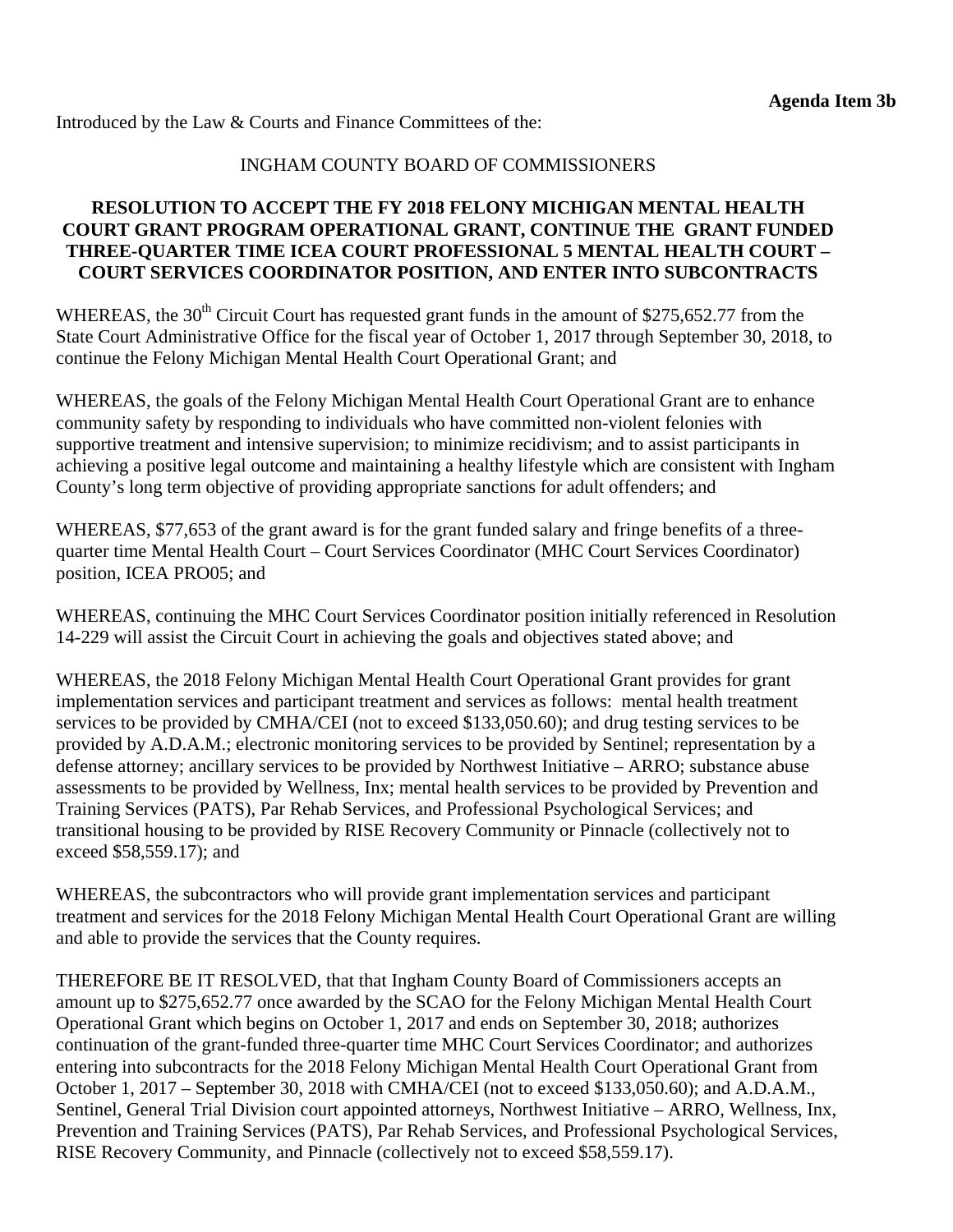**Agenda Item 3b**

Introduced by the Law & Courts and Finance Committees of the:

INGHAM COUNTY BOARD OF COMMISSIONERS

**RESOLUTION TO ACCEPT THE FY 2018 FELONY MICHIGAN MENTAL HEALTH COURT GRANT PROGRAM OPERATIONAL GRANT, CONTINUE THE GRANT FUNDED THREE-QUARTER TIME ICEA COURT PROFESSIONAL 5 MENTAL HEALTH COURT – COURT SERVICES COORDINATOR POSITION, AND ENTER INTO SUBCONTRACTS**

WHEREAS, the 30th Circuit Court has requested grant funds in the amount of $275,652.77 from the State Court Administrative Office for the fiscal year of October 1, 2017 through September 30, 2018, to continue the Felony Michigan Mental Health Court Operational Grant; and

WHEREAS, the goals of the Felony Michigan Mental Health Court Operational Grant are to enhance community safety by responding to individuals who have committed non-violent felonies with supportive treatment and intensive supervision; to minimize recidivism; and to assist participants in achieving a positive legal outcome and maintaining a healthy lifestyle which are consistent with Ingham County's long term objective of providing appropriate sanctions for adult offenders; and

WHEREAS, $77,653 of the grant award is for the grant funded salary and fringe benefits of a three-quarter time Mental Health Court – Court Services Coordinator (MHC Court Services Coordinator) position, ICEA PRO05; and

WHEREAS, continuing the MHC Court Services Coordinator position initially referenced in Resolution 14-229 will assist the Circuit Court in achieving the goals and objectives stated above; and

WHEREAS, the 2018 Felony Michigan Mental Health Court Operational Grant provides for grant implementation services and participant treatment and services as follows: mental health treatment services to be provided by CMHA/CEI (not to exceed $133,050.60); and drug testing services to be provided by A.D.A.M.; electronic monitoring services to be provided by Sentinel; representation by a defense attorney; ancillary services to be provided by Northwest Initiative – ARRO; substance abuse assessments to be provided by Wellness, Inx; mental health services to be provided by Prevention and Training Services (PATS), Par Rehab Services, and Professional Psychological Services; and transitional housing to be provided by RISE Recovery Community or Pinnacle (collectively not to exceed $58,559.17); and

WHEREAS, the subcontractors who will provide grant implementation services and participant treatment and services for the 2018 Felony Michigan Mental Health Court Operational Grant are willing and able to provide the services that the County requires.

THEREFORE BE IT RESOLVED, that that Ingham County Board of Commissioners accepts an amount up to $275,652.77 once awarded by the SCAO for the Felony Michigan Mental Health Court Operational Grant which begins on October 1, 2017 and ends on September 30, 2018; authorizes continuation of the grant-funded three-quarter time MHC Court Services Coordinator; and authorizes entering into subcontracts for the 2018 Felony Michigan Mental Health Court Operational Grant from October 1, 2017 – September 30, 2018 with CMHA/CEI (not to exceed $133,050.60); and A.D.A.M., Sentinel, General Trial Division court appointed attorneys, Northwest Initiative – ARRO, Wellness, Inx, Prevention and Training Services (PATS), Par Rehab Services, and Professional Psychological Services, RISE Recovery Community, and Pinnacle (collectively not to exceed $58,559.17).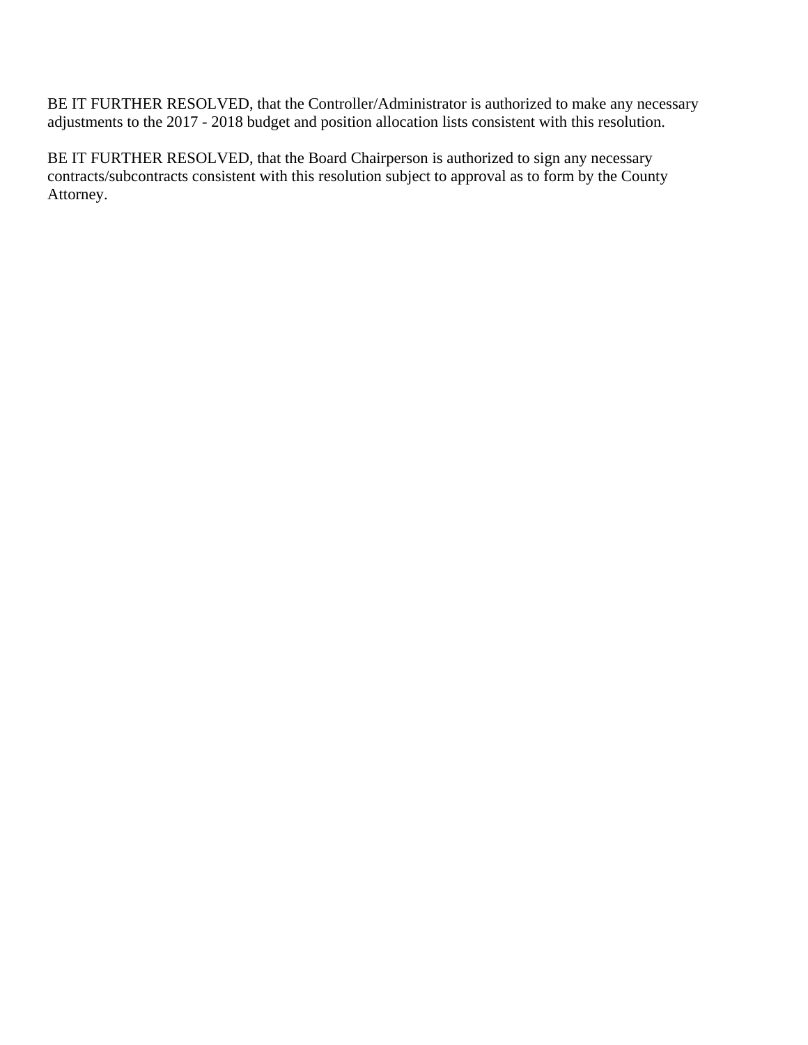BE IT FURTHER RESOLVED, that the Controller/Administrator is authorized to make any necessary adjustments to the 2017 - 2018 budget and position allocation lists consistent with this resolution.

BE IT FURTHER RESOLVED, that the Board Chairperson is authorized to sign any necessary contracts/subcontracts consistent with this resolution subject to approval as to form by the County Attorney.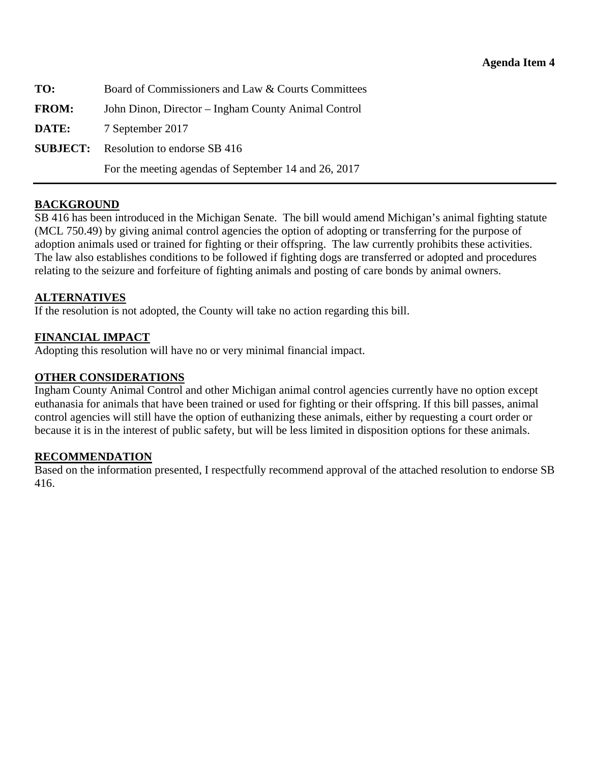**Agenda Item 4**

| | |
|---|---|
| **TO:** | Board of Commissioners and Law & Courts Committees |
| **FROM:** | John Dinon, Director – Ingham County Animal Control |
| **DATE:** | 7 September 2017 |
| **SUBJECT:** | Resolution to endorse SB 416 |
| | For the meeting agendas of September 14 and 26, 2017 |

---

## BACKGROUND

SB 416 has been introduced in the Michigan Senate. The bill would amend Michigan's animal fighting statute (MCL 750.49) by giving animal control agencies the option of adopting or transferring for the purpose of adoption animals used or trained for fighting or their offspring. The law currently prohibits these activities. The law also establishes conditions to be followed if fighting dogs are transferred or adopted and procedures relating to the seizure and forfeiture of fighting animals and posting of care bonds by animal owners.

## ALTERNATIVES

If the resolution is not adopted, the County will take no action regarding this bill.

## FINANCIAL IMPACT

Adopting this resolution will have no or very minimal financial impact.

## OTHER CONSIDERATIONS

Ingham County Animal Control and other Michigan animal control agencies currently have no option except euthanasia for animals that have been trained or used for fighting or their offspring. If this bill passes, animal control agencies will still have the option of euthanizing these animals, either by requesting a court order or because it is in the interest of public safety, but will be less limited in disposition options for these animals.

## RECOMMENDATION

Based on the information presented, I respectfully recommend approval of the attached resolution to endorse SB 416.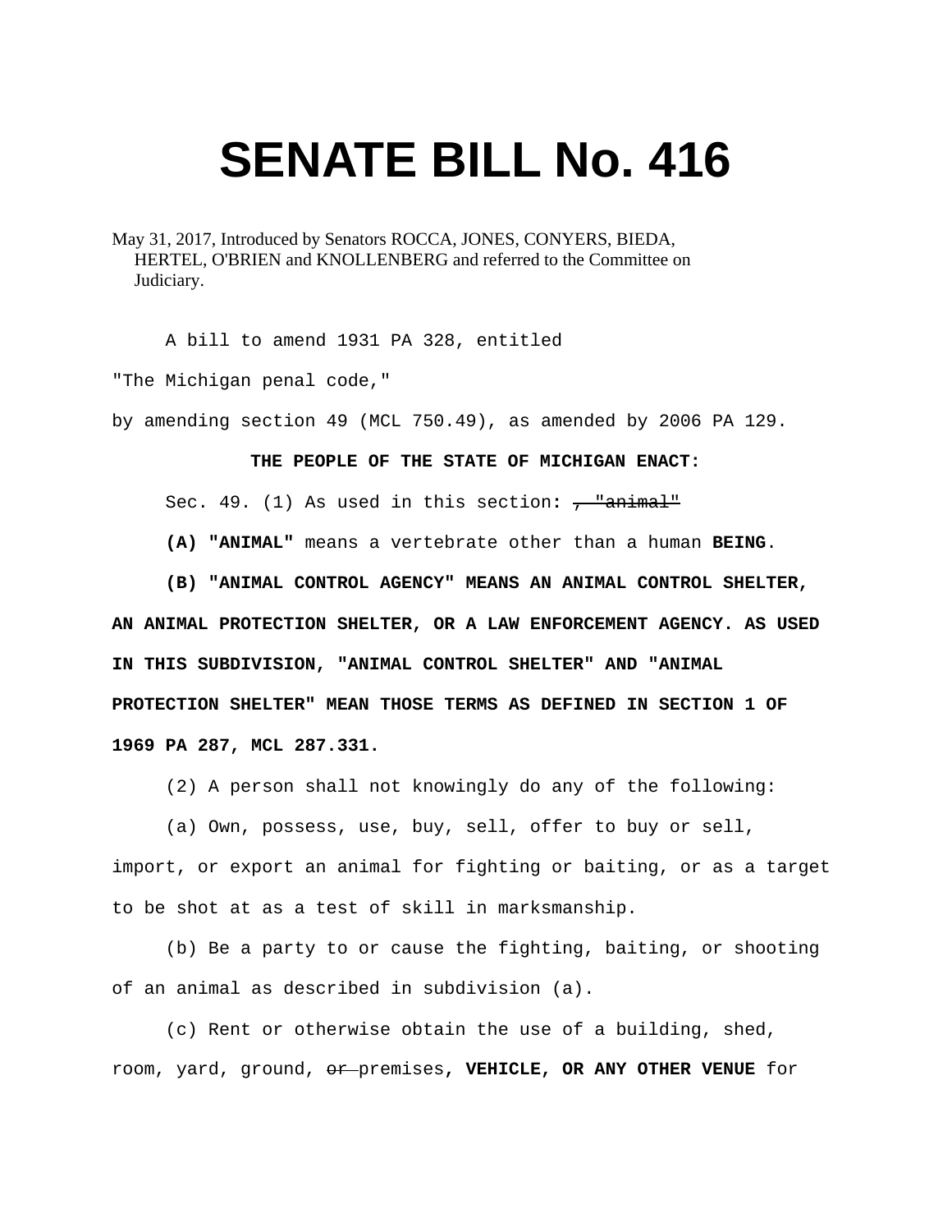# SENATE BILL No. 416

May 31, 2017, Introduced by Senators ROCCA, JONES, CONYERS, BIEDA, HERTEL, O'BRIEN and KNOLLENBERG and referred to the Committee on Judiciary.

A bill to amend 1931 PA 328, entitled

"The Michigan penal code,"

by amending section 49 (MCL 750.49), as amended by 2006 PA 129.

**THE PEOPLE OF THE STATE OF MICHIGAN ENACT:**

Sec. 49. (1) As used in this section**:** ~~, "animal"~~

**(A) "ANIMAL"** means a vertebrate other than a human **BEING**.

**(B) "ANIMAL CONTROL AGENCY" MEANS AN ANIMAL CONTROL SHELTER, AN ANIMAL PROTECTION SHELTER, OR A LAW ENFORCEMENT AGENCY. AS USED IN THIS SUBDIVISION, "ANIMAL CONTROL SHELTER" AND "ANIMAL PROTECTION SHELTER" MEAN THOSE TERMS AS DEFINED IN SECTION 1 OF 1969 PA 287, MCL 287.331.**

(2) A person shall not knowingly do any of the following:

(a) Own, possess, use, buy, sell, offer to buy or sell, import, or export an animal for fighting or baiting, or as a target to be shot at as a test of skill in marksmanship.

(b) Be a party to or cause the fighting, baiting, or shooting of an animal as described in subdivision (a).

(c) Rent or otherwise obtain the use of a building, shed, room, yard, ground, ~~or~~ premises**, VEHICLE, OR ANY OTHER VENUE** for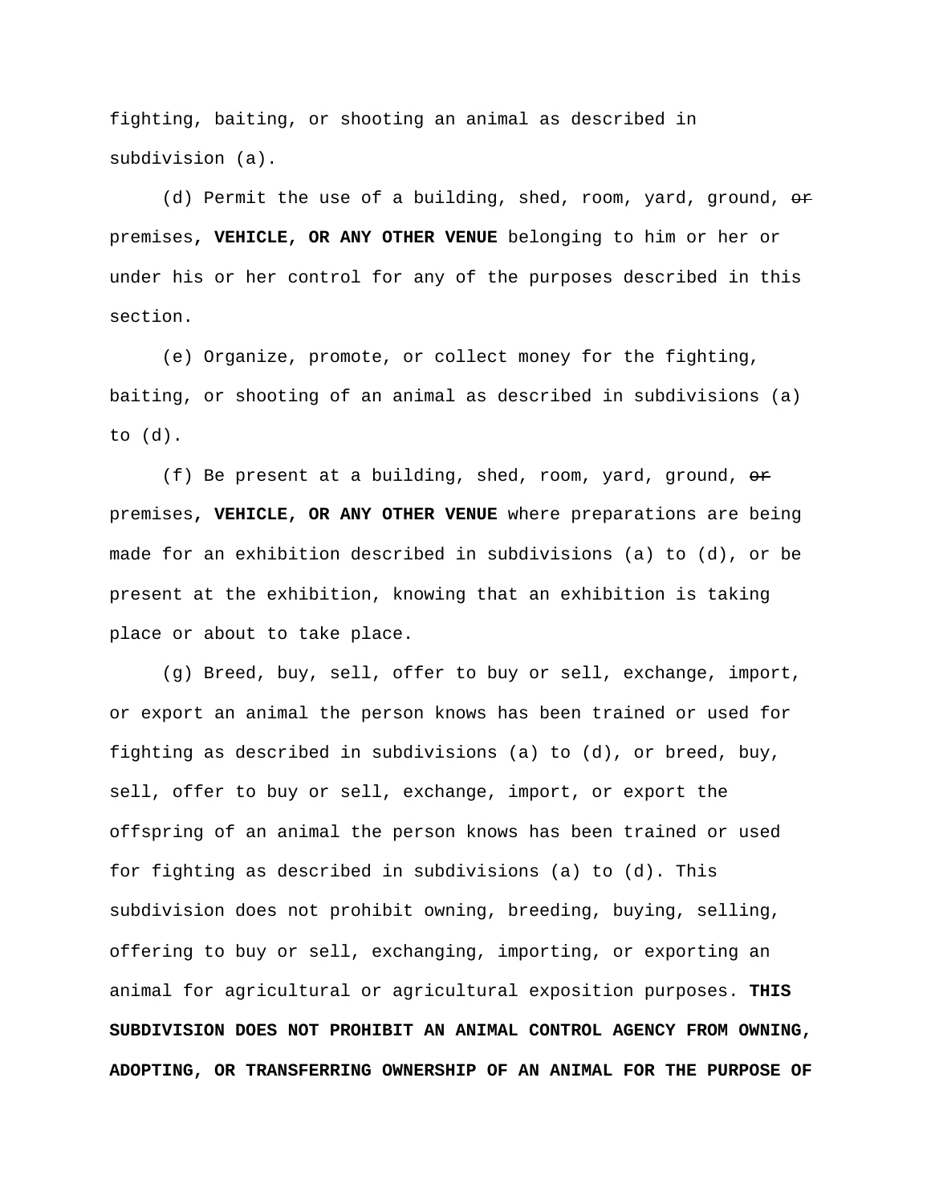fighting, baiting, or shooting an animal as described in subdivision (a).

(d) Permit the use of a building, shed, room, yard, ground, ~~or~~ premises**, VEHICLE, OR ANY OTHER VENUE** belonging to him or her or under his or her control for any of the purposes described in this section.

(e) Organize, promote, or collect money for the fighting, baiting, or shooting of an animal as described in subdivisions (a) to (d).

(f) Be present at a building, shed, room, yard, ground, ~~or~~ premises**, VEHICLE, OR ANY OTHER VENUE** where preparations are being made for an exhibition described in subdivisions (a) to (d), or be present at the exhibition, knowing that an exhibition is taking place or about to take place.

(g) Breed, buy, sell, offer to buy or sell, exchange, import, or export an animal the person knows has been trained or used for fighting as described in subdivisions (a) to (d), or breed, buy, sell, offer to buy or sell, exchange, import, or export the offspring of an animal the person knows has been trained or used for fighting as described in subdivisions (a) to (d). This subdivision does not prohibit owning, breeding, buying, selling, offering to buy or sell, exchanging, importing, or exporting an animal for agricultural or agricultural exposition purposes. **THIS SUBDIVISION DOES NOT PROHIBIT AN ANIMAL CONTROL AGENCY FROM OWNING, ADOPTING, OR TRANSFERRING OWNERSHIP OF AN ANIMAL FOR THE PURPOSE OF**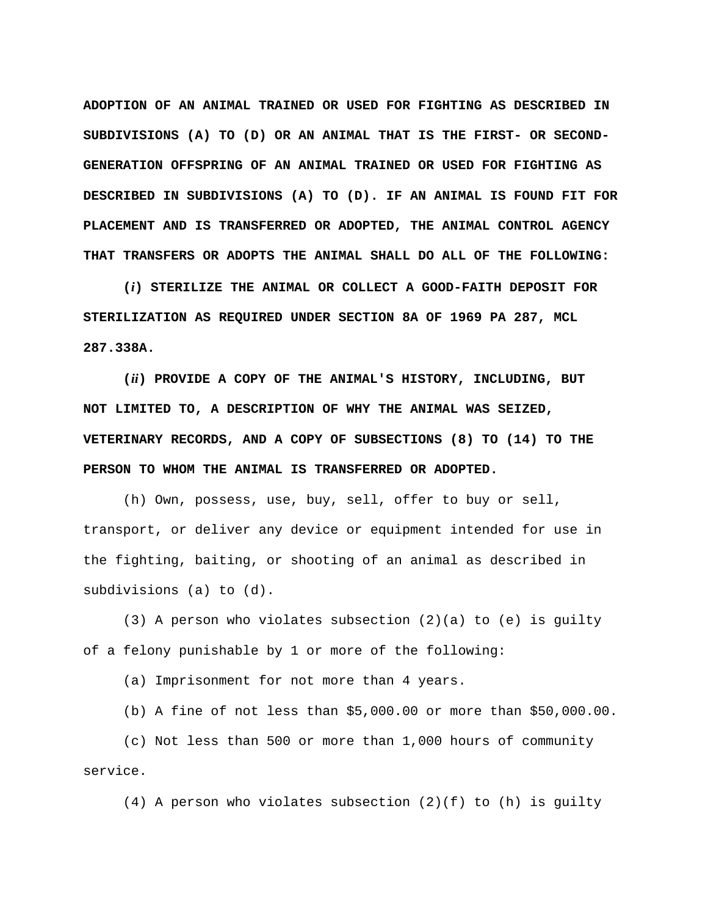**ADOPTION OF AN ANIMAL TRAINED OR USED FOR FIGHTING AS DESCRIBED IN SUBDIVISIONS (A) TO (D) OR AN ANIMAL THAT IS THE FIRST- OR SECOND-GENERATION OFFSPRING OF AN ANIMAL TRAINED OR USED FOR FIGHTING AS DESCRIBED IN SUBDIVISIONS (A) TO (D). IF AN ANIMAL IS FOUND FIT FOR PLACEMENT AND IS TRANSFERRED OR ADOPTED, THE ANIMAL CONTROL AGENCY THAT TRANSFERS OR ADOPTS THE ANIMAL SHALL DO ALL OF THE FOLLOWING:**

**(*i*) STERILIZE THE ANIMAL OR COLLECT A GOOD-FAITH DEPOSIT FOR STERILIZATION AS REQUIRED UNDER SECTION 8A OF 1969 PA 287, MCL 287.338A.**

**(*ii*) PROVIDE A COPY OF THE ANIMAL'S HISTORY, INCLUDING, BUT NOT LIMITED TO, A DESCRIPTION OF WHY THE ANIMAL WAS SEIZED, VETERINARY RECORDS, AND A COPY OF SUBSECTIONS (8) TO (14) TO THE PERSON TO WHOM THE ANIMAL IS TRANSFERRED OR ADOPTED.**

(h) Own, possess, use, buy, sell, offer to buy or sell, transport, or deliver any device or equipment intended for use in the fighting, baiting, or shooting of an animal as described in subdivisions (a) to (d).

(3) A person who violates subsection (2)(a) to (e) is guilty of a felony punishable by 1 or more of the following:

(a) Imprisonment for not more than 4 years.

(b) A fine of not less than $5,000.00 or more than $50,000.00.

(c) Not less than 500 or more than 1,000 hours of community service.

(4) A person who violates subsection (2)(f) to (h) is guilty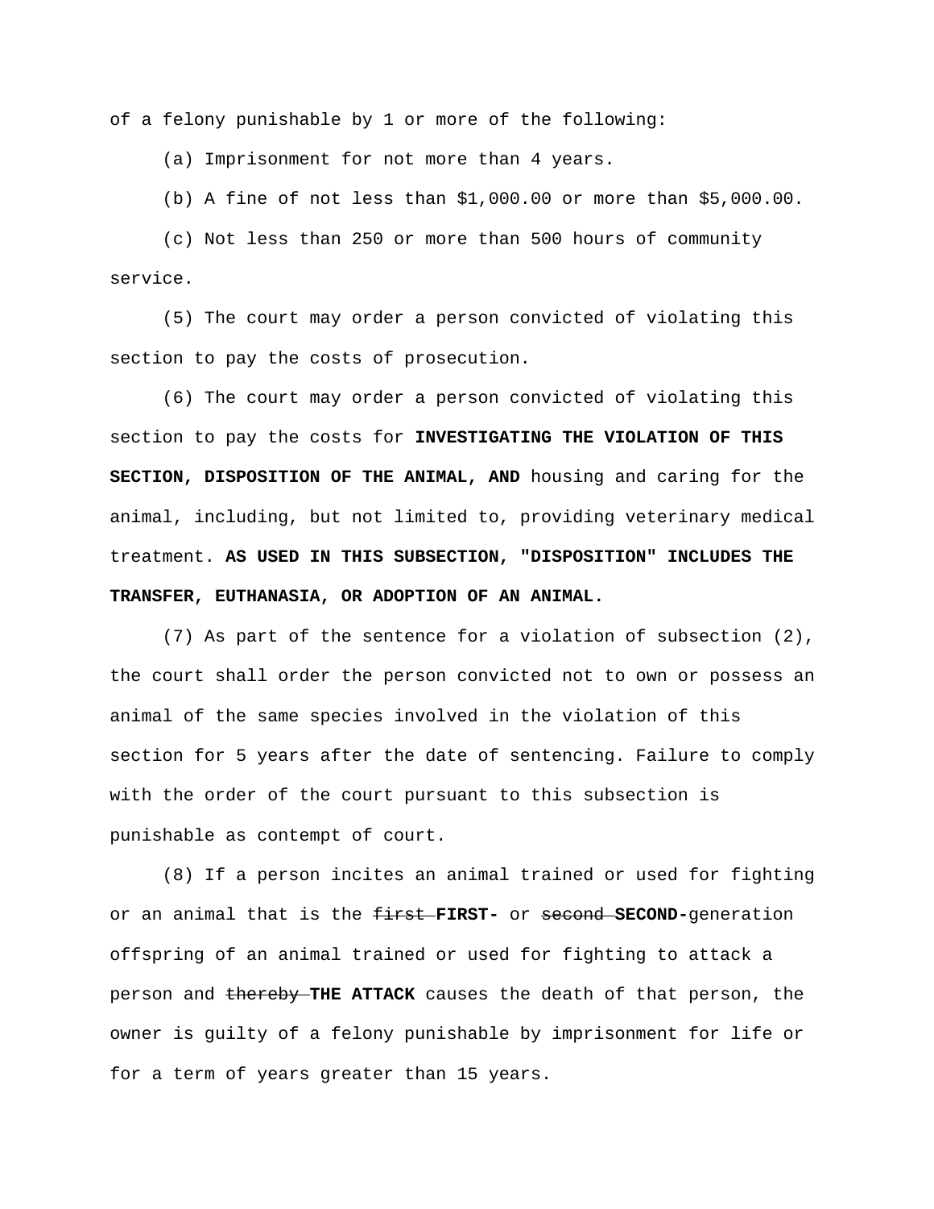of a felony punishable by 1 or more of the following:

(a) Imprisonment for not more than 4 years.

(b) A fine of not less than $1,000.00 or more than $5,000.00.

(c) Not less than 250 or more than 500 hours of community service.

(5) The court may order a person convicted of violating this section to pay the costs of prosecution.

(6) The court may order a person convicted of violating this section to pay the costs for **INVESTIGATING THE VIOLATION OF THIS SECTION, DISPOSITION OF THE ANIMAL, AND** housing and caring for the animal, including, but not limited to, providing veterinary medical treatment. **AS USED IN THIS SUBSECTION, "DISPOSITION" INCLUDES THE TRANSFER, EUTHANASIA, OR ADOPTION OF AN ANIMAL.**

(7) As part of the sentence for a violation of subsection (2), the court shall order the person convicted not to own or possess an animal of the same species involved in the violation of this section for 5 years after the date of sentencing. Failure to comply with the order of the court pursuant to this subsection is punishable as contempt of court.

(8) If a person incites an animal trained or used for fighting or an animal that is the ~~first~~ **FIRST-** or ~~second~~ **SECOND-**generation offspring of an animal trained or used for fighting to attack a person and ~~thereby~~ **THE ATTACK** causes the death of that person, the owner is guilty of a felony punishable by imprisonment for life or for a term of years greater than 15 years.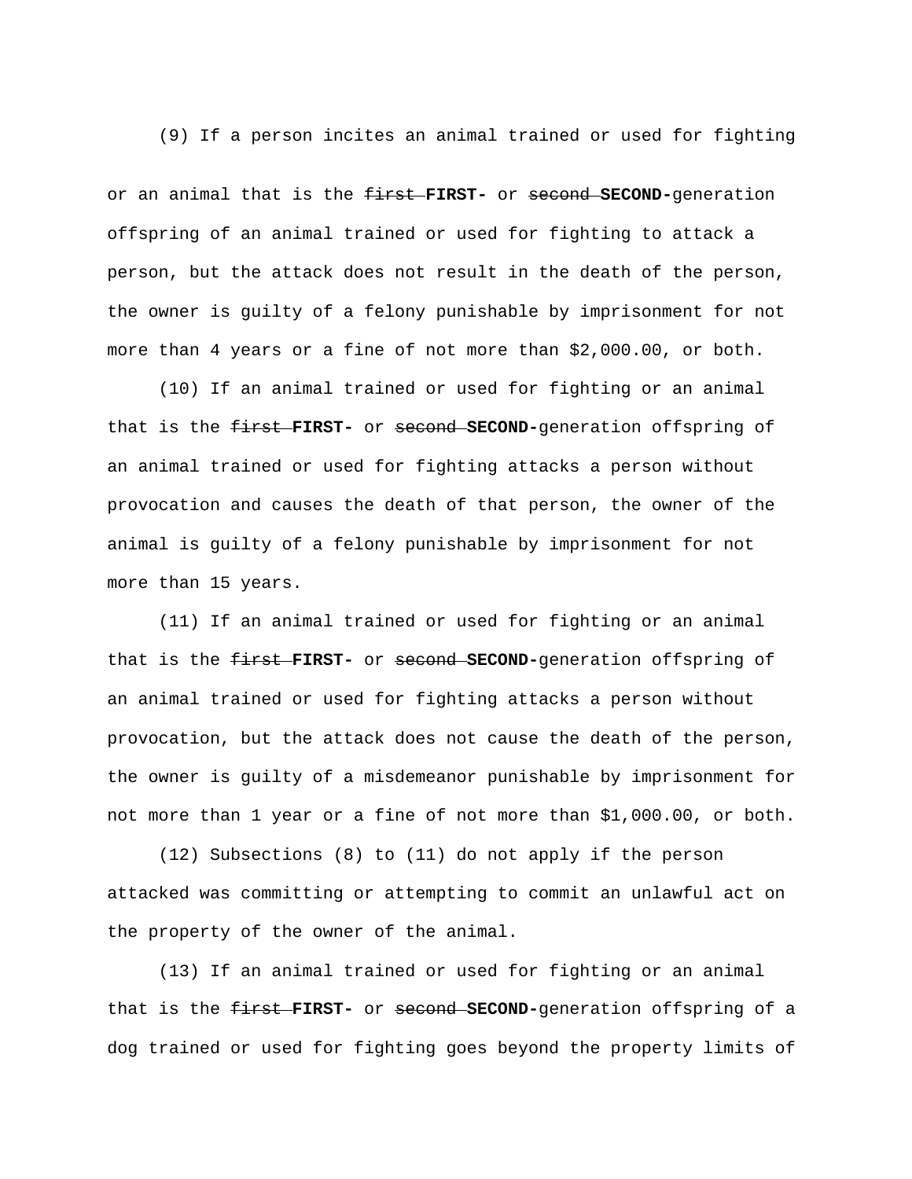(9) If a person incites an animal trained or used for fighting or an animal that is the ~~first~~ **FIRST-** or ~~second~~ **SECOND-**generation offspring of an animal trained or used for fighting to attack a person, but the attack does not result in the death of the person, the owner is guilty of a felony punishable by imprisonment for not more than 4 years or a fine of not more than $2,000.00, or both.

(10) If an animal trained or used for fighting or an animal that is the ~~first~~ **FIRST-** or ~~second~~ **SECOND-**generation offspring of an animal trained or used for fighting attacks a person without provocation and causes the death of that person, the owner of the animal is guilty of a felony punishable by imprisonment for not more than 15 years.

(11) If an animal trained or used for fighting or an animal that is the ~~first~~ **FIRST-** or ~~second~~ **SECOND-**generation offspring of an animal trained or used for fighting attacks a person without provocation, but the attack does not cause the death of the person, the owner is guilty of a misdemeanor punishable by imprisonment for not more than 1 year or a fine of not more than $1,000.00, or both.

(12) Subsections (8) to (11) do not apply if the person attacked was committing or attempting to commit an unlawful act on the property of the owner of the animal.

(13) If an animal trained or used for fighting or an animal that is the ~~first~~ **FIRST-** or ~~second~~ **SECOND-**generation offspring of a dog trained or used for fighting goes beyond the property limits of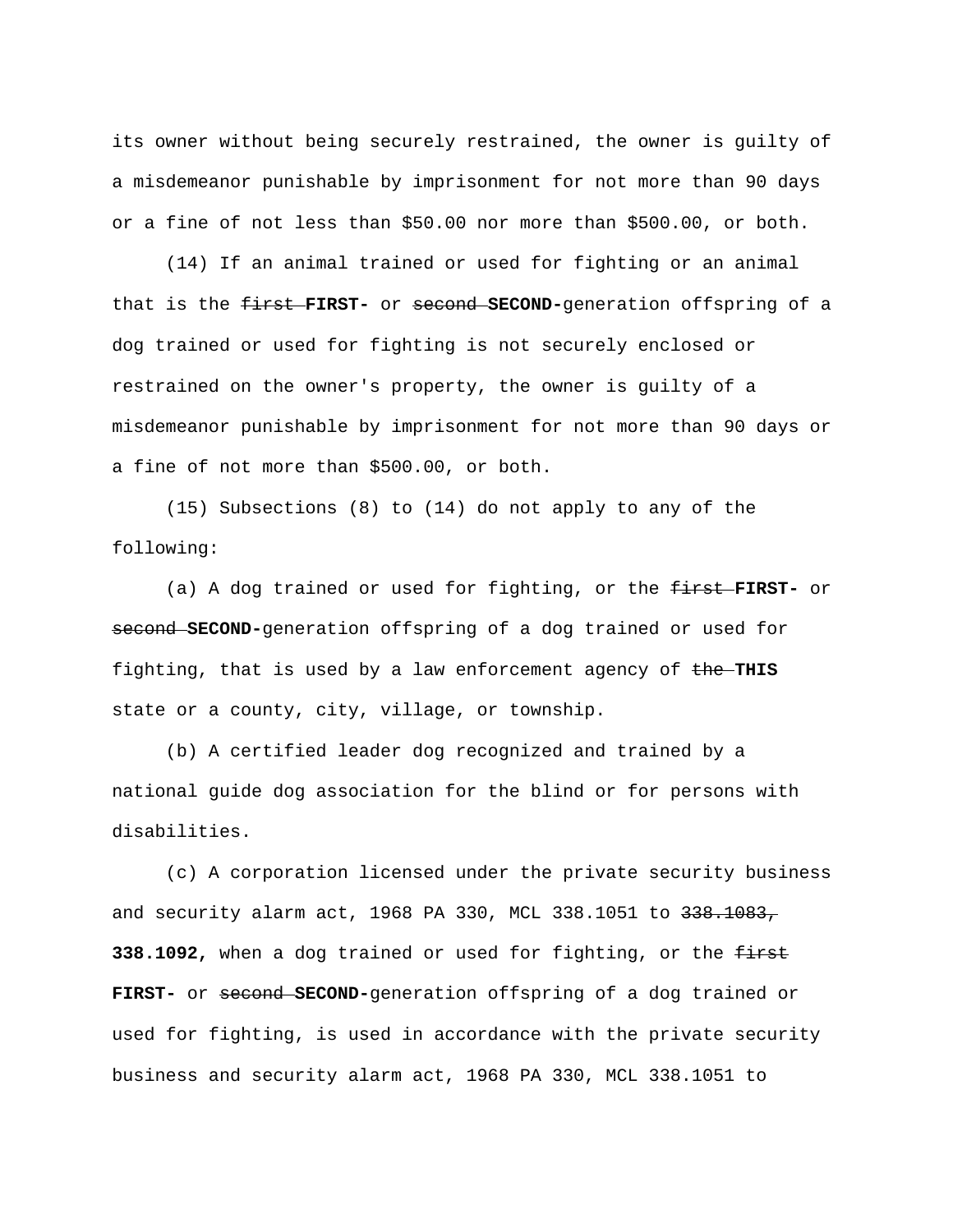its owner without being securely restrained, the owner is guilty of a misdemeanor punishable by imprisonment for not more than 90 days or a fine of not less than $50.00 nor more than $500.00, or both.

(14) If an animal trained or used for fighting or an animal that is the ~~first~~ **FIRST-** or ~~second~~ **SECOND-**generation offspring of a dog trained or used for fighting is not securely enclosed or restrained on the owner's property, the owner is guilty of a misdemeanor punishable by imprisonment for not more than 90 days or a fine of not more than $500.00, or both.

(15) Subsections (8) to (14) do not apply to any of the following:

(a) A dog trained or used for fighting, or the ~~first~~ **FIRST-** or ~~second~~ **SECOND-**generation offspring of a dog trained or used for fighting, that is used by a law enforcement agency of ~~the~~ **THIS** state or a county, city, village, or township.

(b) A certified leader dog recognized and trained by a national guide dog association for the blind or for persons with disabilities.

(c) A corporation licensed under the private security business and security alarm act, 1968 PA 330, MCL 338.1051 to ~~338.1083,~~ **338.1092,** when a dog trained or used for fighting, or the ~~first~~ **FIRST-** or ~~second~~ **SECOND-**generation offspring of a dog trained or used for fighting, is used in accordance with the private security business and security alarm act, 1968 PA 330, MCL 338.1051 to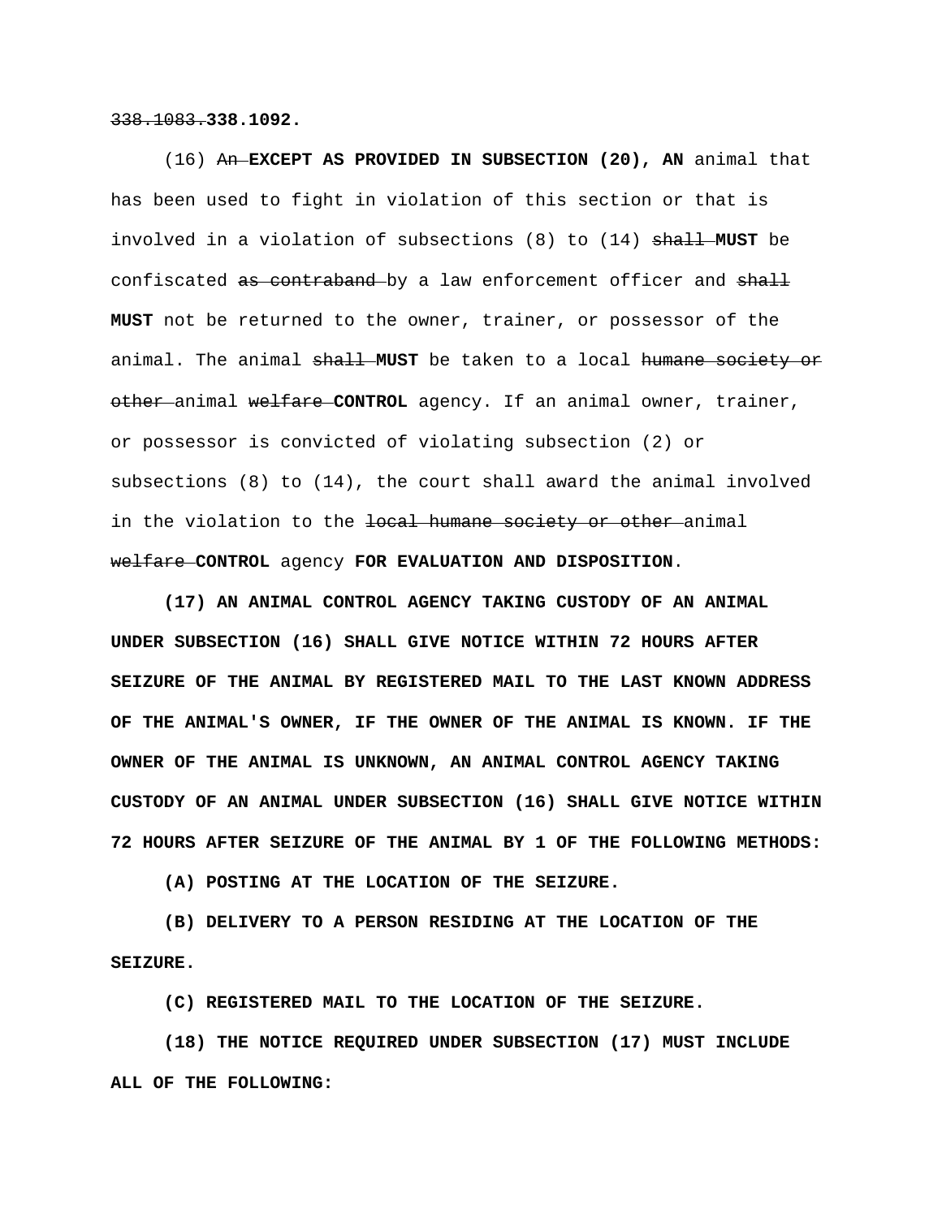~~338.1083.~~**338.1092.**

(16) ~~An~~ **EXCEPT AS PROVIDED IN SUBSECTION (20), AN** animal that has been used to fight in violation of this section or that is involved in a violation of subsections (8) to (14) ~~shall~~ **MUST** be confiscated ~~as contraband~~ by a law enforcement officer and ~~shall~~ **MUST** not be returned to the owner, trainer, or possessor of the animal. The animal ~~shall~~ **MUST** be taken to a local ~~humane society or other~~ animal ~~welfare~~ **CONTROL** agency. If an animal owner, trainer, or possessor is convicted of violating subsection (2) or subsections (8) to (14), the court shall award the animal involved in the violation to the ~~local humane society or other~~ animal ~~welfare~~ **CONTROL** agency **FOR EVALUATION AND DISPOSITION**.

**(17) AN ANIMAL CONTROL AGENCY TAKING CUSTODY OF AN ANIMAL UNDER SUBSECTION (16) SHALL GIVE NOTICE WITHIN 72 HOURS AFTER SEIZURE OF THE ANIMAL BY REGISTERED MAIL TO THE LAST KNOWN ADDRESS OF THE ANIMAL'S OWNER, IF THE OWNER OF THE ANIMAL IS KNOWN. IF THE OWNER OF THE ANIMAL IS UNKNOWN, AN ANIMAL CONTROL AGENCY TAKING CUSTODY OF AN ANIMAL UNDER SUBSECTION (16) SHALL GIVE NOTICE WITHIN 72 HOURS AFTER SEIZURE OF THE ANIMAL BY 1 OF THE FOLLOWING METHODS:**

**(A) POSTING AT THE LOCATION OF THE SEIZURE.**

**(B) DELIVERY TO A PERSON RESIDING AT THE LOCATION OF THE SEIZURE.**

**(C) REGISTERED MAIL TO THE LOCATION OF THE SEIZURE.**

**(18) THE NOTICE REQUIRED UNDER SUBSECTION (17) MUST INCLUDE ALL OF THE FOLLOWING:**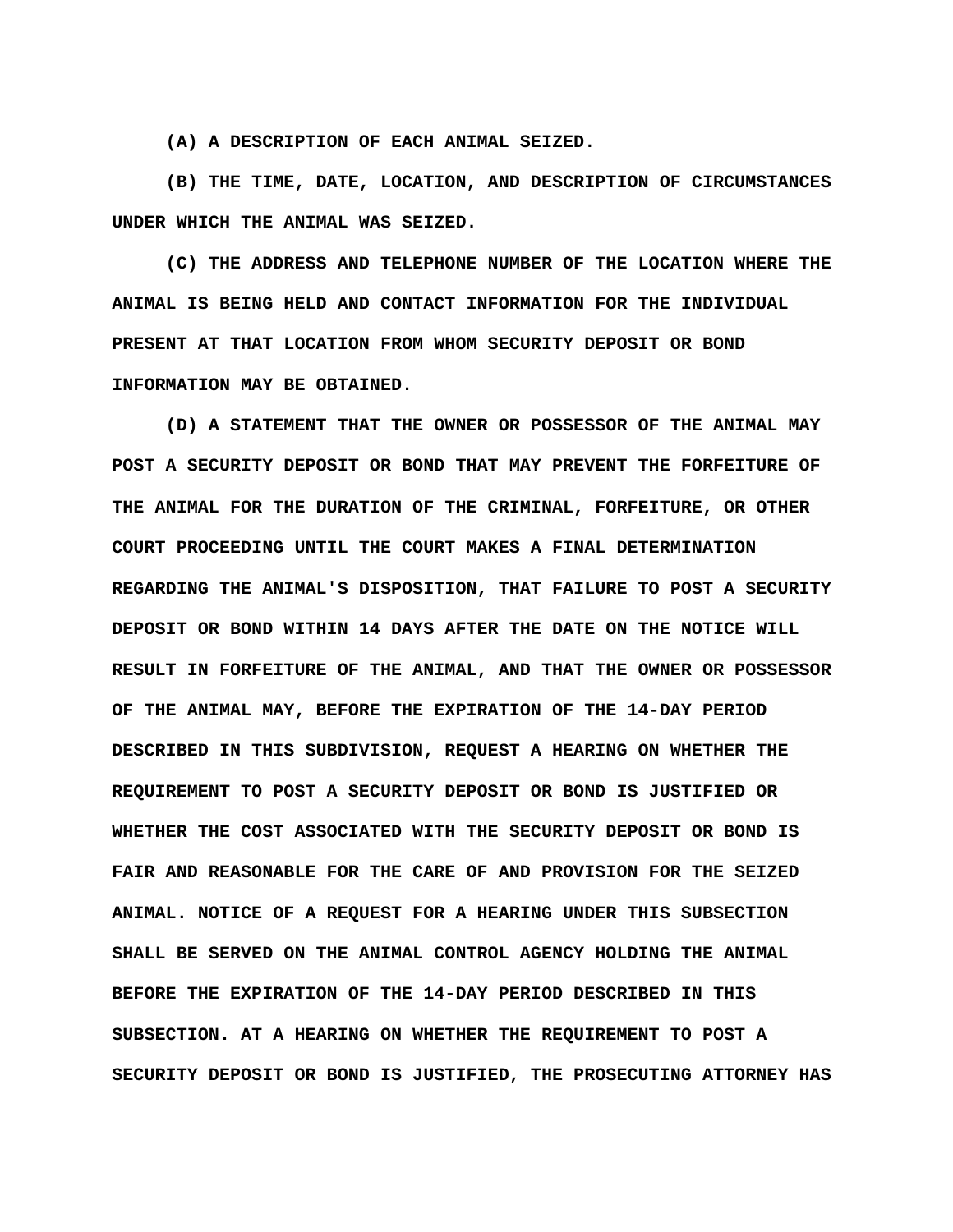**(A) A DESCRIPTION OF EACH ANIMAL SEIZED.**

**(B) THE TIME, DATE, LOCATION, AND DESCRIPTION OF CIRCUMSTANCES UNDER WHICH THE ANIMAL WAS SEIZED.**

**(C) THE ADDRESS AND TELEPHONE NUMBER OF THE LOCATION WHERE THE ANIMAL IS BEING HELD AND CONTACT INFORMATION FOR THE INDIVIDUAL PRESENT AT THAT LOCATION FROM WHOM SECURITY DEPOSIT OR BOND INFORMATION MAY BE OBTAINED.**

**(D) A STATEMENT THAT THE OWNER OR POSSESSOR OF THE ANIMAL MAY POST A SECURITY DEPOSIT OR BOND THAT MAY PREVENT THE FORFEITURE OF THE ANIMAL FOR THE DURATION OF THE CRIMINAL, FORFEITURE, OR OTHER COURT PROCEEDING UNTIL THE COURT MAKES A FINAL DETERMINATION REGARDING THE ANIMAL'S DISPOSITION, THAT FAILURE TO POST A SECURITY DEPOSIT OR BOND WITHIN 14 DAYS AFTER THE DATE ON THE NOTICE WILL RESULT IN FORFEITURE OF THE ANIMAL, AND THAT THE OWNER OR POSSESSOR OF THE ANIMAL MAY, BEFORE THE EXPIRATION OF THE 14-DAY PERIOD DESCRIBED IN THIS SUBDIVISION, REQUEST A HEARING ON WHETHER THE REQUIREMENT TO POST A SECURITY DEPOSIT OR BOND IS JUSTIFIED OR WHETHER THE COST ASSOCIATED WITH THE SECURITY DEPOSIT OR BOND IS FAIR AND REASONABLE FOR THE CARE OF AND PROVISION FOR THE SEIZED ANIMAL. NOTICE OF A REQUEST FOR A HEARING UNDER THIS SUBSECTION SHALL BE SERVED ON THE ANIMAL CONTROL AGENCY HOLDING THE ANIMAL BEFORE THE EXPIRATION OF THE 14-DAY PERIOD DESCRIBED IN THIS SUBSECTION. AT A HEARING ON WHETHER THE REQUIREMENT TO POST A SECURITY DEPOSIT OR BOND IS JUSTIFIED, THE PROSECUTING ATTORNEY HAS**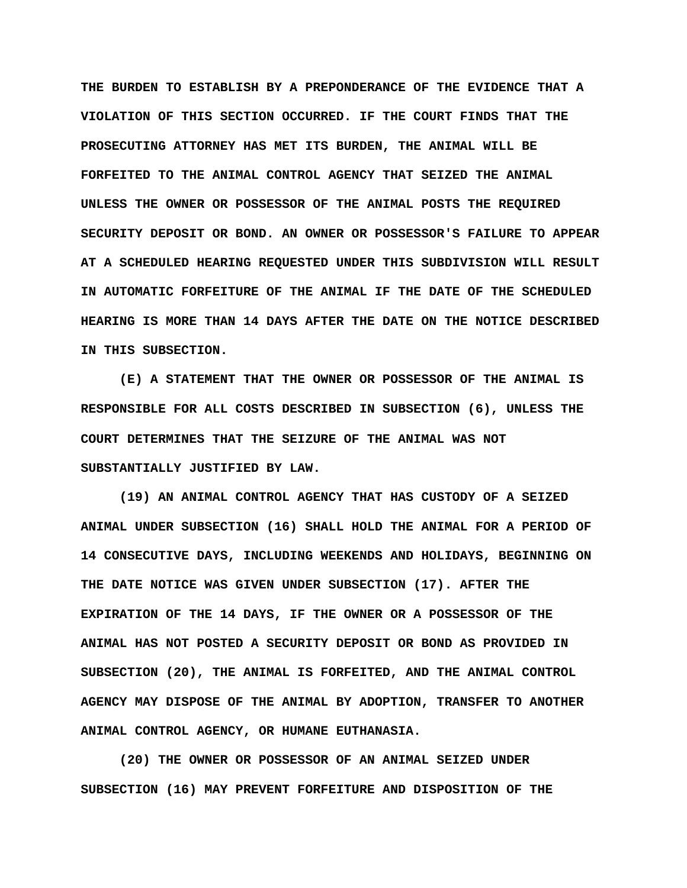**THE BURDEN TO ESTABLISH BY A PREPONDERANCE OF THE EVIDENCE THAT A VIOLATION OF THIS SECTION OCCURRED. IF THE COURT FINDS THAT THE PROSECUTING ATTORNEY HAS MET ITS BURDEN, THE ANIMAL WILL BE FORFEITED TO THE ANIMAL CONTROL AGENCY THAT SEIZED THE ANIMAL UNLESS THE OWNER OR POSSESSOR OF THE ANIMAL POSTS THE REQUIRED SECURITY DEPOSIT OR BOND. AN OWNER OR POSSESSOR'S FAILURE TO APPEAR AT A SCHEDULED HEARING REQUESTED UNDER THIS SUBDIVISION WILL RESULT IN AUTOMATIC FORFEITURE OF THE ANIMAL IF THE DATE OF THE SCHEDULED HEARING IS MORE THAN 14 DAYS AFTER THE DATE ON THE NOTICE DESCRIBED IN THIS SUBSECTION.**

**(E) A STATEMENT THAT THE OWNER OR POSSESSOR OF THE ANIMAL IS RESPONSIBLE FOR ALL COSTS DESCRIBED IN SUBSECTION (6), UNLESS THE COURT DETERMINES THAT THE SEIZURE OF THE ANIMAL WAS NOT SUBSTANTIALLY JUSTIFIED BY LAW.**

**(19) AN ANIMAL CONTROL AGENCY THAT HAS CUSTODY OF A SEIZED ANIMAL UNDER SUBSECTION (16) SHALL HOLD THE ANIMAL FOR A PERIOD OF 14 CONSECUTIVE DAYS, INCLUDING WEEKENDS AND HOLIDAYS, BEGINNING ON THE DATE NOTICE WAS GIVEN UNDER SUBSECTION (17). AFTER THE EXPIRATION OF THE 14 DAYS, IF THE OWNER OR A POSSESSOR OF THE ANIMAL HAS NOT POSTED A SECURITY DEPOSIT OR BOND AS PROVIDED IN SUBSECTION (20), THE ANIMAL IS FORFEITED, AND THE ANIMAL CONTROL AGENCY MAY DISPOSE OF THE ANIMAL BY ADOPTION, TRANSFER TO ANOTHER ANIMAL CONTROL AGENCY, OR HUMANE EUTHANASIA.**

**(20) THE OWNER OR POSSESSOR OF AN ANIMAL SEIZED UNDER SUBSECTION (16) MAY PREVENT FORFEITURE AND DISPOSITION OF THE**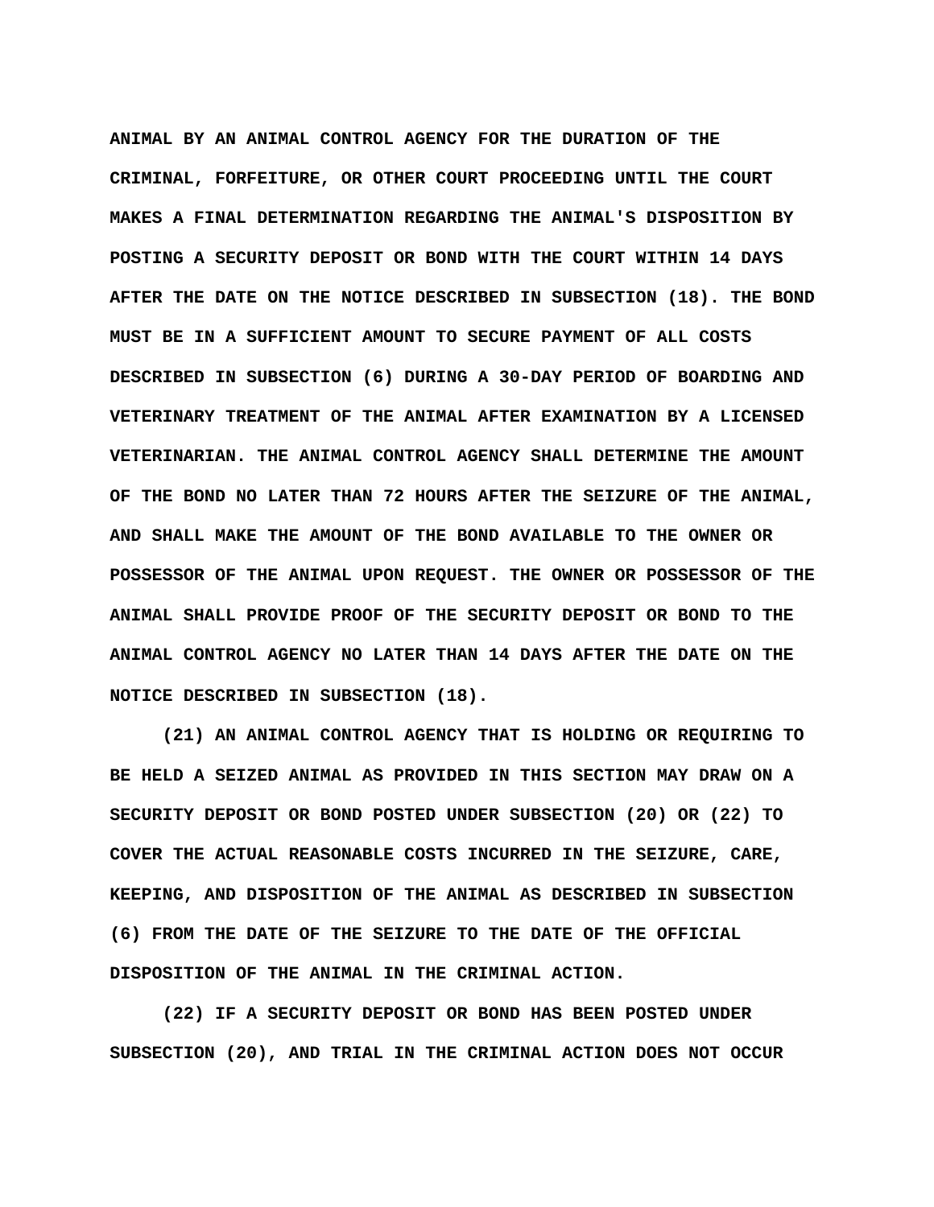**ANIMAL BY AN ANIMAL CONTROL AGENCY FOR THE DURATION OF THE CRIMINAL, FORFEITURE, OR OTHER COURT PROCEEDING UNTIL THE COURT MAKES A FINAL DETERMINATION REGARDING THE ANIMAL'S DISPOSITION BY POSTING A SECURITY DEPOSIT OR BOND WITH THE COURT WITHIN 14 DAYS AFTER THE DATE ON THE NOTICE DESCRIBED IN SUBSECTION (18). THE BOND MUST BE IN A SUFFICIENT AMOUNT TO SECURE PAYMENT OF ALL COSTS DESCRIBED IN SUBSECTION (6) DURING A 30-DAY PERIOD OF BOARDING AND VETERINARY TREATMENT OF THE ANIMAL AFTER EXAMINATION BY A LICENSED VETERINARIAN. THE ANIMAL CONTROL AGENCY SHALL DETERMINE THE AMOUNT OF THE BOND NO LATER THAN 72 HOURS AFTER THE SEIZURE OF THE ANIMAL, AND SHALL MAKE THE AMOUNT OF THE BOND AVAILABLE TO THE OWNER OR POSSESSOR OF THE ANIMAL UPON REQUEST. THE OWNER OR POSSESSOR OF THE ANIMAL SHALL PROVIDE PROOF OF THE SECURITY DEPOSIT OR BOND TO THE ANIMAL CONTROL AGENCY NO LATER THAN 14 DAYS AFTER THE DATE ON THE NOTICE DESCRIBED IN SUBSECTION (18).**

**(21) AN ANIMAL CONTROL AGENCY THAT IS HOLDING OR REQUIRING TO BE HELD A SEIZED ANIMAL AS PROVIDED IN THIS SECTION MAY DRAW ON A SECURITY DEPOSIT OR BOND POSTED UNDER SUBSECTION (20) OR (22) TO COVER THE ACTUAL REASONABLE COSTS INCURRED IN THE SEIZURE, CARE, KEEPING, AND DISPOSITION OF THE ANIMAL AS DESCRIBED IN SUBSECTION (6) FROM THE DATE OF THE SEIZURE TO THE DATE OF THE OFFICIAL DISPOSITION OF THE ANIMAL IN THE CRIMINAL ACTION.**

**(22) IF A SECURITY DEPOSIT OR BOND HAS BEEN POSTED UNDER SUBSECTION (20), AND TRIAL IN THE CRIMINAL ACTION DOES NOT OCCUR**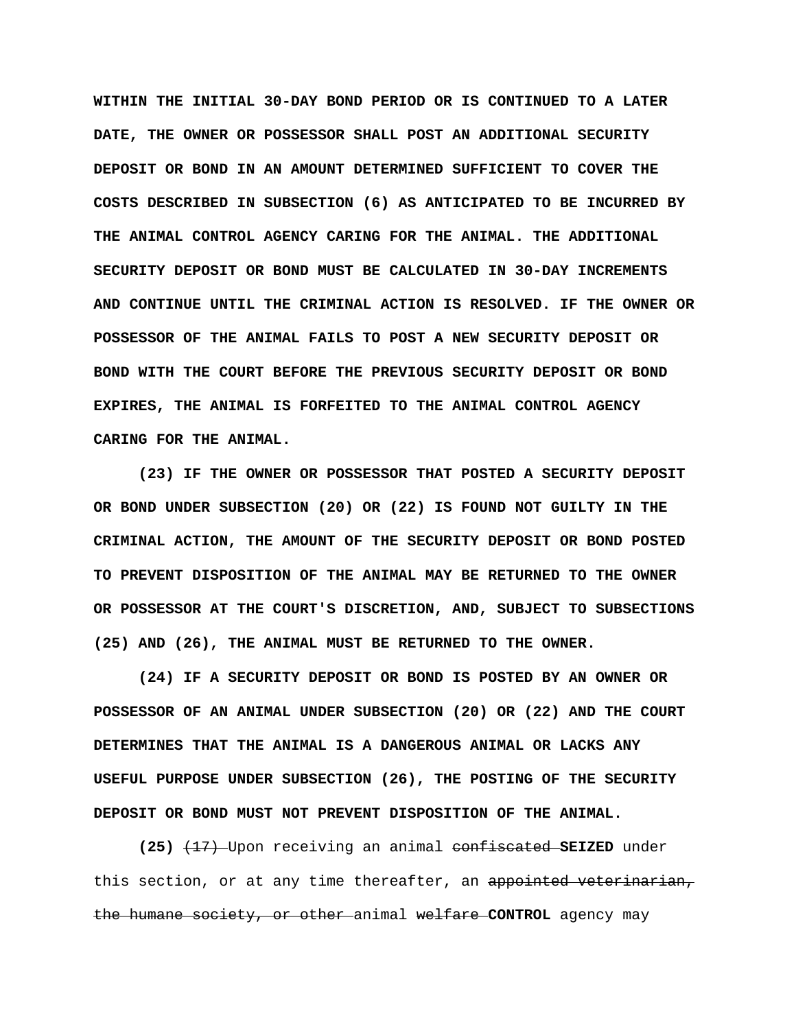**WITHIN THE INITIAL 30-DAY BOND PERIOD OR IS CONTINUED TO A LATER DATE, THE OWNER OR POSSESSOR SHALL POST AN ADDITIONAL SECURITY DEPOSIT OR BOND IN AN AMOUNT DETERMINED SUFFICIENT TO COVER THE COSTS DESCRIBED IN SUBSECTION (6) AS ANTICIPATED TO BE INCURRED BY THE ANIMAL CONTROL AGENCY CARING FOR THE ANIMAL. THE ADDITIONAL SECURITY DEPOSIT OR BOND MUST BE CALCULATED IN 30-DAY INCREMENTS AND CONTINUE UNTIL THE CRIMINAL ACTION IS RESOLVED. IF THE OWNER OR POSSESSOR OF THE ANIMAL FAILS TO POST A NEW SECURITY DEPOSIT OR BOND WITH THE COURT BEFORE THE PREVIOUS SECURITY DEPOSIT OR BOND EXPIRES, THE ANIMAL IS FORFEITED TO THE ANIMAL CONTROL AGENCY CARING FOR THE ANIMAL.**

**(23) IF THE OWNER OR POSSESSOR THAT POSTED A SECURITY DEPOSIT OR BOND UNDER SUBSECTION (20) OR (22) IS FOUND NOT GUILTY IN THE CRIMINAL ACTION, THE AMOUNT OF THE SECURITY DEPOSIT OR BOND POSTED TO PREVENT DISPOSITION OF THE ANIMAL MAY BE RETURNED TO THE OWNER OR POSSESSOR AT THE COURT'S DISCRETION, AND, SUBJECT TO SUBSECTIONS (25) AND (26), THE ANIMAL MUST BE RETURNED TO THE OWNER.**

**(24) IF A SECURITY DEPOSIT OR BOND IS POSTED BY AN OWNER OR POSSESSOR OF AN ANIMAL UNDER SUBSECTION (20) OR (22) AND THE COURT DETERMINES THAT THE ANIMAL IS A DANGEROUS ANIMAL OR LACKS ANY USEFUL PURPOSE UNDER SUBSECTION (26), THE POSTING OF THE SECURITY DEPOSIT OR BOND MUST NOT PREVENT DISPOSITION OF THE ANIMAL.**

**(25)** ~~(17)~~ Upon receiving an animal ~~confiscated~~ **SEIZED** under this section, or at any time thereafter, an ~~appointed veterinarian, the humane society, or other~~ animal ~~welfare~~ **CONTROL** agency may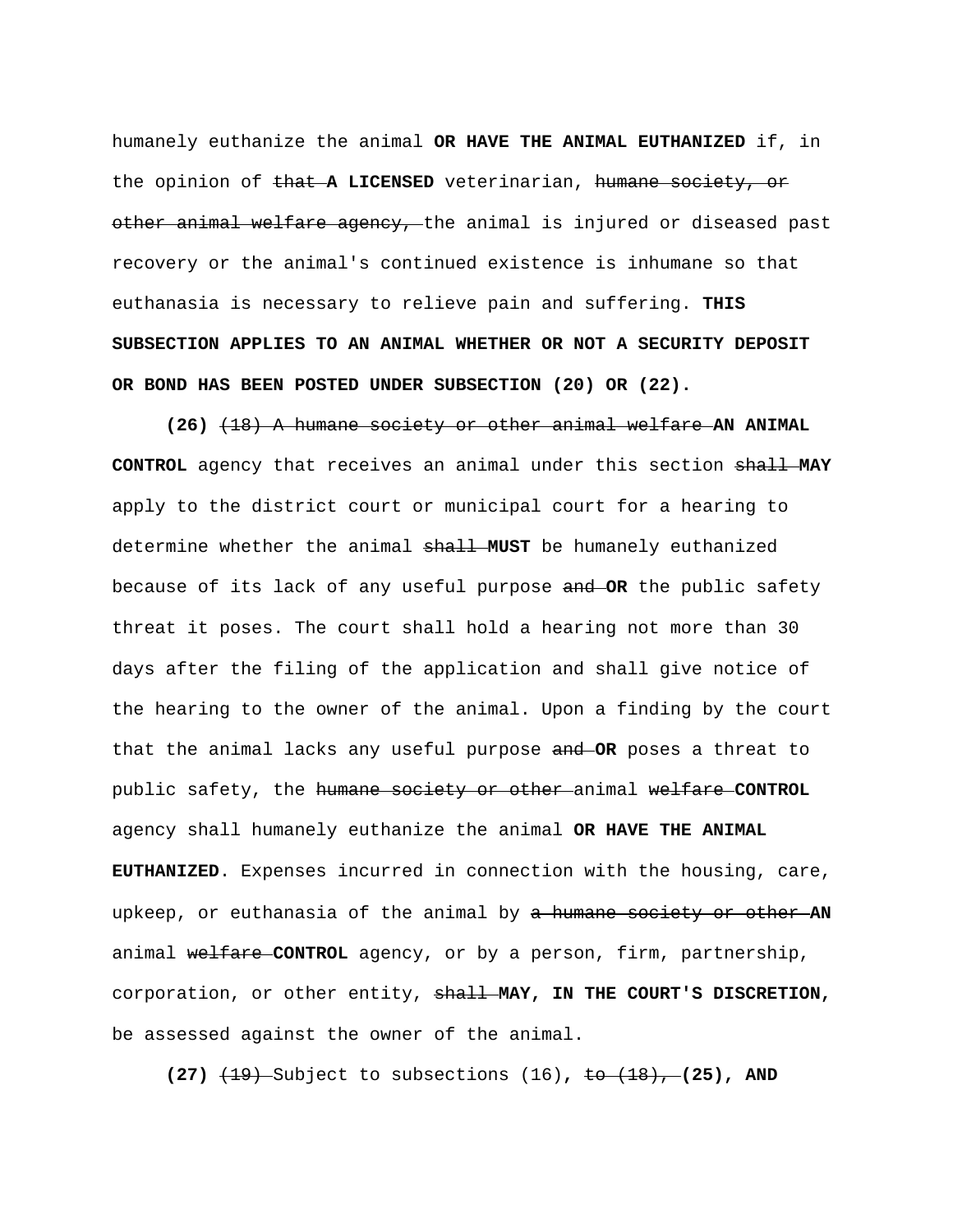humanely euthanize the animal **OR HAVE THE ANIMAL EUTHANIZED** if, in the opinion of ~~that~~ **A LICENSED** veterinarian, ~~humane society, or other animal welfare agency,~~ the animal is injured or diseased past recovery or the animal's continued existence is inhumane so that euthanasia is necessary to relieve pain and suffering. **THIS SUBSECTION APPLIES TO AN ANIMAL WHETHER OR NOT A SECURITY DEPOSIT OR BOND HAS BEEN POSTED UNDER SUBSECTION (20) OR (22).**

**(26)** ~~(18) A humane society or other animal welfare~~ **AN ANIMAL CONTROL** agency that receives an animal under this section ~~shall~~ **MAY** apply to the district court or municipal court for a hearing to determine whether the animal ~~shall~~ **MUST** be humanely euthanized because of its lack of any useful purpose ~~and~~ **OR** the public safety threat it poses. The court shall hold a hearing not more than 30 days after the filing of the application and shall give notice of the hearing to the owner of the animal. Upon a finding by the court that the animal lacks any useful purpose ~~and~~ **OR** poses a threat to public safety, the ~~humane society or other~~ animal ~~welfare~~ **CONTROL** agency shall humanely euthanize the animal **OR HAVE THE ANIMAL EUTHANIZED**. Expenses incurred in connection with the housing, care, upkeep, or euthanasia of the animal by ~~a humane society or other~~ **AN** animal ~~welfare~~ **CONTROL** agency, or by a person, firm, partnership, corporation, or other entity, ~~shall~~ **MAY, IN THE COURT'S DISCRETION,** be assessed against the owner of the animal.

**(27)** ~~(19)~~ Subject to subsections (16)**,** ~~to (18),~~ **(25), AND**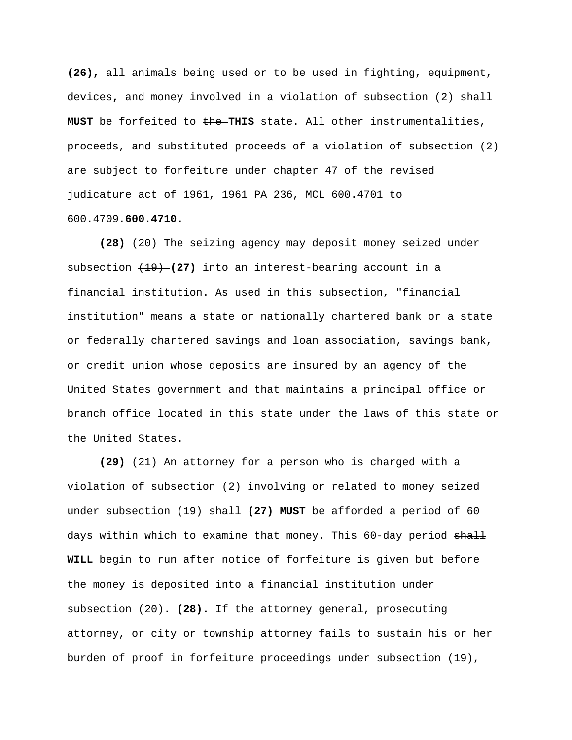**(26),** all animals being used or to be used in fighting, equipment, devices, and money involved in a violation of subsection (2) ~~shall~~ **MUST** be forfeited to ~~the~~ **THIS** state. All other instrumentalities, proceeds, and substituted proceeds of a violation of subsection (2) are subject to forfeiture under chapter 47 of the revised judicature act of 1961, 1961 PA 236, MCL 600.4701 to ~~600.4709.~~**600.4710.**

**(28)** ~~(20)~~ The seizing agency may deposit money seized under subsection ~~(19)~~ **(27)** into an interest-bearing account in a financial institution. As used in this subsection, "financial institution" means a state or nationally chartered bank or a state or federally chartered savings and loan association, savings bank, or credit union whose deposits are insured by an agency of the United States government and that maintains a principal office or branch office located in this state under the laws of this state or the United States.

**(29)** ~~(21)~~ An attorney for a person who is charged with a violation of subsection (2) involving or related to money seized under subsection ~~(19) shall~~ **(27) MUST** be afforded a period of 60 days within which to examine that money. This 60-day period ~~shall~~ **WILL** begin to run after notice of forfeiture is given but before the money is deposited into a financial institution under subsection ~~(20).~~ **(28).** If the attorney general, prosecuting attorney, or city or township attorney fails to sustain his or her burden of proof in forfeiture proceedings under subsection ~~(19),~~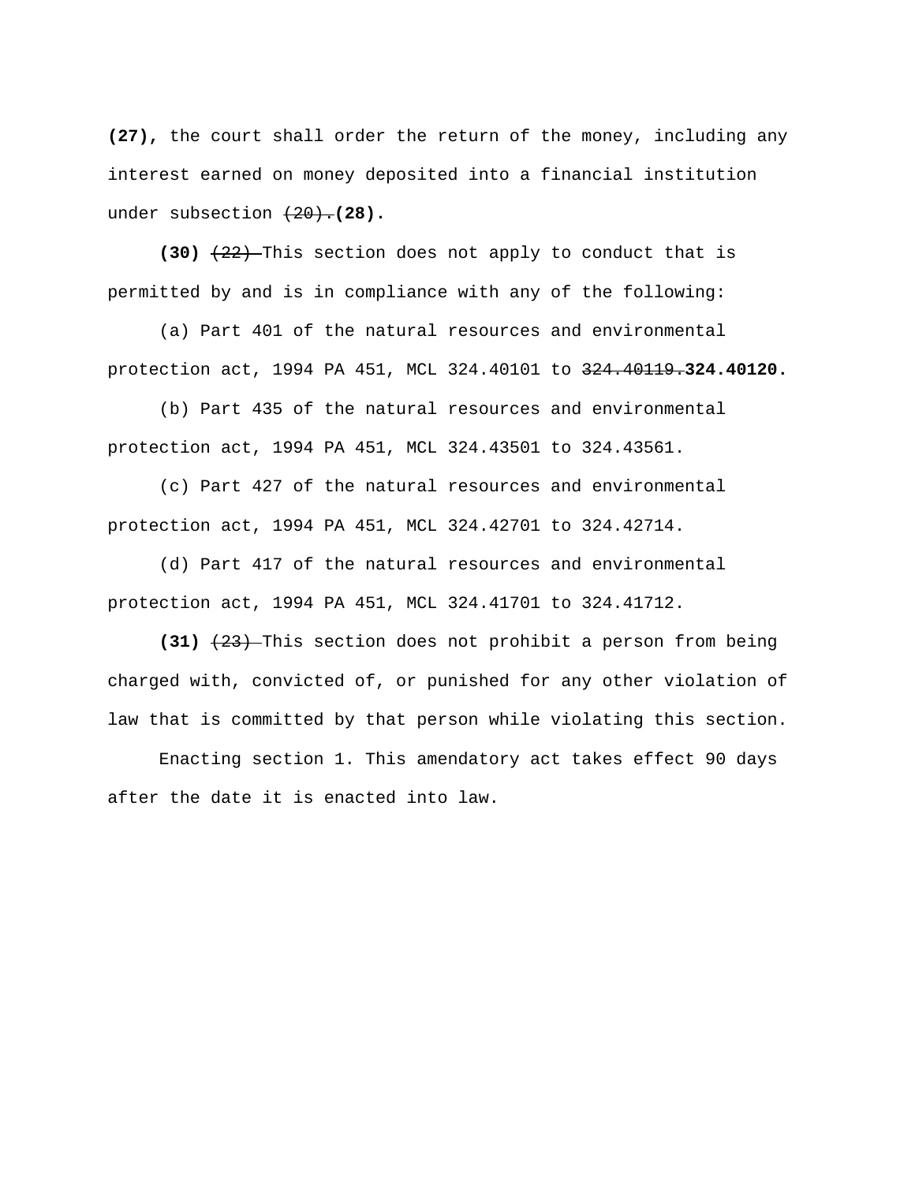**(27),** the court shall order the return of the money, including any interest earned on money deposited into a financial institution under subsection ~~(20).~~**(28).**

**(30)** ~~(22)~~ This section does not apply to conduct that is permitted by and is in compliance with any of the following:

(a) Part 401 of the natural resources and environmental protection act, 1994 PA 451, MCL 324.40101 to ~~324.40119.~~**324.40120.**

(b) Part 435 of the natural resources and environmental protection act, 1994 PA 451, MCL 324.43501 to 324.43561.

(c) Part 427 of the natural resources and environmental protection act, 1994 PA 451, MCL 324.42701 to 324.42714.

(d) Part 417 of the natural resources and environmental protection act, 1994 PA 451, MCL 324.41701 to 324.41712.

**(31)** ~~(23)~~ This section does not prohibit a person from being charged with, convicted of, or punished for any other violation of law that is committed by that person while violating this section.

Enacting section 1. This amendatory act takes effect 90 days after the date it is enacted into law.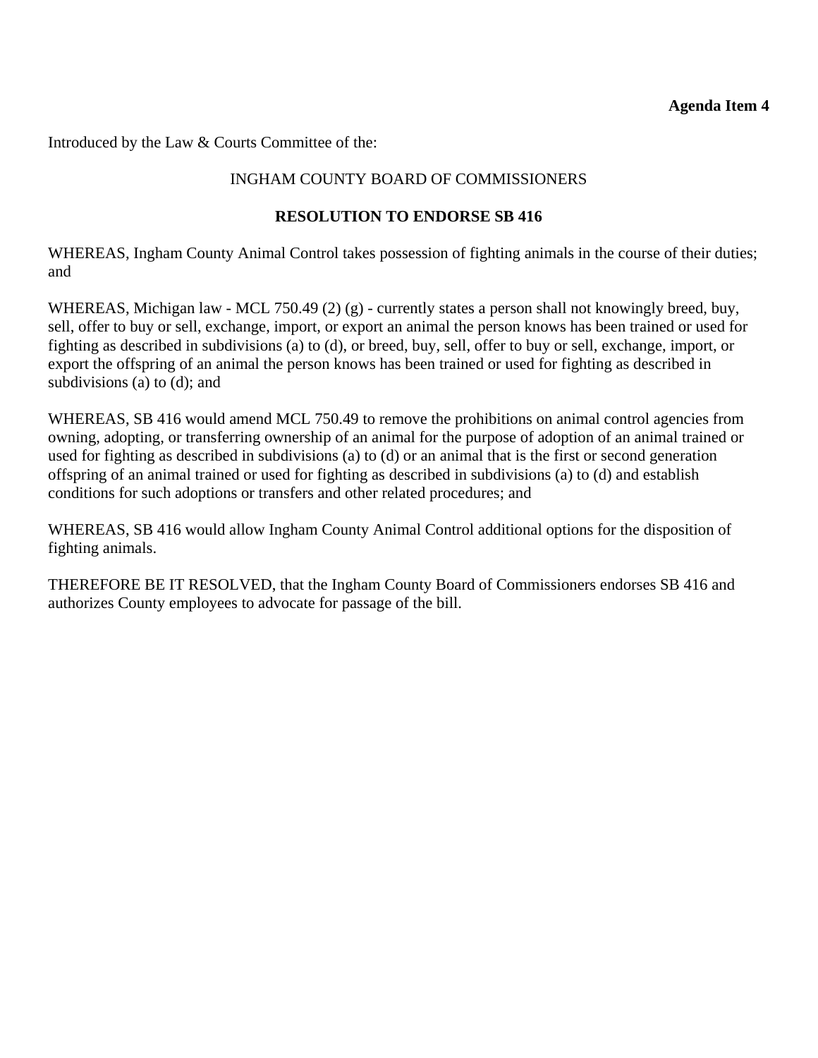**Agenda Item 4**

Introduced by the Law & Courts Committee of the:

INGHAM COUNTY BOARD OF COMMISSIONERS

**RESOLUTION TO ENDORSE SB 416**

WHEREAS, Ingham County Animal Control takes possession of fighting animals in the course of their duties; and

WHEREAS, Michigan law - MCL 750.49 (2) (g) - currently states a person shall not knowingly breed, buy, sell, offer to buy or sell, exchange, import, or export an animal the person knows has been trained or used for fighting as described in subdivisions (a) to (d), or breed, buy, sell, offer to buy or sell, exchange, import, or export the offspring of an animal the person knows has been trained or used for fighting as described in subdivisions (a) to (d); and

WHEREAS, SB 416 would amend MCL 750.49 to remove the prohibitions on animal control agencies from owning, adopting, or transferring ownership of an animal for the purpose of adoption of an animal trained or used for fighting as described in subdivisions (a) to (d) or an animal that is the first or second generation offspring of an animal trained or used for fighting as described in subdivisions (a) to (d) and establish conditions for such adoptions or transfers and other related procedures; and

WHEREAS, SB 416 would allow Ingham County Animal Control additional options for the disposition of fighting animals.

THEREFORE BE IT RESOLVED, that the Ingham County Board of Commissioners endorses SB 416 and authorizes County employees to advocate for passage of the bill.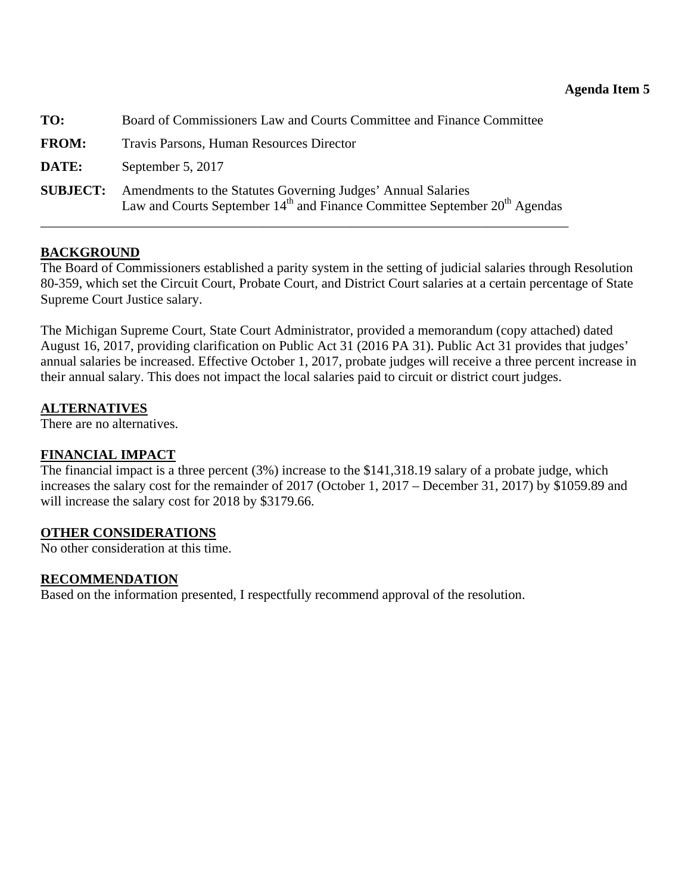**Agenda Item 5**

| | |
|---|---|
| **TO:** | Board of Commissioners Law and Courts Committee and Finance Committee |
| **FROM:** | Travis Parsons, Human Resources Director |
| **DATE:** | September 5, 2017 |
| **SUBJECT:** | Amendments to the Statutes Governing Judges' Annual Salaries<br>Law and Courts September 14th and Finance Committee September 20th Agendas |

---

## BACKGROUND

The Board of Commissioners established a parity system in the setting of judicial salaries through Resolution 80-359, which set the Circuit Court, Probate Court, and District Court salaries at a certain percentage of State Supreme Court Justice salary.

The Michigan Supreme Court, State Court Administrator, provided a memorandum (copy attached) dated August 16, 2017, providing clarification on Public Act 31 (2016 PA 31). Public Act 31 provides that judges' annual salaries be increased. Effective October 1, 2017, probate judges will receive a three percent increase in their annual salary. This does not impact the local salaries paid to circuit or district court judges.

## ALTERNATIVES

There are no alternatives.

## FINANCIAL IMPACT

The financial impact is a three percent (3%) increase to the $141,318.19 salary of a probate judge, which increases the salary cost for the remainder of 2017 (October 1, 2017 – December 31, 2017) by $1059.89 and will increase the salary cost for 2018 by $3179.66.

## OTHER CONSIDERATIONS

No other consideration at this time.

## RECOMMENDATION

Based on the information presented, I respectfully recommend approval of the resolution.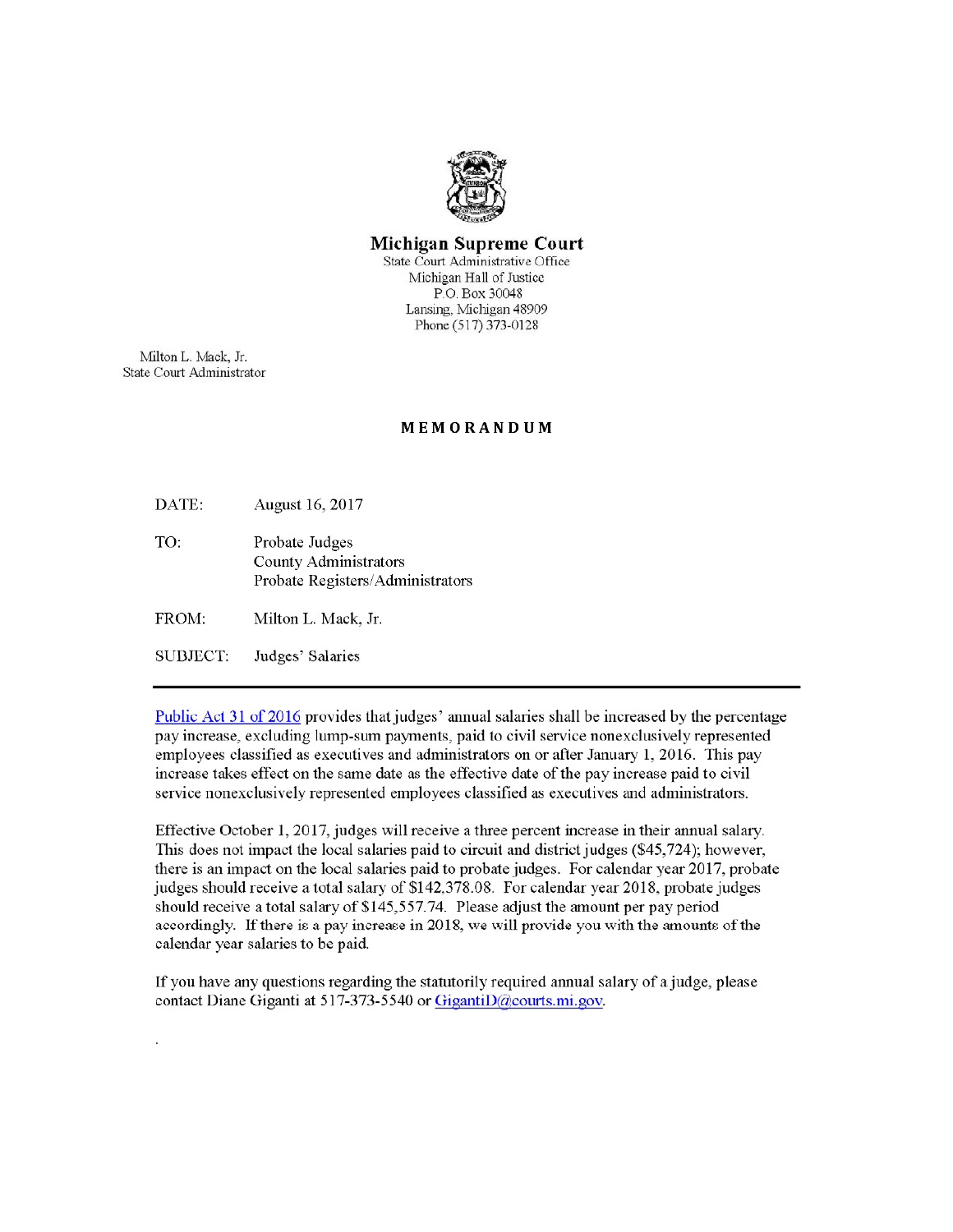**Michigan Supreme Court**
State Court Administrative Office
Michigan Hall of Justice
P.O. Box 30048
Lansing, Michigan 48909
Phone (517) 373-0128

Milton L. Mack, Jr.
State Court Administrator

**MEMORANDUM**

DATE: August 16, 2017

TO: Probate Judges
County Administrators
Probate Registers/Administrators

FROM: Milton L. Mack, Jr.

SUBJECT: Judges' Salaries

---

[Public Act 31 of 2016](#) provides that judges' annual salaries shall be increased by the percentage pay increase, excluding lump-sum payments, paid to civil service nonexclusively represented employees classified as executives and administrators on or after January 1, 2016. This pay increase takes effect on the same date as the effective date of the pay increase paid to civil service nonexclusively represented employees classified as executives and administrators.

Effective October 1, 2017, judges will receive a three percent increase in their annual salary. This does not impact the local salaries paid to circuit and district judges ($45,724); however, there is an impact on the local salaries paid to probate judges. For calendar year 2017, probate judges should receive a total salary of $142,378.08. For calendar year 2018, probate judges should receive a total salary of $145,557.74. Please adjust the amount per pay period accordingly. If there is a pay increase in 2018, we will provide you with the amounts of the calendar year salaries to be paid.

If you have any questions regarding the statutorily required annual salary of a judge, please contact Diane Giganti at 517-373-5540 or GigantiD@courts.mi.gov.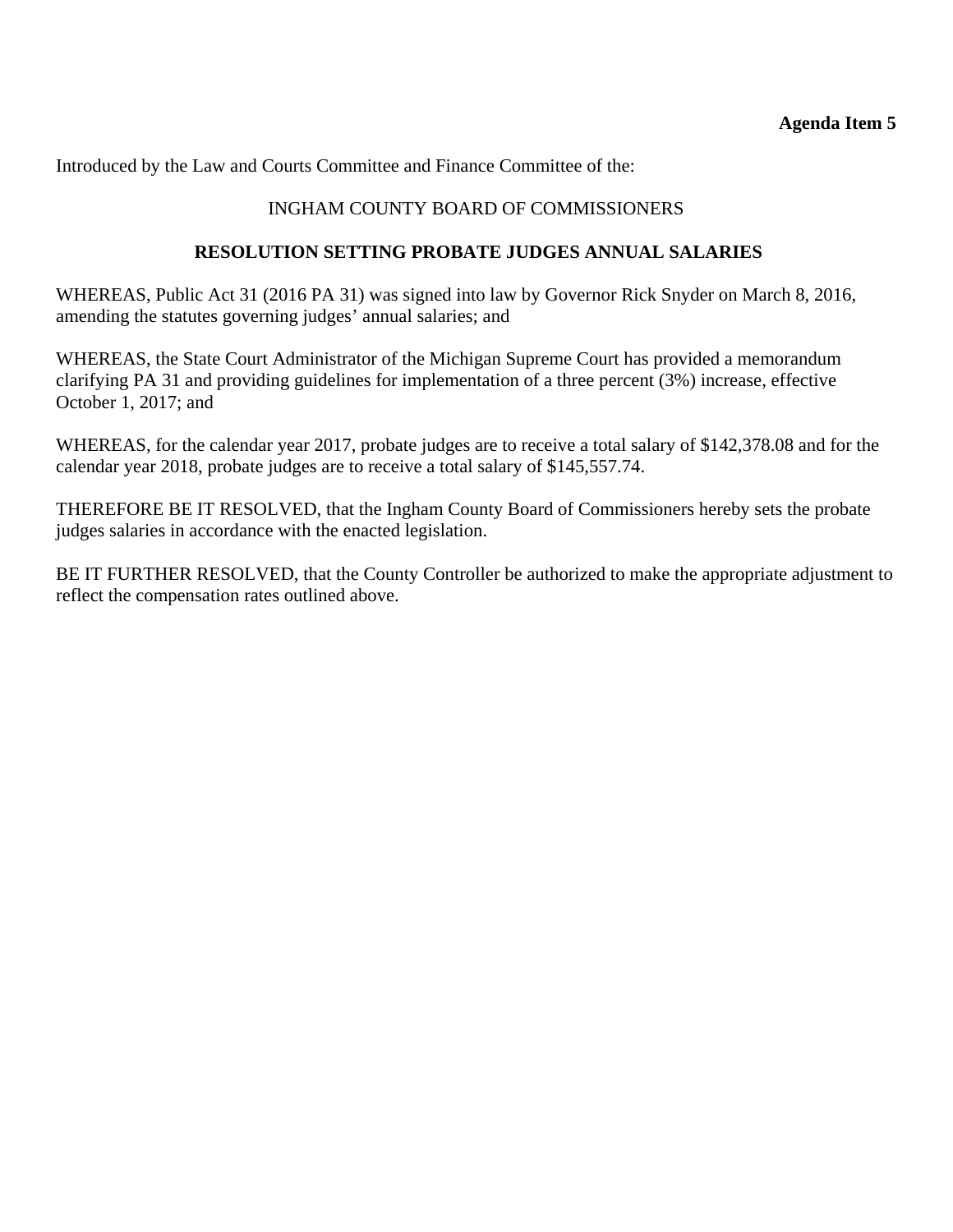**Agenda Item 5**

Introduced by the Law and Courts Committee and Finance Committee of the:

INGHAM COUNTY BOARD OF COMMISSIONERS

**RESOLUTION SETTING PROBATE JUDGES ANNUAL SALARIES**

WHEREAS, Public Act 31 (2016 PA 31) was signed into law by Governor Rick Snyder on March 8, 2016, amending the statutes governing judges' annual salaries; and

WHEREAS, the State Court Administrator of the Michigan Supreme Court has provided a memorandum clarifying PA 31 and providing guidelines for implementation of a three percent (3%) increase, effective October 1, 2017; and

WHEREAS, for the calendar year 2017, probate judges are to receive a total salary of $142,378.08 and for the calendar year 2018, probate judges are to receive a total salary of $145,557.74.

THEREFORE BE IT RESOLVED, that the Ingham County Board of Commissioners hereby sets the probate judges salaries in accordance with the enacted legislation.

BE IT FURTHER RESOLVED, that the County Controller be authorized to make the appropriate adjustment to reflect the compensation rates outlined above.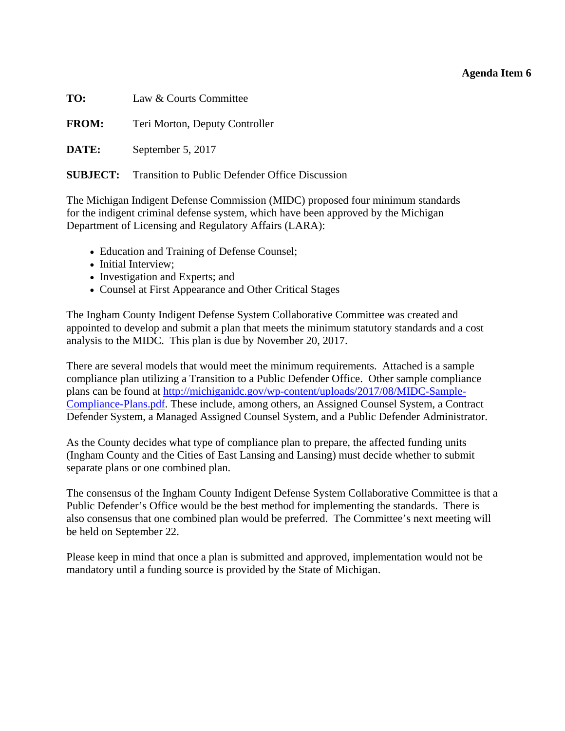**Agenda Item 6**

**TO:** Law & Courts Committee

**FROM:** Teri Morton, Deputy Controller

**DATE:** September 5, 2017

**SUBJECT:** Transition to Public Defender Office Discussion

The Michigan Indigent Defense Commission (MIDC) proposed four minimum standards for the indigent criminal defense system, which have been approved by the Michigan Department of Licensing and Regulatory Affairs (LARA):

- Education and Training of Defense Counsel;
- Initial Interview;
- Investigation and Experts; and
- Counsel at First Appearance and Other Critical Stages

The Ingham County Indigent Defense System Collaborative Committee was created and appointed to develop and submit a plan that meets the minimum statutory standards and a cost analysis to the MIDC. This plan is due by November 20, 2017.

There are several models that would meet the minimum requirements. Attached is a sample compliance plan utilizing a Transition to a Public Defender Office. Other sample compliance plans can be found at http://michiganidc.gov/wp-content/uploads/2017/08/MIDC-Sample-Compliance-Plans.pdf. These include, among others, an Assigned Counsel System, a Contract Defender System, a Managed Assigned Counsel System, and a Public Defender Administrator.

As the County decides what type of compliance plan to prepare, the affected funding units (Ingham County and the Cities of East Lansing and Lansing) must decide whether to submit separate plans or one combined plan.

The consensus of the Ingham County Indigent Defense System Collaborative Committee is that a Public Defender's Office would be the best method for implementing the standards. There is also consensus that one combined plan would be preferred. The Committee's next meeting will be held on September 22.

Please keep in mind that once a plan is submitted and approved, implementation would not be mandatory until a funding source is provided by the State of Michigan.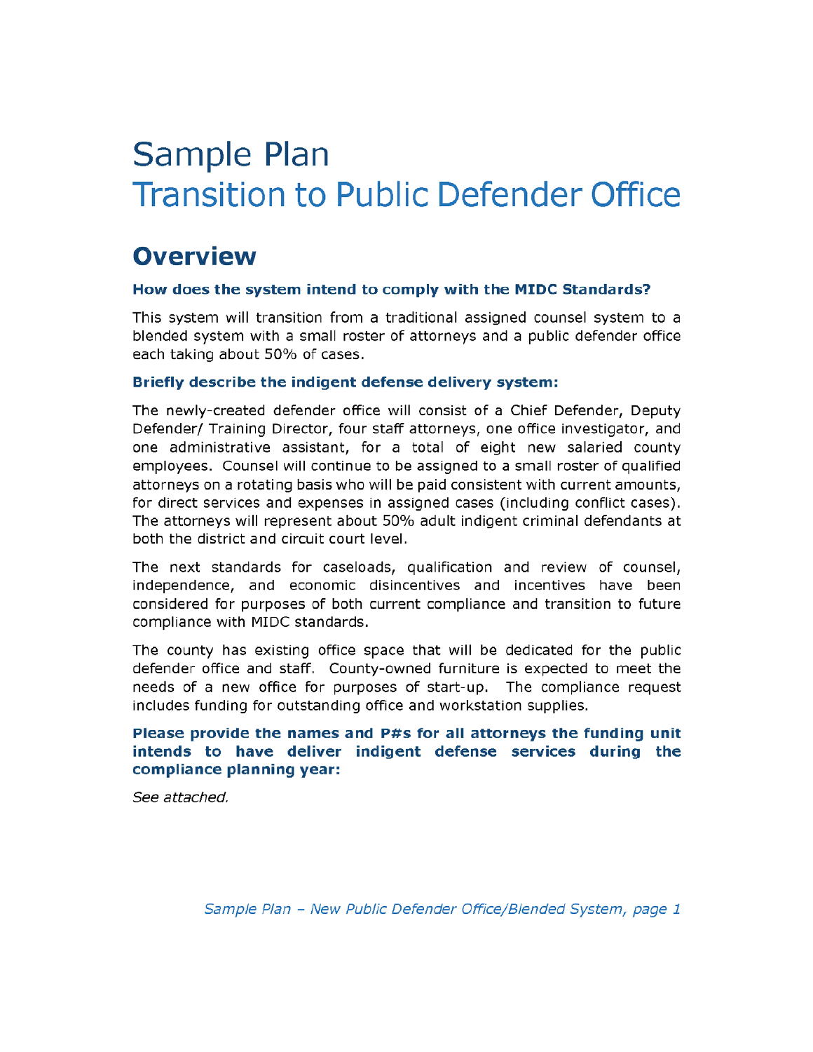# Sample Plan
# Transition to Public Defender Office

## Overview

**How does the system intend to comply with the MIDC Standards?**

This system will transition from a traditional assigned counsel system to a blended system with a small roster of attorneys and a public defender office each taking about 50% of cases.

**Briefly describe the indigent defense delivery system:**

The newly-created defender office will consist of a Chief Defender, Deputy Defender/ Training Director, four staff attorneys, one office investigator, and one administrative assistant, for a total of eight new salaried county employees. Counsel will continue to be assigned to a small roster of qualified attorneys on a rotating basis who will be paid consistent with current amounts, for direct services and expenses in assigned cases (including conflict cases). The attorneys will represent about 50% adult indigent criminal defendants at both the district and circuit court level.

The next standards for caseloads, qualification and review of counsel, independence, and economic disincentives and incentives have been considered for purposes of both current compliance and transition to future compliance with MIDC standards.

The county has existing office space that will be dedicated for the public defender office and staff. County-owned furniture is expected to meet the needs of a new office for purposes of start-up. The compliance request includes funding for outstanding office and workstation supplies.

**Please provide the names and P#s for all attorneys the funding unit intends to have deliver indigent defense services during the compliance planning year:**

*See attached.*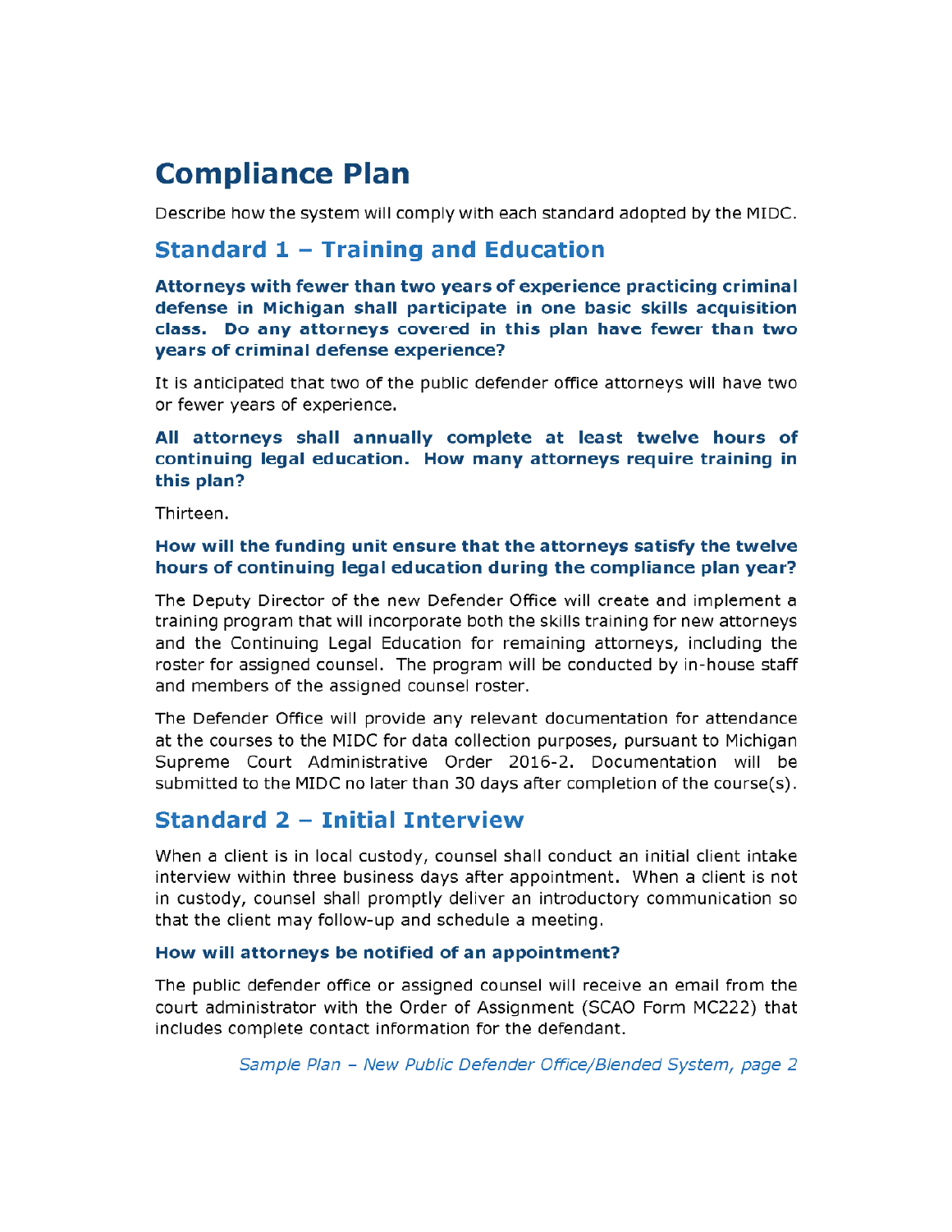# Compliance Plan

Describe how the system will comply with each standard adopted by the MIDC.

## Standard 1 – Training and Education

**Attorneys with fewer than two years of experience practicing criminal defense in Michigan shall participate in one basic skills acquisition class. Do any attorneys covered in this plan have fewer than two years of criminal defense experience?**

It is anticipated that two of the public defender office attorneys will have two or fewer years of experience.

**All attorneys shall annually complete at least twelve hours of continuing legal education. How many attorneys require training in this plan?**

Thirteen.

**How will the funding unit ensure that the attorneys satisfy the twelve hours of continuing legal education during the compliance plan year?**

The Deputy Director of the new Defender Office will create and implement a training program that will incorporate both the skills training for new attorneys and the Continuing Legal Education for remaining attorneys, including the roster for assigned counsel. The program will be conducted by in-house staff and members of the assigned counsel roster.

The Defender Office will provide any relevant documentation for attendance at the courses to the MIDC for data collection purposes, pursuant to Michigan Supreme Court Administrative Order 2016-2. Documentation will be submitted to the MIDC no later than 30 days after completion of the course(s).

## Standard 2 – Initial Interview

When a client is in local custody, counsel shall conduct an initial client intake interview within three business days after appointment. When a client is not in custody, counsel shall promptly deliver an introductory communication so that the client may follow-up and schedule a meeting.

**How will attorneys be notified of an appointment?**

The public defender office or assigned counsel will receive an email from the court administrator with the Order of Assignment (SCAO Form MC222) that includes complete contact information for the defendant.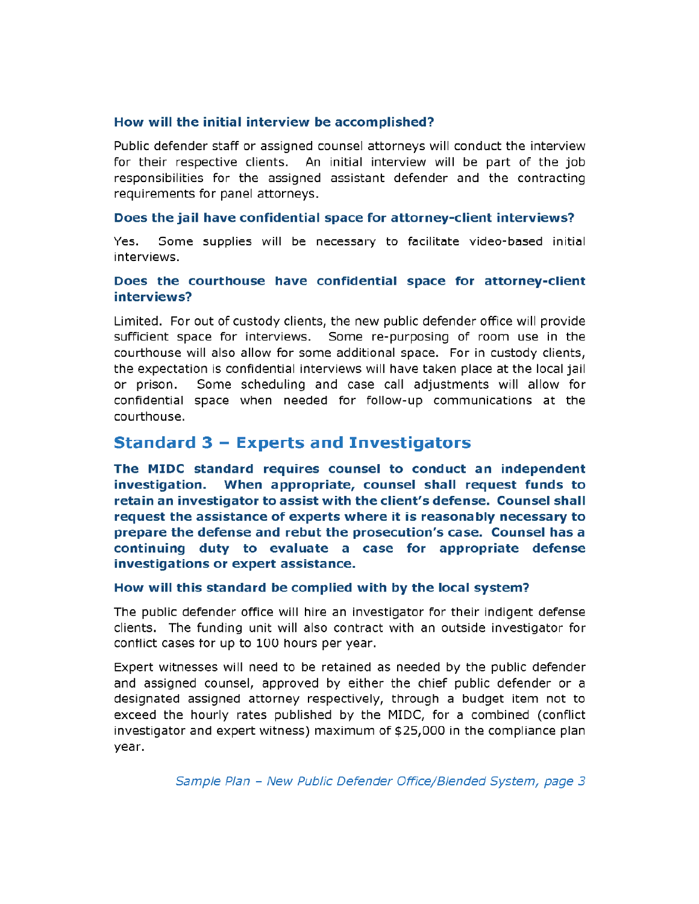### How will the initial interview be accomplished?

Public defender staff or assigned counsel attorneys will conduct the interview for their respective clients. An initial interview will be part of the job responsibilities for the assigned assistant defender and the contracting requirements for panel attorneys.

### Does the jail have confidential space for attorney-client interviews?

Yes. Some supplies will be necessary to facilitate video-based initial interviews.

### Does the courthouse have confidential space for attorney-client interviews?

Limited. For out of custody clients, the new public defender office will provide sufficient space for interviews. Some re-purposing of room use in the courthouse will also allow for some additional space. For in custody clients, the expectation is confidential interviews will have taken place at the local jail or prison. Some scheduling and case call adjustments will allow for confidential space when needed for follow-up communications at the courthouse.

## Standard 3 – Experts and Investigators

**The MIDC standard requires counsel to conduct an independent investigation. When appropriate, counsel shall request funds to retain an investigator to assist with the client's defense. Counsel shall request the assistance of experts where it is reasonably necessary to prepare the defense and rebut the prosecution's case. Counsel has a continuing duty to evaluate a case for appropriate defense investigations or expert assistance.**

### How will this standard be complied with by the local system?

The public defender office will hire an investigator for their indigent defense clients. The funding unit will also contract with an outside investigator for conflict cases for up to 100 hours per year.

Expert witnesses will need to be retained as needed by the public defender and assigned counsel, approved by either the chief public defender or a designated assigned attorney respectively, through a budget item not to exceed the hourly rates published by the MIDC, for a combined (conflict investigator and expert witness) maximum of $25,000 in the compliance plan year.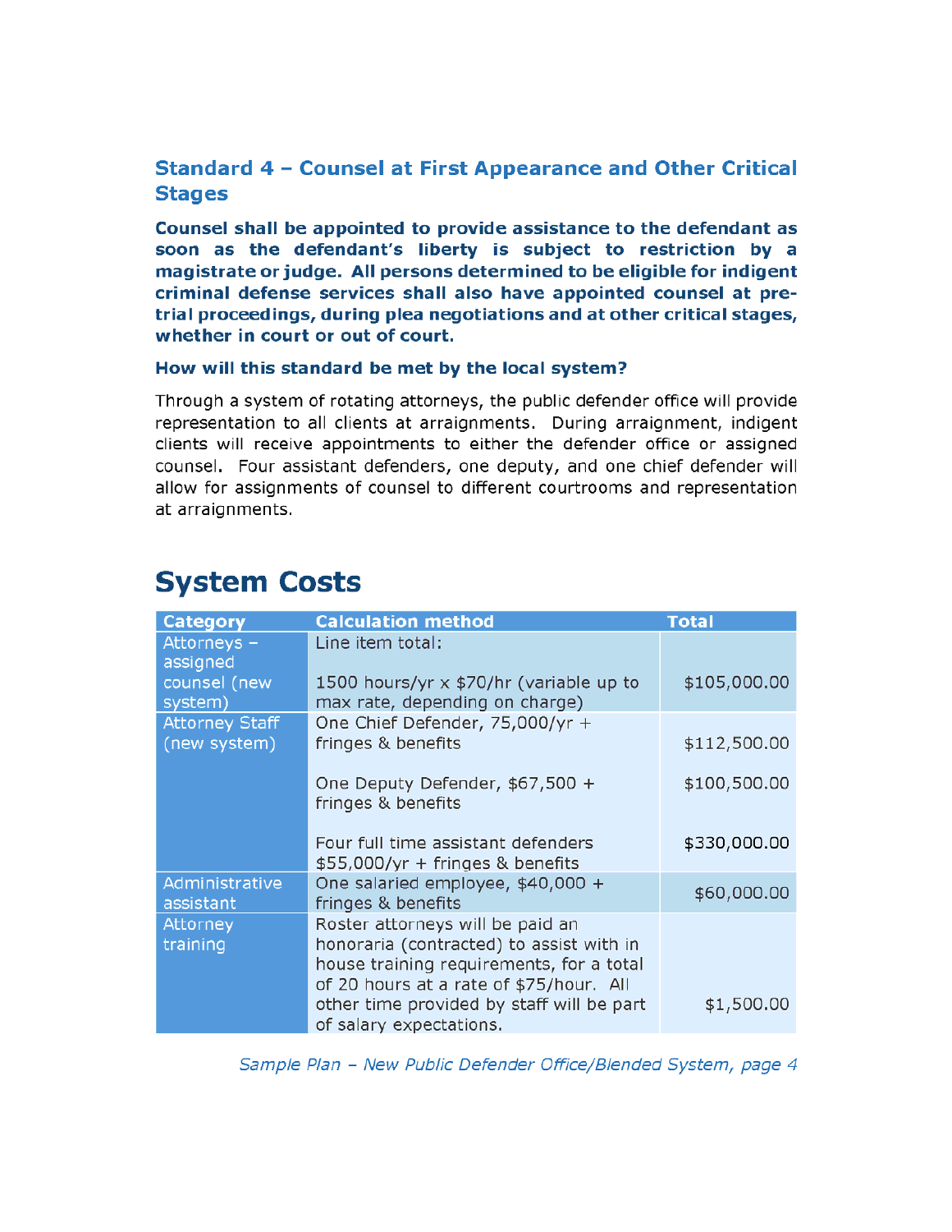## Standard 4 – Counsel at First Appearance and Other Critical Stages

**Counsel shall be appointed to provide assistance to the defendant as soon as the defendant's liberty is subject to restriction by a magistrate or judge. All persons determined to be eligible for indigent criminal defense services shall also have appointed counsel at pre-trial proceedings, during plea negotiations and at other critical stages, whether in court or out of court.**

### How will this standard be met by the local system?

Through a system of rotating attorneys, the public defender office will provide representation to all clients at arraignments. During arraignment, indigent clients will receive appointments to either the defender office or assigned counsel. Four assistant defenders, one deputy, and one chief defender will allow for assignments of counsel to different courtrooms and representation at arraignments.

# System Costs

| Category | Calculation method | Total |
|---|---|---|
| Attorneys – assigned counsel (new system) | Line item total:<br><br>1500 hours/yr x $70/hr (variable up to max rate, depending on charge) | $105,000.00 |
| Attorney Staff (new system) | One Chief Defender, 75,000/yr + fringes & benefits | $112,500.00 |
| | One Deputy Defender, $67,500 + fringes & benefits | $100,500.00 |
| | Four full time assistant defenders $55,000/yr + fringes & benefits | $330,000.00 |
| Administrative assistant | One salaried employee, $40,000 + fringes & benefits | $60,000.00 |
| Attorney training | Roster attorneys will be paid an honoraria (contracted) to assist with in house training requirements, for a total of 20 hours at a rate of $75/hour. All other time provided by staff will be part of salary expectations. | $1,500.00 |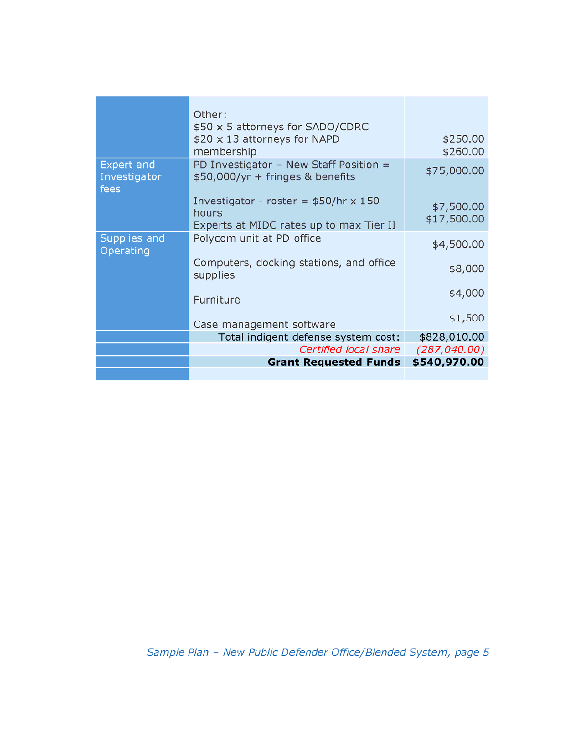| | | |
|---|---|---|
| | Other:<br>$50 x 5 attorneys for SADO/CDRC<br>$20 x 13 attorneys for NAPD membership | <br>$250.00<br>$260.00 |
| Expert and Investigator fees | PD Investigator – New Staff Position = $50,000/yr + fringes & benefits<br><br>Investigator - roster = $50/hr x 150 hours<br>Experts at MIDC rates up to max Tier II | $75,000.00<br><br>$7,500.00<br>$17,500.00 |
| Supplies and Operating | Polycom unit at PD office<br><br>Computers, docking stations, and office supplies<br><br>Furniture<br><br>Case management software | $4,500.00<br><br>$8,000<br><br>$4,000<br><br>$1,500 |
| | Total indigent defense system cost: | $828,010.00 |
| | *Certified local share* | *(287,040.00)* |
| | **Grant Requested Funds** | **$540,970.00** |
| | | |